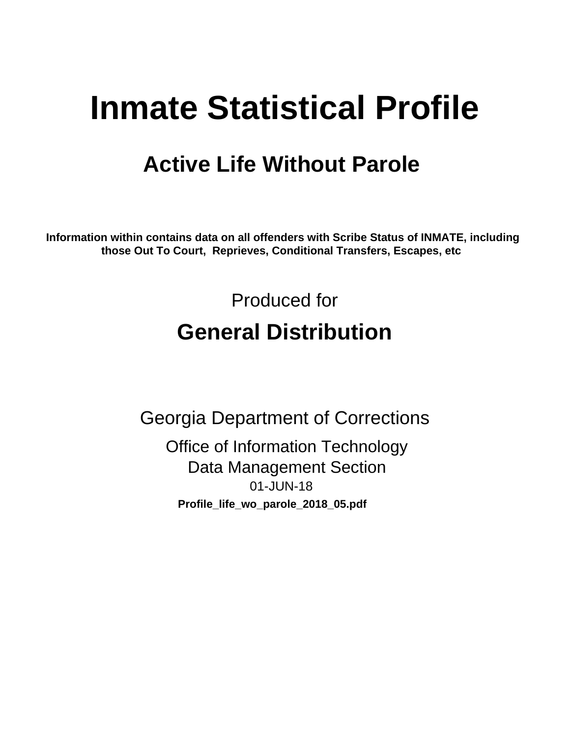# Inmate Statistical Profile

## Active Life Without Parole

**Information within contains data on all offenders with Scribe Status of INMATE, including those Out To Court, Reprieves, Conditional Transfers, Escapes, etc**

Produced for

## General Distribution

Georgia Department of Corrections

Office of Information Technology
Data Management Section
01-JUN-18

**Profile_life_wo_parole_2018_05.pdf**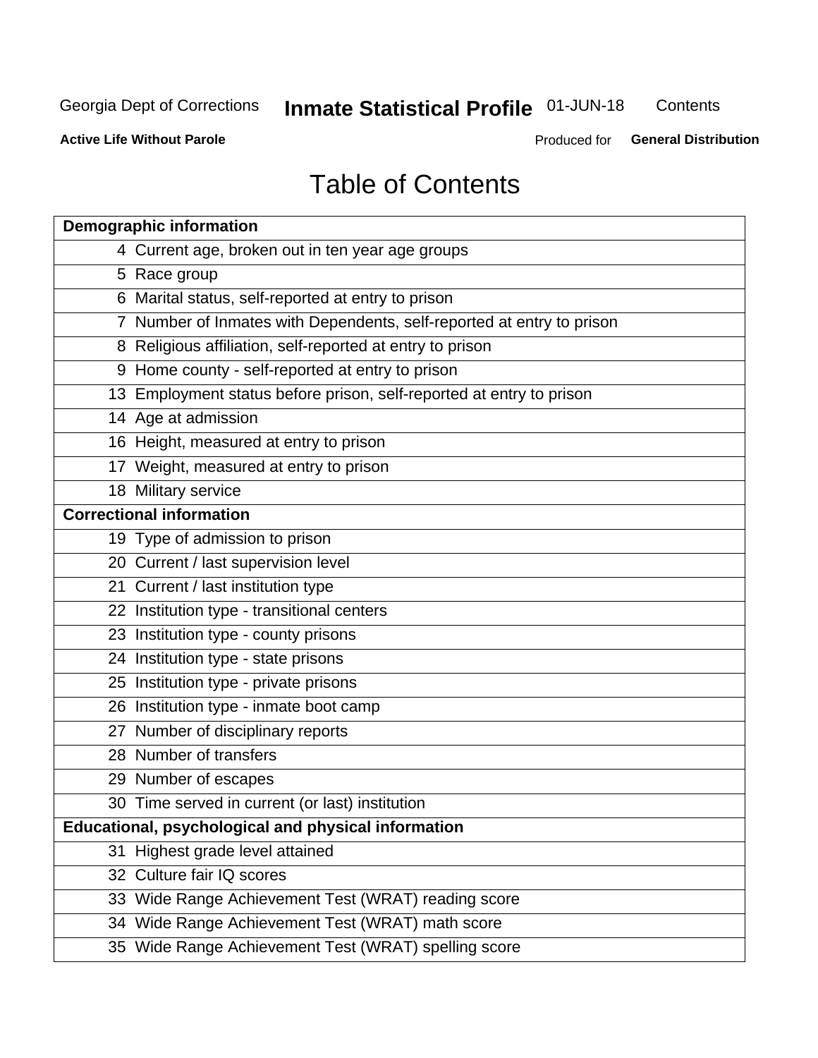Georgia Dept of Corrections **Inmate Statistical Profile** 01-JUN-18 Contents

**Active Life Without Parole** Produced for **General Distribution**

# Table of Contents

| **Demographic information** | |
|---|---|
| 4 | Current age, broken out in ten year age groups |
| 5 | Race group |
| 6 | Marital status, self-reported at entry to prison |
| 7 | Number of Inmates with Dependents, self-reported at entry to prison |
| 8 | Religious affiliation, self-reported at entry to prison |
| 9 | Home county - self-reported at entry to prison |
| 13 | Employment status before prison, self-reported at entry to prison |
| 14 | Age at admission |
| 16 | Height, measured at entry to prison |
| 17 | Weight, measured at entry to prison |
| 18 | Military service |
| **Correctional information** | |
| 19 | Type of admission to prison |
| 20 | Current / last supervision level |
| 21 | Current / last institution type |
| 22 | Institution type - transitional centers |
| 23 | Institution type - county prisons |
| 24 | Institution type - state prisons |
| 25 | Institution type - private prisons |
| 26 | Institution type - inmate boot camp |
| 27 | Number of disciplinary reports |
| 28 | Number of transfers |
| 29 | Number of escapes |
| 30 | Time served in current (or last) institution |
| **Educational, psychological and physical information** | |
| 31 | Highest grade level attained |
| 32 | Culture fair IQ scores |
| 33 | Wide Range Achievement Test (WRAT) reading score |
| 34 | Wide Range Achievement Test (WRAT) math score |
| 35 | Wide Range Achievement Test (WRAT) spelling score |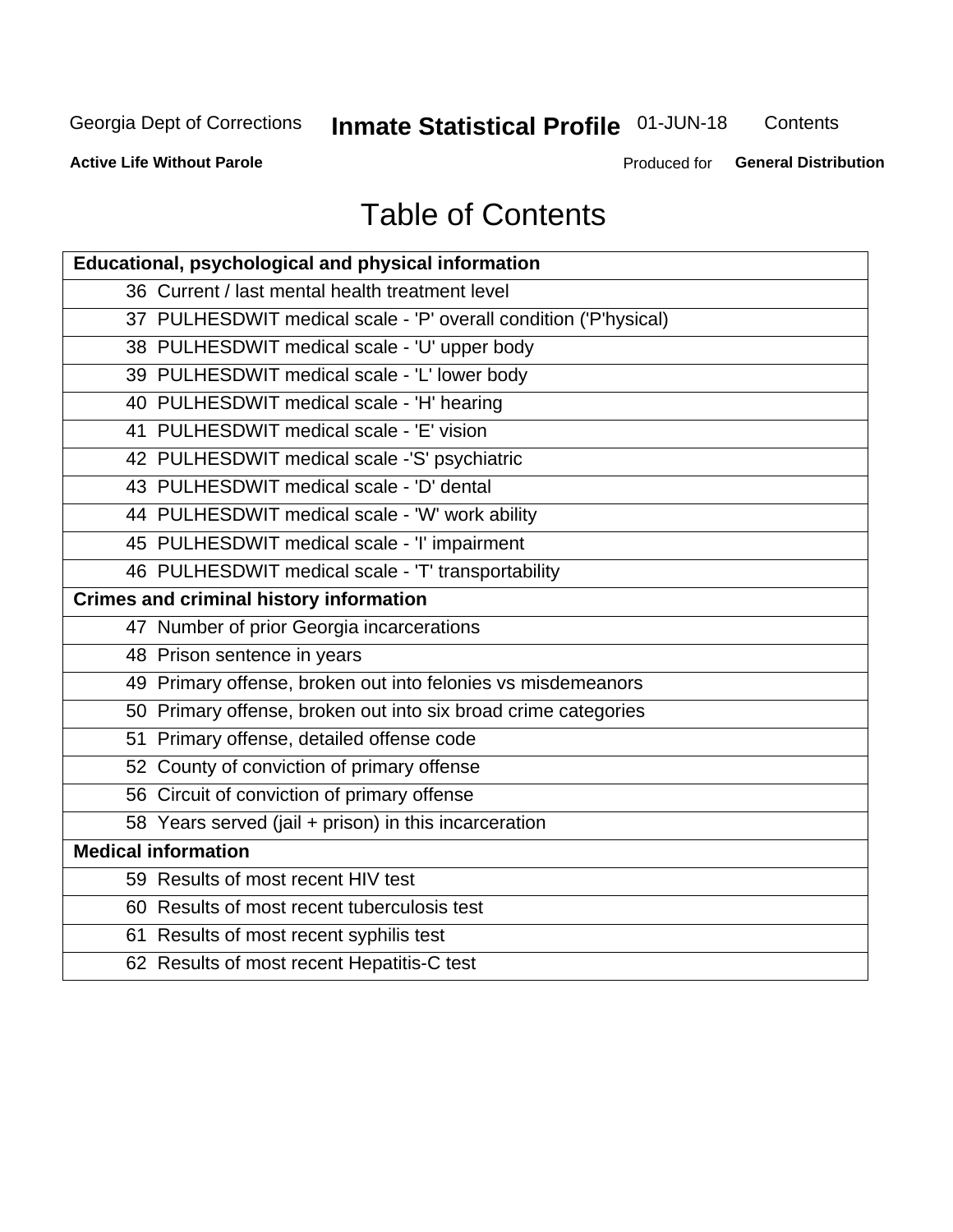Georgia Dept of Corrections **Inmate Statistical Profile** 01-JUN-18 Contents

**Active Life Without Parole** Produced for **General Distribution**

# Table of Contents

| **Educational, psychological and physical information** |
|---|
| 36 Current / last mental health treatment level |
| 37 PULHESDWIT medical scale - 'P' overall condition ('P'hysical) |
| 38 PULHESDWIT medical scale - 'U' upper body |
| 39 PULHESDWIT medical scale - 'L' lower body |
| 40 PULHESDWIT medical scale - 'H' hearing |
| 41 PULHESDWIT medical scale - 'E' vision |
| 42 PULHESDWIT medical scale -'S' psychiatric |
| 43 PULHESDWIT medical scale - 'D' dental |
| 44 PULHESDWIT medical scale - 'W' work ability |
| 45 PULHESDWIT medical scale - 'I' impairment |
| 46 PULHESDWIT medical scale - 'T' transportability |
| **Crimes and criminal history information** |
| 47 Number of prior Georgia incarcerations |
| 48 Prison sentence in years |
| 49 Primary offense, broken out into felonies vs misdemeanors |
| 50 Primary offense, broken out into six broad crime categories |
| 51 Primary offense, detailed offense code |
| 52 County of conviction of primary offense |
| 56 Circuit of conviction of primary offense |
| 58 Years served (jail + prison) in this incarceration |
| **Medical information** |
| 59 Results of most recent HIV test |
| 60 Results of most recent tuberculosis test |
| 61 Results of most recent syphilis test |
| 62 Results of most recent Hepatitis-C test |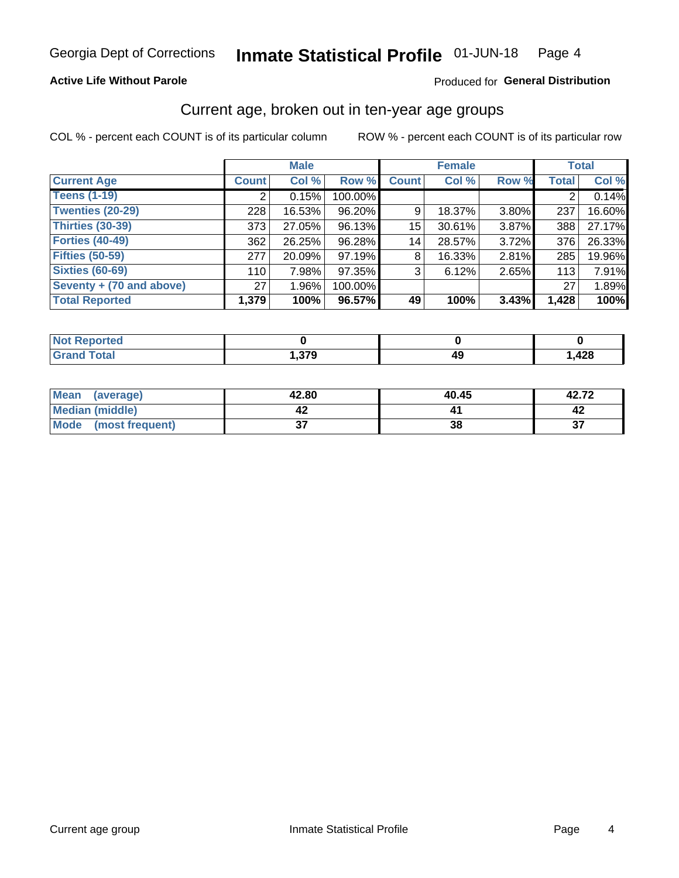Georgia Dept of Corrections **Inmate Statistical Profile** 01-JUN-18

**Active Life Without Parole**

Produced for **General Distribution**

## Current age, broken out in ten-year age groups

COL % - percent each COUNT is of its particular column

ROW % - percent each COUNT is of its particular row

| | Male | | | Female | | | Total | |
|---|---|---|---|---|---|---|---|---|
| **Current Age** | **Count** | **Col %** | **Row %** | **Count** | **Col %** | **Row %** | **Total** | **Col %** |
| **Teens (1-19)** | 2 | 0.15% | 100.00% | | | | 2 | 0.14% |
| **Twenties (20-29)** | 228 | 16.53% | 96.20% | 9 | 18.37% | 3.80% | 237 | 16.60% |
| **Thirties (30-39)** | 373 | 27.05% | 96.13% | 15 | 30.61% | 3.87% | 388 | 27.17% |
| **Forties (40-49)** | 362 | 26.25% | 96.28% | 14 | 28.57% | 3.72% | 376 | 26.33% |
| **Fifties (50-59)** | 277 | 20.09% | 97.19% | 8 | 16.33% | 2.81% | 285 | 19.96% |
| **Sixties (60-69)** | 110 | 7.98% | 97.35% | 3 | 6.12% | 2.65% | 113 | 7.91% |
| **Seventy + (70 and above)** | 27 | 1.96% | 100.00% | | | | 27 | 1.89% |
| **Total Reported** | **1,379** | **100%** | **96.57%** | **49** | **100%** | **3.43%** | **1,428** | **100%** |

| | Male | Female | Total |
|---|---|---|---|
| **Not Reported** | **0** | **0** | **0** |
| **Grand Total** | **1,379** | **49** | **1,428** |

| | Male | Female | Total |
|---|---|---|---|
| **Mean (average)** | **42.80** | **40.45** | **42.72** |
| **Median (middle)** | **42** | **41** | **42** |
| **Mode (most frequent)** | **37** | **38** | **37** |

Current age group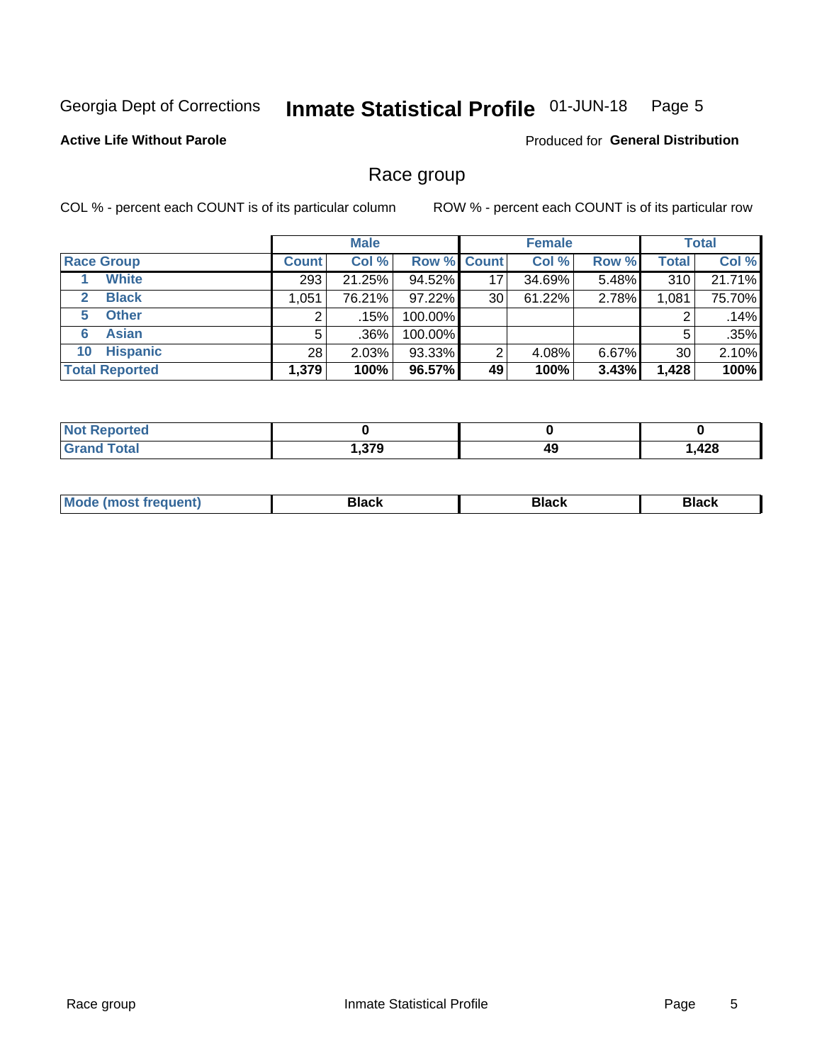Georgia Dept of Corrections **Inmate Statistical Profile** 01-JUN-18

**Active Life Without Parole**

Produced for **General Distribution**

## Race group

COL % - percent each COUNT is of its particular column

ROW % - percent each COUNT is of its particular row

| | | Male | | | Female | | | Total | |
|---|---|---|---|---|---|---|---|---|---|
| **Race Group** | | **Count** | **Col %** | **Row %** | **Count** | **Col %** | **Row %** | **Total** | **Col %** |
| 1 | **White** | 293 | 21.25% | 94.52% | 17 | 34.69% | 5.48% | 310 | 21.71% |
| 2 | **Black** | 1,051 | 76.21% | 97.22% | 30 | 61.22% | 2.78% | 1,081 | 75.70% |
| 5 | **Other** | 2 | .15% | 100.00% | | | | 2 | .14% |
| 6 | **Asian** | 5 | .36% | 100.00% | | | | 5 | .35% |
| 10 | **Hispanic** | 28 | 2.03% | 93.33% | 2 | 4.08% | 6.67% | 30 | 2.10% |
| **Total Reported** | | **1,379** | **100%** | **96.57%** | **49** | **100%** | **3.43%** | **1,428** | **100%** |

| | Male | Female | Total |
|---|---|---|---|
| **Not Reported** | **0** | **0** | **0** |
| **Grand Total** | **1,379** | **49** | **1,428** |

| | Male | Female | Total |
|---|---|---|---|
| **Mode (most frequent)** | **Black** | **Black** | **Black** |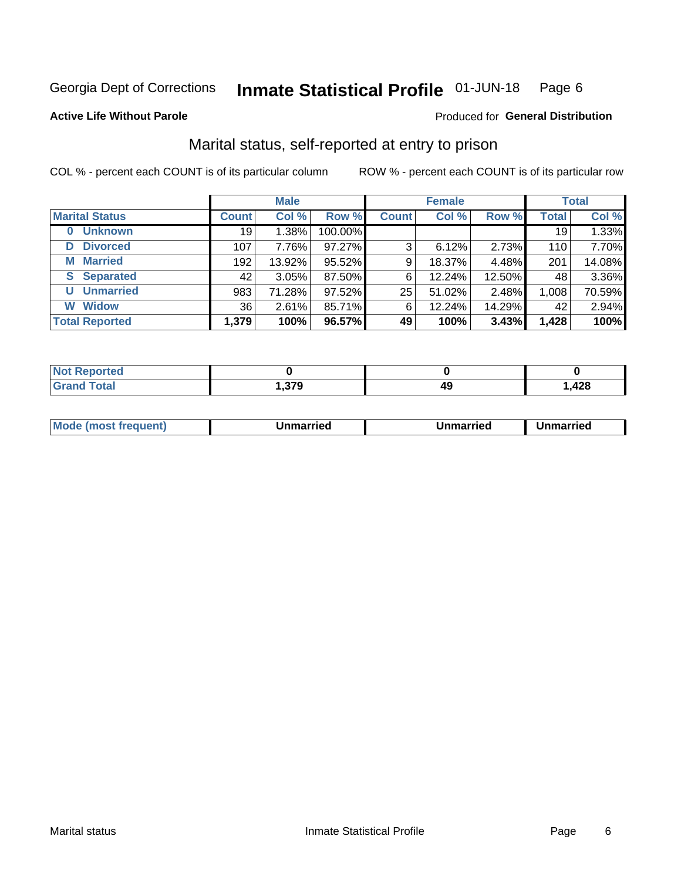Georgia Dept of Corrections **Inmate Statistical Profile** 01-JUN-18 Page 6

**Active Life Without Parole**

Produced for **General Distribution**

## Marital status, self-reported at entry to prison

COL % - percent each COUNT is of its particular column

ROW % - percent each COUNT is of its particular row

| | Male | | | Female | | | Total | |
|---|---|---|---|---|---|---|---|---|
| **Marital Status** | **Count** | **Col %** | **Row %** | **Count** | **Col %** | **Row %** | **Total** | **Col %** |
| **0 Unknown** | 19 | 1.38% | 100.00% | | | | 19 | 1.33% |
| **D Divorced** | 107 | 7.76% | 97.27% | 3 | 6.12% | 2.73% | 110 | 7.70% |
| **M Married** | 192 | 13.92% | 95.52% | 9 | 18.37% | 4.48% | 201 | 14.08% |
| **S Separated** | 42 | 3.05% | 87.50% | 6 | 12.24% | 12.50% | 48 | 3.36% |
| **U Unmarried** | 983 | 71.28% | 97.52% | 25 | 51.02% | 2.48% | 1,008 | 70.59% |
| **W Widow** | 36 | 2.61% | 85.71% | 6 | 12.24% | 14.29% | 42 | 2.94% |
| **Total Reported** | **1,379** | **100%** | **96.57%** | **49** | **100%** | **3.43%** | **1,428** | **100%** |

| | Male | Female | Total |
|---|---|---|---|
| **Not Reported** | **0** | **0** | **0** |
| **Grand Total** | **1,379** | **49** | **1,428** |

| | Male | Female | Total |
|---|---|---|---|
| **Mode (most frequent)** | **Unmarried** | **Unmarried** | **Unmarried** |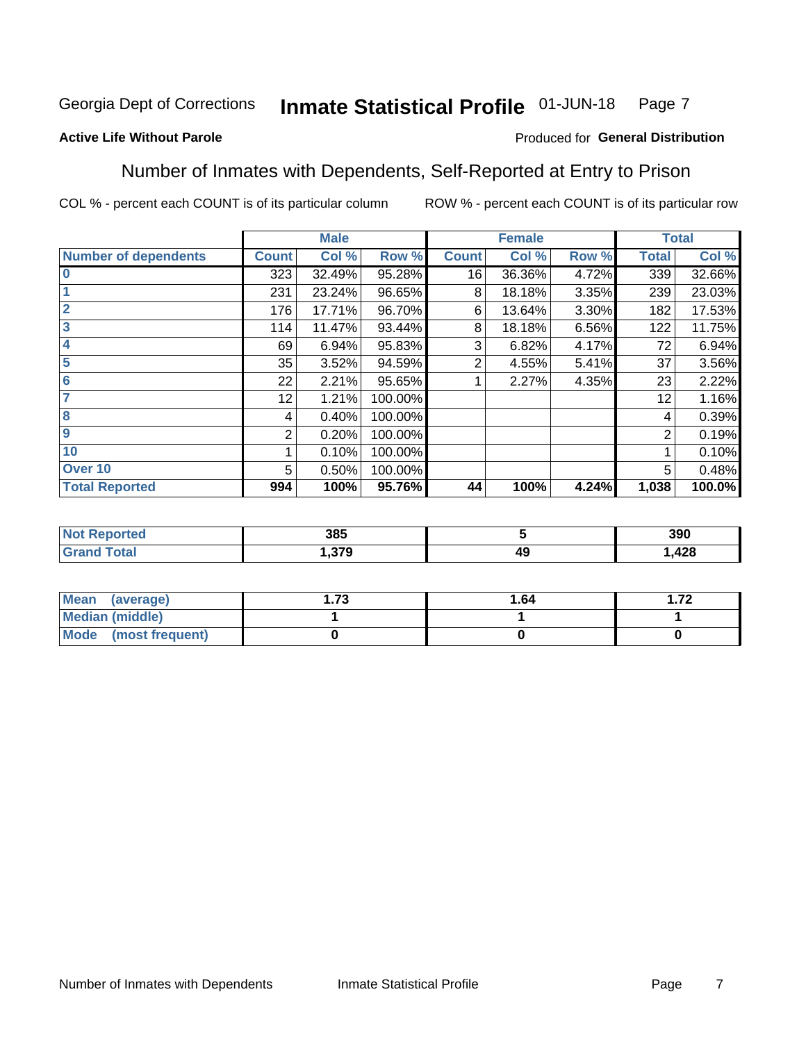Georgia Dept of Corrections **Inmate Statistical Profile** 01-JUN-18

**Active Life Without Parole**

Produced for **General Distribution**

## Number of Inmates with Dependents, Self-Reported at Entry to Prison

COL % - percent each COUNT is of its particular column    ROW % - percent each COUNT is of its particular row

| | Male | | | Female | | | Total | |
|---|---|---|---|---|---|---|---|---|
| **Number of dependents** | **Count** | **Col %** | **Row %** | **Count** | **Col %** | **Row %** | **Total** | **Col %** |
| 0 | 323 | 32.49% | 95.28% | 16 | 36.36% | 4.72% | 339 | 32.66% |
| 1 | 231 | 23.24% | 96.65% | 8 | 18.18% | 3.35% | 239 | 23.03% |
| 2 | 176 | 17.71% | 96.70% | 6 | 13.64% | 3.30% | 182 | 17.53% |
| 3 | 114 | 11.47% | 93.44% | 8 | 18.18% | 6.56% | 122 | 11.75% |
| 4 | 69 | 6.94% | 95.83% | 3 | 6.82% | 4.17% | 72 | 6.94% |
| 5 | 35 | 3.52% | 94.59% | 2 | 4.55% | 5.41% | 37 | 3.56% |
| 6 | 22 | 2.21% | 95.65% | 1 | 2.27% | 4.35% | 23 | 2.22% |
| 7 | 12 | 1.21% | 100.00% | | | | 12 | 1.16% |
| 8 | 4 | 0.40% | 100.00% | | | | 4 | 0.39% |
| 9 | 2 | 0.20% | 100.00% | | | | 2 | 0.19% |
| 10 | 1 | 0.10% | 100.00% | | | | 1 | 0.10% |
| Over 10 | 5 | 0.50% | 100.00% | | | | 5 | 0.48% |
| **Total Reported** | **994** | **100%** | **95.76%** | **44** | **100%** | **4.24%** | **1,038** | **100.0%** |

| | Male | Female | Total |
|---|---|---|---|
| **Not Reported** | **385** | **5** | **390** |
| **Grand Total** | **1,379** | **49** | **1,428** |

| | Male | Female | Total |
|---|---|---|---|
| **Mean (average)** | **1.73** | **1.64** | **1.72** |
| **Median (middle)** | **1** | **1** | **1** |
| **Mode (most frequent)** | **0** | **0** | **0** |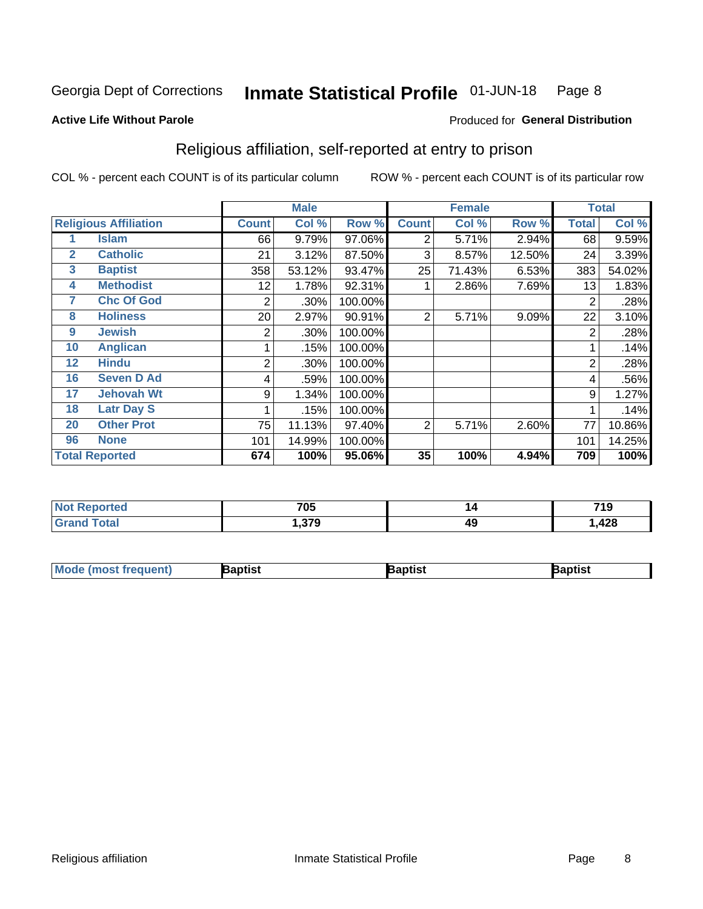Georgia Dept of Corrections **Inmate Statistical Profile** 01-JUN-18

**Active Life Without Parole**

Produced for **General Distribution**

## Religious affiliation, self-reported at entry to prison

COL % - percent each COUNT is of its particular column ROW % - percent each COUNT is of its particular row

| Religious Affiliation | | Male | | | Female | | | Total | |
|---|---|---|---|---|---|---|---|---|---|
| | | Count | Col % | Row % | Count | Col % | Row % | Total | Col % |
| 1 | Islam | 66 | 9.79% | 97.06% | 2 | 5.71% | 2.94% | 68 | 9.59% |
| 2 | Catholic | 21 | 3.12% | 87.50% | 3 | 8.57% | 12.50% | 24 | 3.39% |
| 3 | Baptist | 358 | 53.12% | 93.47% | 25 | 71.43% | 6.53% | 383 | 54.02% |
| 4 | Methodist | 12 | 1.78% | 92.31% | 1 | 2.86% | 7.69% | 13 | 1.83% |
| 7 | Chc Of God | 2 | .30% | 100.00% | | | | 2 | .28% |
| 8 | Holiness | 20 | 2.97% | 90.91% | 2 | 5.71% | 9.09% | 22 | 3.10% |
| 9 | Jewish | 2 | .30% | 100.00% | | | | 2 | .28% |
| 10 | Anglican | 1 | .15% | 100.00% | | | | 1 | .14% |
| 12 | Hindu | 2 | .30% | 100.00% | | | | 2 | .28% |
| 16 | Seven D Ad | 4 | .59% | 100.00% | | | | 4 | .56% |
| 17 | Jehovah Wt | 9 | 1.34% | 100.00% | | | | 9 | 1.27% |
| 18 | Latr Day S | 1 | .15% | 100.00% | | | | 1 | .14% |
| 20 | Other Prot | 75 | 11.13% | 97.40% | 2 | 5.71% | 2.60% | 77 | 10.86% |
| 96 | None | 101 | 14.99% | 100.00% | | | | 101 | 14.25% |
| **Total Reported** | | **674** | **100%** | **95.06%** | **35** | **100%** | **4.94%** | **709** | **100%** |

| | Male | Female | Total |
|---|---|---|---|
| Not Reported | 705 | 14 | 719 |
| Grand Total | 1,379 | 49 | 1,428 |

| | Male | Female | Total |
|---|---|---|---|
| Mode (most frequent) | Baptist | Baptist | Baptist |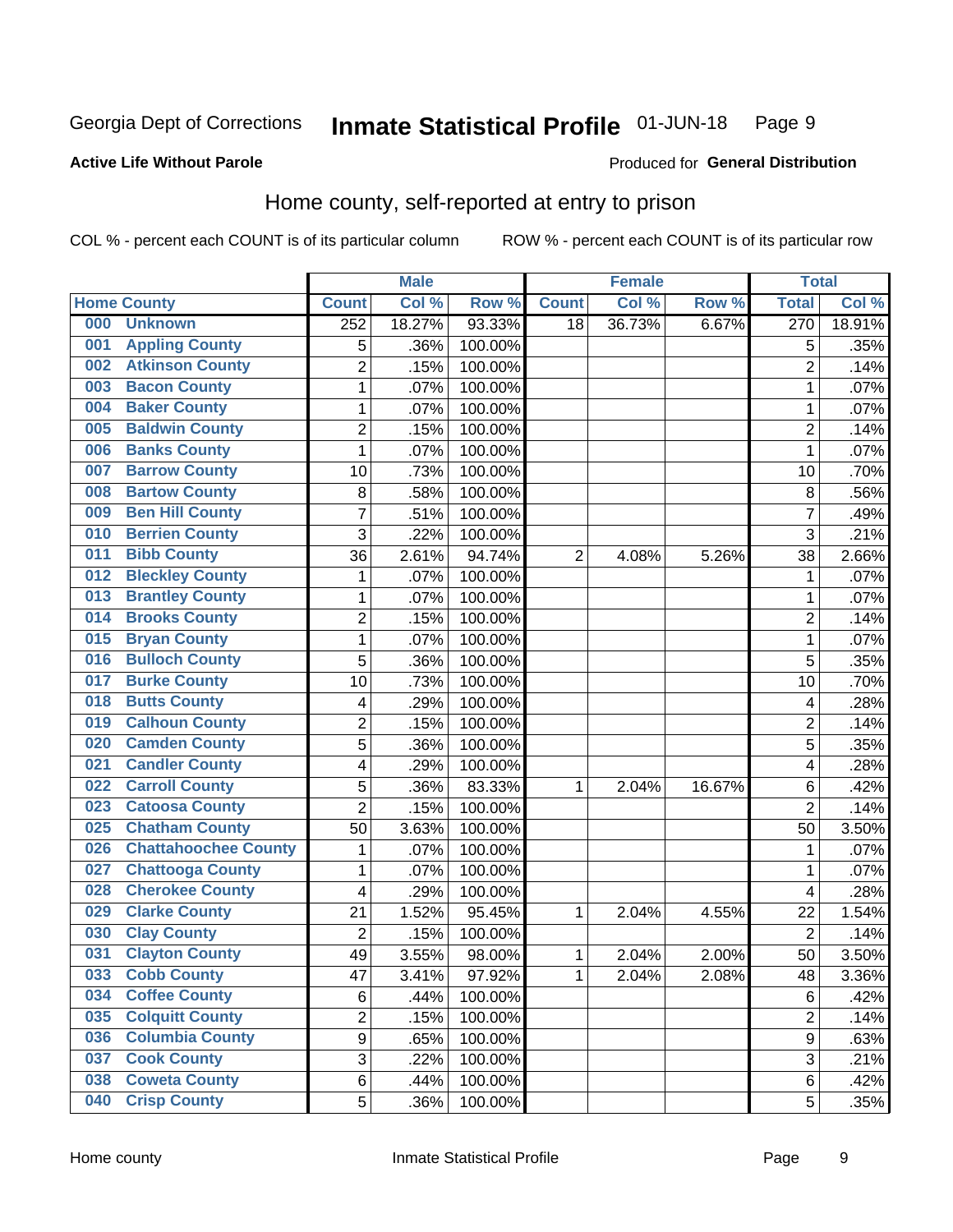Georgia Dept of Corrections **Inmate Statistical Profile** 01-JUN-18 Page 9

**Active Life Without Parole**

Produced for **General Distribution**

## Home county, self-reported at entry to prison

COL % - percent each COUNT is of its particular column ROW % - percent each COUNT is of its particular row

| Home County | | Male | | | Female | | | Total | |
|---|---|---|---|---|---|---|---|---|---|
| | | Count | Col % | Row % | Count | Col % | Row % | Total | Col % |
| 000 | Unknown | 252 | 18.27% | 93.33% | 18 | 36.73% | 6.67% | 270 | 18.91% |
| 001 | Appling County | 5 | .36% | 100.00% | | | | 5 | .35% |
| 002 | Atkinson County | 2 | .15% | 100.00% | | | | 2 | .14% |
| 003 | Bacon County | 1 | .07% | 100.00% | | | | 1 | .07% |
| 004 | Baker County | 1 | .07% | 100.00% | | | | 1 | .07% |
| 005 | Baldwin County | 2 | .15% | 100.00% | | | | 2 | .14% |
| 006 | Banks County | 1 | .07% | 100.00% | | | | 1 | .07% |
| 007 | Barrow County | 10 | .73% | 100.00% | | | | 10 | .70% |
| 008 | Bartow County | 8 | .58% | 100.00% | | | | 8 | .56% |
| 009 | Ben Hill County | 7 | .51% | 100.00% | | | | 7 | .49% |
| 010 | Berrien County | 3 | .22% | 100.00% | | | | 3 | .21% |
| 011 | Bibb County | 36 | 2.61% | 94.74% | 2 | 4.08% | 5.26% | 38 | 2.66% |
| 012 | Bleckley County | 1 | .07% | 100.00% | | | | 1 | .07% |
| 013 | Brantley County | 1 | .07% | 100.00% | | | | 1 | .07% |
| 014 | Brooks County | 2 | .15% | 100.00% | | | | 2 | .14% |
| 015 | Bryan County | 1 | .07% | 100.00% | | | | 1 | .07% |
| 016 | Bulloch County | 5 | .36% | 100.00% | | | | 5 | .35% |
| 017 | Burke County | 10 | .73% | 100.00% | | | | 10 | .70% |
| 018 | Butts County | 4 | .29% | 100.00% | | | | 4 | .28% |
| 019 | Calhoun County | 2 | .15% | 100.00% | | | | 2 | .14% |
| 020 | Camden County | 5 | .36% | 100.00% | | | | 5 | .35% |
| 021 | Candler County | 4 | .29% | 100.00% | | | | 4 | .28% |
| 022 | Carroll County | 5 | .36% | 83.33% | 1 | 2.04% | 16.67% | 6 | .42% |
| 023 | Catoosa County | 2 | .15% | 100.00% | | | | 2 | .14% |
| 025 | Chatham County | 50 | 3.63% | 100.00% | | | | 50 | 3.50% |
| 026 | Chattahoochee County | 1 | .07% | 100.00% | | | | 1 | .07% |
| 027 | Chattooga County | 1 | .07% | 100.00% | | | | 1 | .07% |
| 028 | Cherokee County | 4 | .29% | 100.00% | | | | 4 | .28% |
| 029 | Clarke County | 21 | 1.52% | 95.45% | 1 | 2.04% | 4.55% | 22 | 1.54% |
| 030 | Clay County | 2 | .15% | 100.00% | | | | 2 | .14% |
| 031 | Clayton County | 49 | 3.55% | 98.00% | 1 | 2.04% | 2.00% | 50 | 3.50% |
| 033 | Cobb County | 47 | 3.41% | 97.92% | 1 | 2.04% | 2.08% | 48 | 3.36% |
| 034 | Coffee County | 6 | .44% | 100.00% | | | | 6 | .42% |
| 035 | Colquitt County | 2 | .15% | 100.00% | | | | 2 | .14% |
| 036 | Columbia County | 9 | .65% | 100.00% | | | | 9 | .63% |
| 037 | Cook County | 3 | .22% | 100.00% | | | | 3 | .21% |
| 038 | Coweta County | 6 | .44% | 100.00% | | | | 6 | .42% |
| 040 | Crisp County | 5 | .36% | 100.00% | | | | 5 | .35% |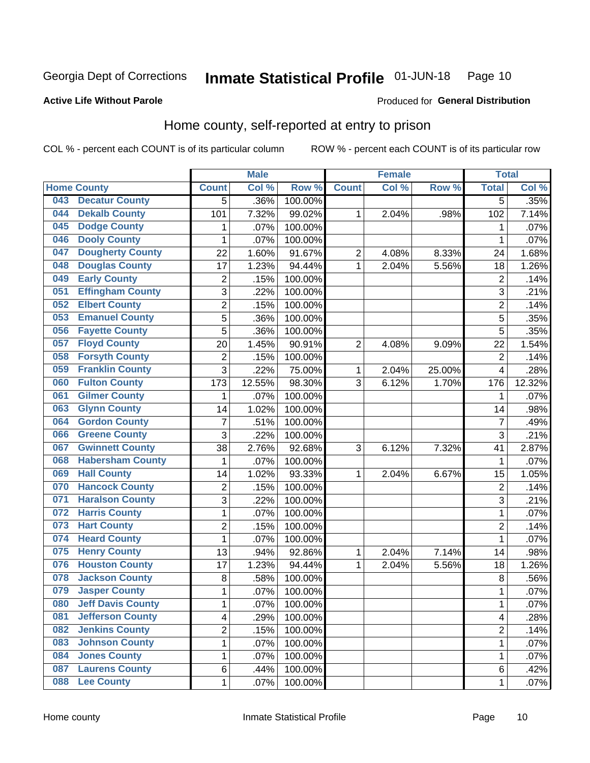Georgia Dept of Corrections **Inmate Statistical Profile** 01-JUN-18

**Active Life Without Parole**

Produced for **General Distribution**

## Home county, self-reported at entry to prison

COL % - percent each COUNT is of its particular column ROW % - percent each COUNT is of its particular row

| Home County | | Male | | | Female | | | Total | |
|---|---|---|---|---|---|---|---|---|---|
| | | Count | Col % | Row % | Count | Col % | Row % | Total | Col % |
| 043 | Decatur County | 5 | .36% | 100.00% | | | | 5 | .35% |
| 044 | Dekalb County | 101 | 7.32% | 99.02% | 1 | 2.04% | .98% | 102 | 7.14% |
| 045 | Dodge County | 1 | .07% | 100.00% | | | | 1 | .07% |
| 046 | Dooly County | 1 | .07% | 100.00% | | | | 1 | .07% |
| 047 | Dougherty County | 22 | 1.60% | 91.67% | 2 | 4.08% | 8.33% | 24 | 1.68% |
| 048 | Douglas County | 17 | 1.23% | 94.44% | 1 | 2.04% | 5.56% | 18 | 1.26% |
| 049 | Early County | 2 | .15% | 100.00% | | | | 2 | .14% |
| 051 | Effingham County | 3 | .22% | 100.00% | | | | 3 | .21% |
| 052 | Elbert County | 2 | .15% | 100.00% | | | | 2 | .14% |
| 053 | Emanuel County | 5 | .36% | 100.00% | | | | 5 | .35% |
| 056 | Fayette County | 5 | .36% | 100.00% | | | | 5 | .35% |
| 057 | Floyd County | 20 | 1.45% | 90.91% | 2 | 4.08% | 9.09% | 22 | 1.54% |
| 058 | Forsyth County | 2 | .15% | 100.00% | | | | 2 | .14% |
| 059 | Franklin County | 3 | .22% | 75.00% | 1 | 2.04% | 25.00% | 4 | .28% |
| 060 | Fulton County | 173 | 12.55% | 98.30% | 3 | 6.12% | 1.70% | 176 | 12.32% |
| 061 | Gilmer County | 1 | .07% | 100.00% | | | | 1 | .07% |
| 063 | Glynn County | 14 | 1.02% | 100.00% | | | | 14 | .98% |
| 064 | Gordon County | 7 | .51% | 100.00% | | | | 7 | .49% |
| 066 | Greene County | 3 | .22% | 100.00% | | | | 3 | .21% |
| 067 | Gwinnett County | 38 | 2.76% | 92.68% | 3 | 6.12% | 7.32% | 41 | 2.87% |
| 068 | Habersham County | 1 | .07% | 100.00% | | | | 1 | .07% |
| 069 | Hall County | 14 | 1.02% | 93.33% | 1 | 2.04% | 6.67% | 15 | 1.05% |
| 070 | Hancock County | 2 | .15% | 100.00% | | | | 2 | .14% |
| 071 | Haralson County | 3 | .22% | 100.00% | | | | 3 | .21% |
| 072 | Harris County | 1 | .07% | 100.00% | | | | 1 | .07% |
| 073 | Hart County | 2 | .15% | 100.00% | | | | 2 | .14% |
| 074 | Heard County | 1 | .07% | 100.00% | | | | 1 | .07% |
| 075 | Henry County | 13 | .94% | 92.86% | 1 | 2.04% | 7.14% | 14 | .98% |
| 076 | Houston County | 17 | 1.23% | 94.44% | 1 | 2.04% | 5.56% | 18 | 1.26% |
| 078 | Jackson County | 8 | .58% | 100.00% | | | | 8 | .56% |
| 079 | Jasper County | 1 | .07% | 100.00% | | | | 1 | .07% |
| 080 | Jeff Davis County | 1 | .07% | 100.00% | | | | 1 | .07% |
| 081 | Jefferson County | 4 | .29% | 100.00% | | | | 4 | .28% |
| 082 | Jenkins County | 2 | .15% | 100.00% | | | | 2 | .14% |
| 083 | Johnson County | 1 | .07% | 100.00% | | | | 1 | .07% |
| 084 | Jones County | 1 | .07% | 100.00% | | | | 1 | .07% |
| 087 | Laurens County | 6 | .44% | 100.00% | | | | 6 | .42% |
| 088 | Lee County | 1 | .07% | 100.00% | | | | 1 | .07% |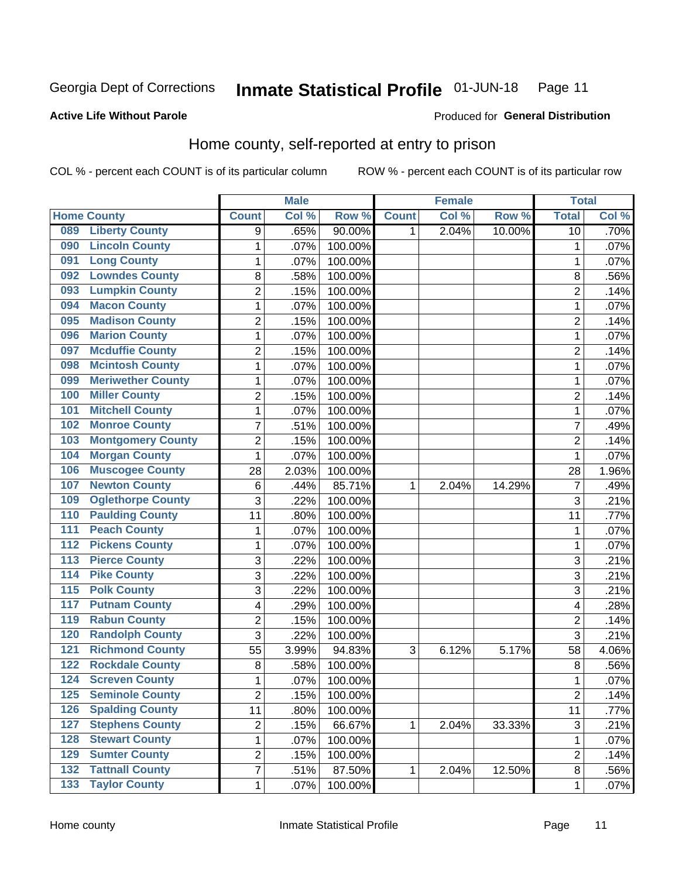Georgia Dept of Corrections **Inmate Statistical Profile** 01-JUN-18

**Active Life Without Parole**

Produced for **General Distribution**

## Home county, self-reported at entry to prison

COL % - percent each COUNT is of its particular column

ROW % - percent each COUNT is of its particular row

| Home County | | Male | | | Female | | | Total | |
|---|---|---|---|---|---|---|---|---|---|
| | | Count | Col % | Row % | Count | Col % | Row % | Total | Col % |
| 089 | Liberty County | 9 | .65% | 90.00% | 1 | 2.04% | 10.00% | 10 | .70% |
| 090 | Lincoln County | 1 | .07% | 100.00% | | | | 1 | .07% |
| 091 | Long County | 1 | .07% | 100.00% | | | | 1 | .07% |
| 092 | Lowndes County | 8 | .58% | 100.00% | | | | 8 | .56% |
| 093 | Lumpkin County | 2 | .15% | 100.00% | | | | 2 | .14% |
| 094 | Macon County | 1 | .07% | 100.00% | | | | 1 | .07% |
| 095 | Madison County | 2 | .15% | 100.00% | | | | 2 | .14% |
| 096 | Marion County | 1 | .07% | 100.00% | | | | 1 | .07% |
| 097 | Mcduffie County | 2 | .15% | 100.00% | | | | 2 | .14% |
| 098 | Mcintosh County | 1 | .07% | 100.00% | | | | 1 | .07% |
| 099 | Meriwether County | 1 | .07% | 100.00% | | | | 1 | .07% |
| 100 | Miller County | 2 | .15% | 100.00% | | | | 2 | .14% |
| 101 | Mitchell County | 1 | .07% | 100.00% | | | | 1 | .07% |
| 102 | Monroe County | 7 | .51% | 100.00% | | | | 7 | .49% |
| 103 | Montgomery County | 2 | .15% | 100.00% | | | | 2 | .14% |
| 104 | Morgan County | 1 | .07% | 100.00% | | | | 1 | .07% |
| 106 | Muscogee County | 28 | 2.03% | 100.00% | | | | 28 | 1.96% |
| 107 | Newton County | 6 | .44% | 85.71% | 1 | 2.04% | 14.29% | 7 | .49% |
| 109 | Oglethorpe County | 3 | .22% | 100.00% | | | | 3 | .21% |
| 110 | Paulding County | 11 | .80% | 100.00% | | | | 11 | .77% |
| 111 | Peach County | 1 | .07% | 100.00% | | | | 1 | .07% |
| 112 | Pickens County | 1 | .07% | 100.00% | | | | 1 | .07% |
| 113 | Pierce County | 3 | .22% | 100.00% | | | | 3 | .21% |
| 114 | Pike County | 3 | .22% | 100.00% | | | | 3 | .21% |
| 115 | Polk County | 3 | .22% | 100.00% | | | | 3 | .21% |
| 117 | Putnam County | 4 | .29% | 100.00% | | | | 4 | .28% |
| 119 | Rabun County | 2 | .15% | 100.00% | | | | 2 | .14% |
| 120 | Randolph County | 3 | .22% | 100.00% | | | | 3 | .21% |
| 121 | Richmond County | 55 | 3.99% | 94.83% | 3 | 6.12% | 5.17% | 58 | 4.06% |
| 122 | Rockdale County | 8 | .58% | 100.00% | | | | 8 | .56% |
| 124 | Screven County | 1 | .07% | 100.00% | | | | 1 | .07% |
| 125 | Seminole County | 2 | .15% | 100.00% | | | | 2 | .14% |
| 126 | Spalding County | 11 | .80% | 100.00% | | | | 11 | .77% |
| 127 | Stephens County | 2 | .15% | 66.67% | 1 | 2.04% | 33.33% | 3 | .21% |
| 128 | Stewart County | 1 | .07% | 100.00% | | | | 1 | .07% |
| 129 | Sumter County | 2 | .15% | 100.00% | | | | 2 | .14% |
| 132 | Tattnall County | 7 | .51% | 87.50% | 1 | 2.04% | 12.50% | 8 | .56% |
| 133 | Taylor County | 1 | .07% | 100.00% | | | | 1 | .07% |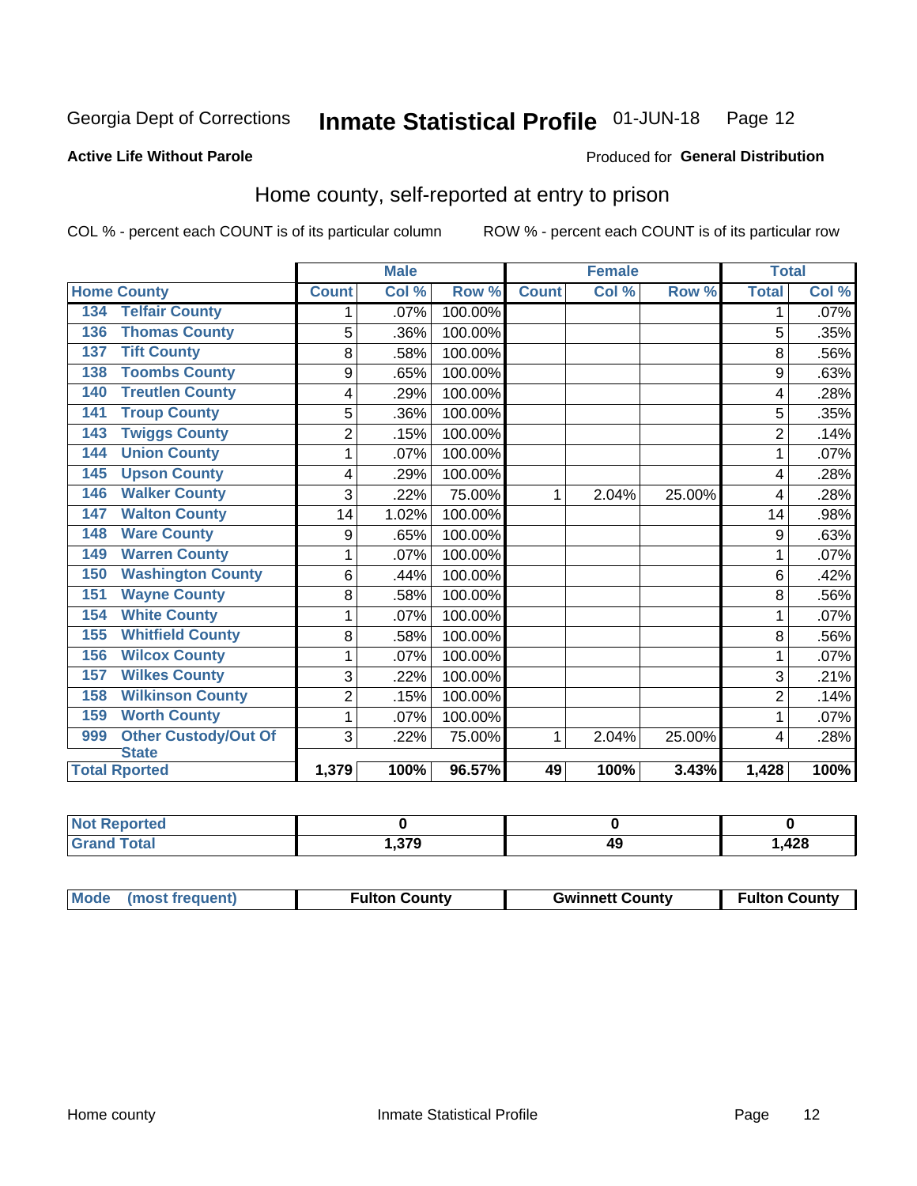Georgia Dept of Corrections **Inmate Statistical Profile** 01-JUN-18

**Active Life Without Parole**

Produced for **General Distribution**

## Home county, self-reported at entry to prison

COL % - percent each COUNT is of its particular column

ROW % - percent each COUNT is of its particular row

| | | Male | | | Female | | | Total | |
|---|---|---|---|---|---|---|---|---|---|
| **Home County** | | **Count** | **Col %** | **Row %** | **Count** | **Col %** | **Row %** | **Total** | **Col %** |
| 134 | Telfair County | 1 | .07% | 100.00% | | | | 1 | .07% |
| 136 | Thomas County | 5 | .36% | 100.00% | | | | 5 | .35% |
| 137 | Tift County | 8 | .58% | 100.00% | | | | 8 | .56% |
| 138 | Toombs County | 9 | .65% | 100.00% | | | | 9 | .63% |
| 140 | Treutlen County | 4 | .29% | 100.00% | | | | 4 | .28% |
| 141 | Troup County | 5 | .36% | 100.00% | | | | 5 | .35% |
| 143 | Twiggs County | 2 | .15% | 100.00% | | | | 2 | .14% |
| 144 | Union County | 1 | .07% | 100.00% | | | | 1 | .07% |
| 145 | Upson County | 4 | .29% | 100.00% | | | | 4 | .28% |
| 146 | Walker County | 3 | .22% | 75.00% | 1 | 2.04% | 25.00% | 4 | .28% |
| 147 | Walton County | 14 | 1.02% | 100.00% | | | | 14 | .98% |
| 148 | Ware County | 9 | .65% | 100.00% | | | | 9 | .63% |
| 149 | Warren County | 1 | .07% | 100.00% | | | | 1 | .07% |
| 150 | Washington County | 6 | .44% | 100.00% | | | | 6 | .42% |
| 151 | Wayne County | 8 | .58% | 100.00% | | | | 8 | .56% |
| 154 | White County | 1 | .07% | 100.00% | | | | 1 | .07% |
| 155 | Whitfield County | 8 | .58% | 100.00% | | | | 8 | .56% |
| 156 | Wilcox County | 1 | .07% | 100.00% | | | | 1 | .07% |
| 157 | Wilkes County | 3 | .22% | 100.00% | | | | 3 | .21% |
| 158 | Wilkinson County | 2 | .15% | 100.00% | | | | 2 | .14% |
| 159 | Worth County | 1 | .07% | 100.00% | | | | 1 | .07% |
| 999 | Other Custody/Out Of State | 3 | .22% | 75.00% | 1 | 2.04% | 25.00% | 4 | .28% |
| **Total Rported** | | **1,379** | **100%** | **96.57%** | **49** | **100%** | **3.43%** | **1,428** | **100%** |

| | Male | Female | Total |
|---|---|---|---|
| **Not Reported** | **0** | **0** | **0** |
| **Grand Total** | **1,379** | **49** | **1,428** |

| | Male | Female | Total |
|---|---|---|---|
| **Mode (most frequent)** | **Fulton County** | **Gwinnett County** | **Fulton County** |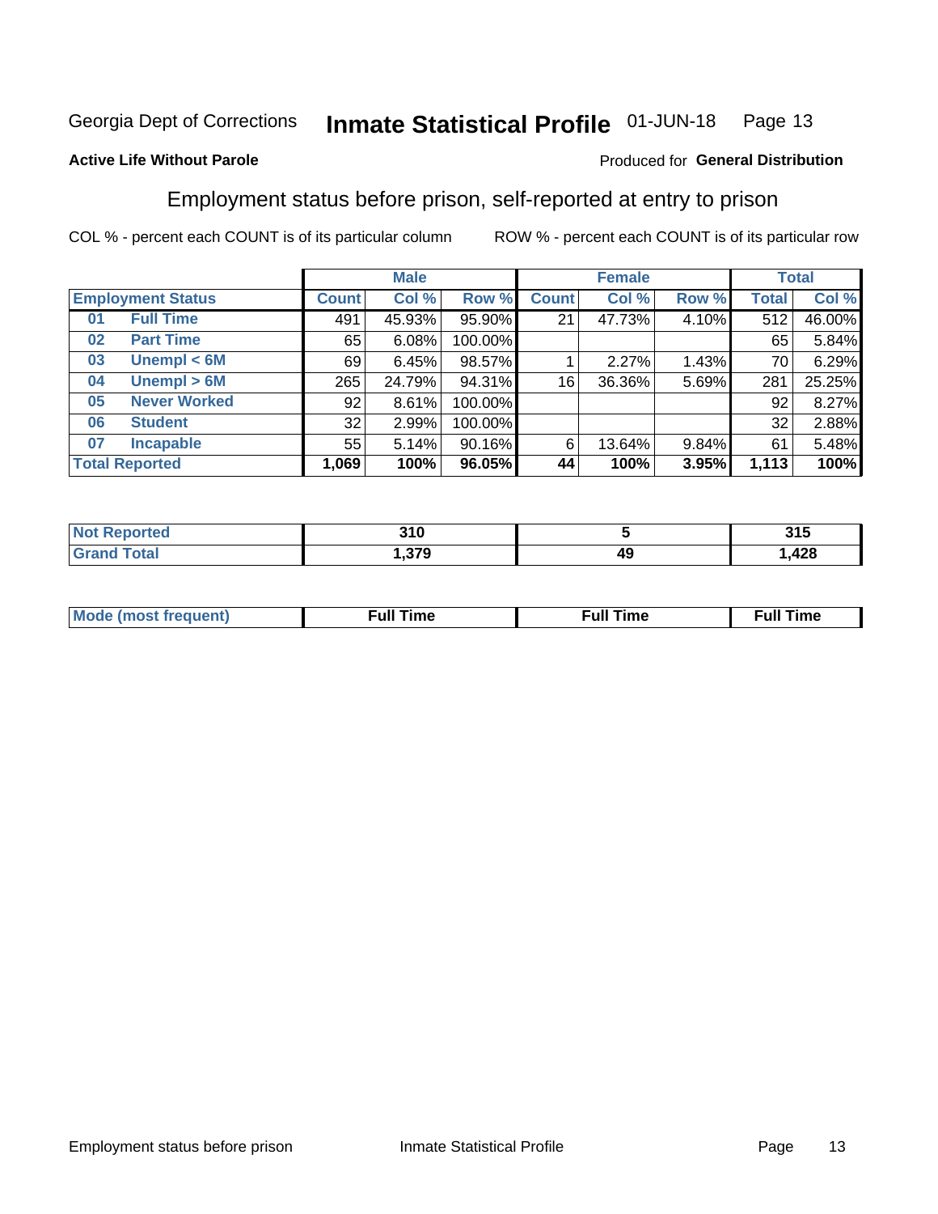Georgia Dept of Corrections **Inmate Statistical Profile** 01-JUN-18

**Active Life Without Parole**

Produced for **General Distribution**

## Employment status before prison, self-reported at entry to prison

COL % - percent each COUNT is of its particular column ROW % - percent each COUNT is of its particular row

| Employment Status | | Male | | | Female | | | Total | |
|---|---|---|---|---|---|---|---|---|---|
| | | Count | Col % | Row % | Count | Col % | Row % | Total | Col % |
| 01 | Full Time | 491 | 45.93% | 95.90% | 21 | 47.73% | 4.10% | 512 | 46.00% |
| 02 | Part Time | 65 | 6.08% | 100.00% | | | | 65 | 5.84% |
| 03 | Unempl < 6M | 69 | 6.45% | 98.57% | 1 | 2.27% | 1.43% | 70 | 6.29% |
| 04 | Unempl > 6M | 265 | 24.79% | 94.31% | 16 | 36.36% | 5.69% | 281 | 25.25% |
| 05 | Never Worked | 92 | 8.61% | 100.00% | | | | 92 | 8.27% |
| 06 | Student | 32 | 2.99% | 100.00% | | | | 32 | 2.88% |
| 07 | Incapable | 55 | 5.14% | 90.16% | 6 | 13.64% | 9.84% | 61 | 5.48% |
| **Total Reported** | | **1,069** | **100%** | **96.05%** | **44** | **100%** | **3.95%** | **1,113** | **100%** |

| | Male | Female | Total |
|---|---|---|---|
| Not Reported | 310 | 5 | 315 |
| Grand Total | 1,379 | 49 | 1,428 |

| | Male | Female | Total |
|---|---|---|---|
| Mode (most frequent) | Full Time | Full Time | Full Time |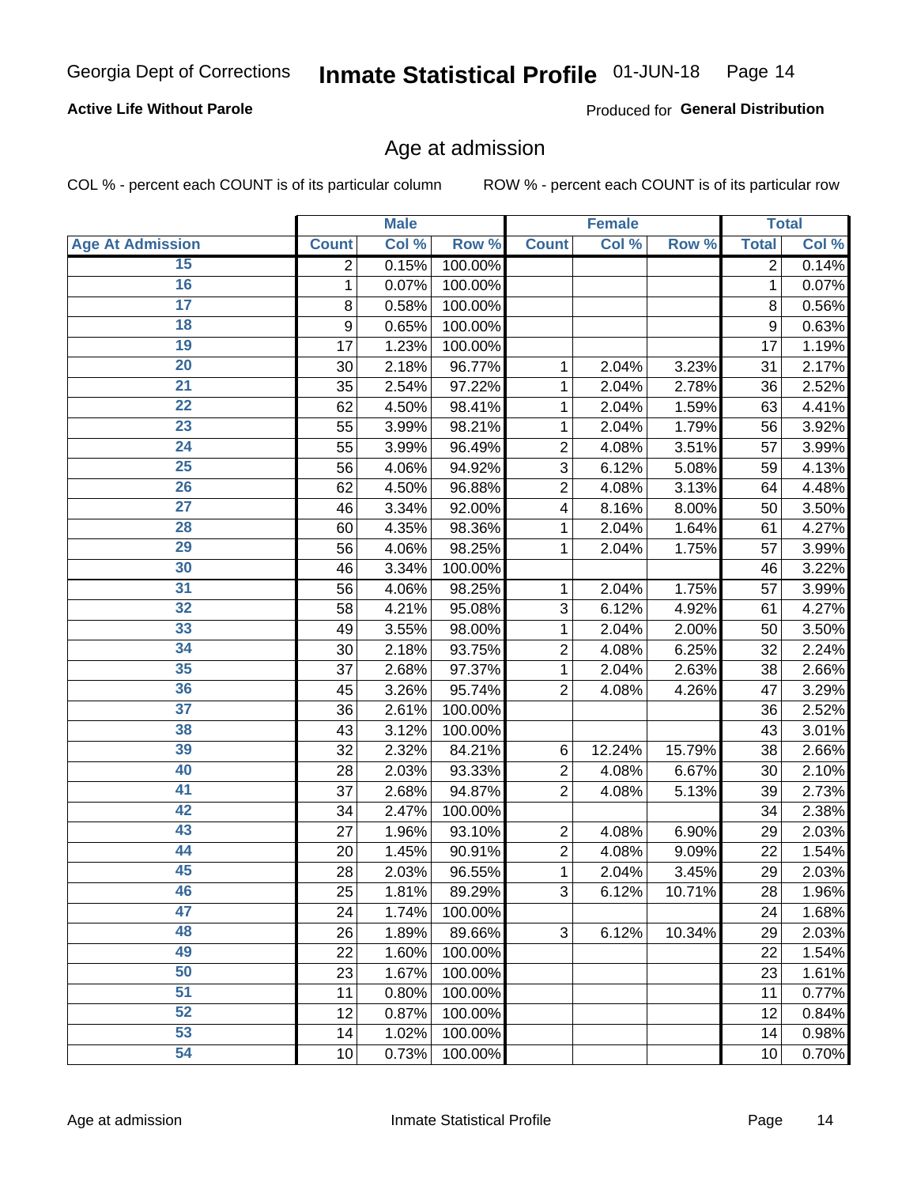Georgia Dept of Corrections **Inmate Statistical Profile** 01-JUN-18

**Active Life Without Parole**

Produced for **General Distribution**

## Age at admission

COL % - percent each COUNT is of its particular column ROW % - percent each COUNT is of its particular row

| | Male | | | Female | | | Total | |
|---|---|---|---|---|---|---|---|---|
| Age At Admission | Count | Col % | Row % | Count | Col % | Row % | Total | Col % |
| 15 | 2 | 0.15% | 100.00% | | | | 2 | 0.14% |
| 16 | 1 | 0.07% | 100.00% | | | | 1 | 0.07% |
| 17 | 8 | 0.58% | 100.00% | | | | 8 | 0.56% |
| 18 | 9 | 0.65% | 100.00% | | | | 9 | 0.63% |
| 19 | 17 | 1.23% | 100.00% | | | | 17 | 1.19% |
| 20 | 30 | 2.18% | 96.77% | 1 | 2.04% | 3.23% | 31 | 2.17% |
| 21 | 35 | 2.54% | 97.22% | 1 | 2.04% | 2.78% | 36 | 2.52% |
| 22 | 62 | 4.50% | 98.41% | 1 | 2.04% | 1.59% | 63 | 4.41% |
| 23 | 55 | 3.99% | 98.21% | 1 | 2.04% | 1.79% | 56 | 3.92% |
| 24 | 55 | 3.99% | 96.49% | 2 | 4.08% | 3.51% | 57 | 3.99% |
| 25 | 56 | 4.06% | 94.92% | 3 | 6.12% | 5.08% | 59 | 4.13% |
| 26 | 62 | 4.50% | 96.88% | 2 | 4.08% | 3.13% | 64 | 4.48% |
| 27 | 46 | 3.34% | 92.00% | 4 | 8.16% | 8.00% | 50 | 3.50% |
| 28 | 60 | 4.35% | 98.36% | 1 | 2.04% | 1.64% | 61 | 4.27% |
| 29 | 56 | 4.06% | 98.25% | 1 | 2.04% | 1.75% | 57 | 3.99% |
| 30 | 46 | 3.34% | 100.00% | | | | 46 | 3.22% |
| 31 | 56 | 4.06% | 98.25% | 1 | 2.04% | 1.75% | 57 | 3.99% |
| 32 | 58 | 4.21% | 95.08% | 3 | 6.12% | 4.92% | 61 | 4.27% |
| 33 | 49 | 3.55% | 98.00% | 1 | 2.04% | 2.00% | 50 | 3.50% |
| 34 | 30 | 2.18% | 93.75% | 2 | 4.08% | 6.25% | 32 | 2.24% |
| 35 | 37 | 2.68% | 97.37% | 1 | 2.04% | 2.63% | 38 | 2.66% |
| 36 | 45 | 3.26% | 95.74% | 2 | 4.08% | 4.26% | 47 | 3.29% |
| 37 | 36 | 2.61% | 100.00% | | | | 36 | 2.52% |
| 38 | 43 | 3.12% | 100.00% | | | | 43 | 3.01% |
| 39 | 32 | 2.32% | 84.21% | 6 | 12.24% | 15.79% | 38 | 2.66% |
| 40 | 28 | 2.03% | 93.33% | 2 | 4.08% | 6.67% | 30 | 2.10% |
| 41 | 37 | 2.68% | 94.87% | 2 | 4.08% | 5.13% | 39 | 2.73% |
| 42 | 34 | 2.47% | 100.00% | | | | 34 | 2.38% |
| 43 | 27 | 1.96% | 93.10% | 2 | 4.08% | 6.90% | 29 | 2.03% |
| 44 | 20 | 1.45% | 90.91% | 2 | 4.08% | 9.09% | 22 | 1.54% |
| 45 | 28 | 2.03% | 96.55% | 1 | 2.04% | 3.45% | 29 | 2.03% |
| 46 | 25 | 1.81% | 89.29% | 3 | 6.12% | 10.71% | 28 | 1.96% |
| 47 | 24 | 1.74% | 100.00% | | | | 24 | 1.68% |
| 48 | 26 | 1.89% | 89.66% | 3 | 6.12% | 10.34% | 29 | 2.03% |
| 49 | 22 | 1.60% | 100.00% | | | | 22 | 1.54% |
| 50 | 23 | 1.67% | 100.00% | | | | 23 | 1.61% |
| 51 | 11 | 0.80% | 100.00% | | | | 11 | 0.77% |
| 52 | 12 | 0.87% | 100.00% | | | | 12 | 0.84% |
| 53 | 14 | 1.02% | 100.00% | | | | 14 | 0.98% |
| 54 | 10 | 0.73% | 100.00% | | | | 10 | 0.70% |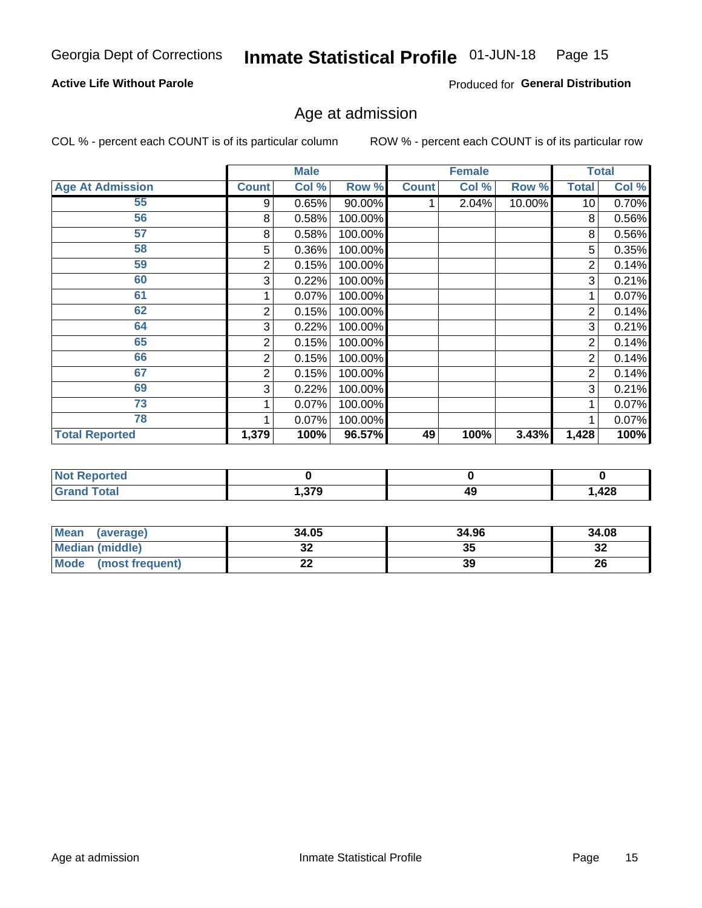Georgia Dept of Corrections **Inmate Statistical Profile** 01-JUN-18

**Active Life Without Parole**

Produced for **General Distribution**

## Age at admission

COL % - percent each COUNT is of its particular column        ROW % - percent each COUNT is of its particular row

| | Male | | | Female | | | Total | |
|---|---|---|---|---|---|---|---|---|
| **Age At Admission** | **Count** | **Col %** | **Row %** | **Count** | **Col %** | **Row %** | **Total** | **Col %** |
| 55 | 9 | 0.65% | 90.00% | 1 | 2.04% | 10.00% | 10 | 0.70% |
| 56 | 8 | 0.58% | 100.00% | | | | 8 | 0.56% |
| 57 | 8 | 0.58% | 100.00% | | | | 8 | 0.56% |
| 58 | 5 | 0.36% | 100.00% | | | | 5 | 0.35% |
| 59 | 2 | 0.15% | 100.00% | | | | 2 | 0.14% |
| 60 | 3 | 0.22% | 100.00% | | | | 3 | 0.21% |
| 61 | 1 | 0.07% | 100.00% | | | | 1 | 0.07% |
| 62 | 2 | 0.15% | 100.00% | | | | 2 | 0.14% |
| 64 | 3 | 0.22% | 100.00% | | | | 3 | 0.21% |
| 65 | 2 | 0.15% | 100.00% | | | | 2 | 0.14% |
| 66 | 2 | 0.15% | 100.00% | | | | 2 | 0.14% |
| 67 | 2 | 0.15% | 100.00% | | | | 2 | 0.14% |
| 69 | 3 | 0.22% | 100.00% | | | | 3 | 0.21% |
| 73 | 1 | 0.07% | 100.00% | | | | 1 | 0.07% |
| 78 | 1 | 0.07% | 100.00% | | | | 1 | 0.07% |
| **Total Reported** | **1,379** | **100%** | **96.57%** | **49** | **100%** | **3.43%** | **1,428** | **100%** |

| | Male | Female | Total |
|---|---|---|---|
| **Not Reported** | **0** | **0** | **0** |
| **Grand Total** | **1,379** | **49** | **1,428** |

| | Male | Female | Total |
|---|---|---|---|
| **Mean (average)** | **34.05** | **34.96** | **34.08** |
| **Median (middle)** | **32** | **35** | **32** |
| **Mode (most frequent)** | **22** | **39** | **26** |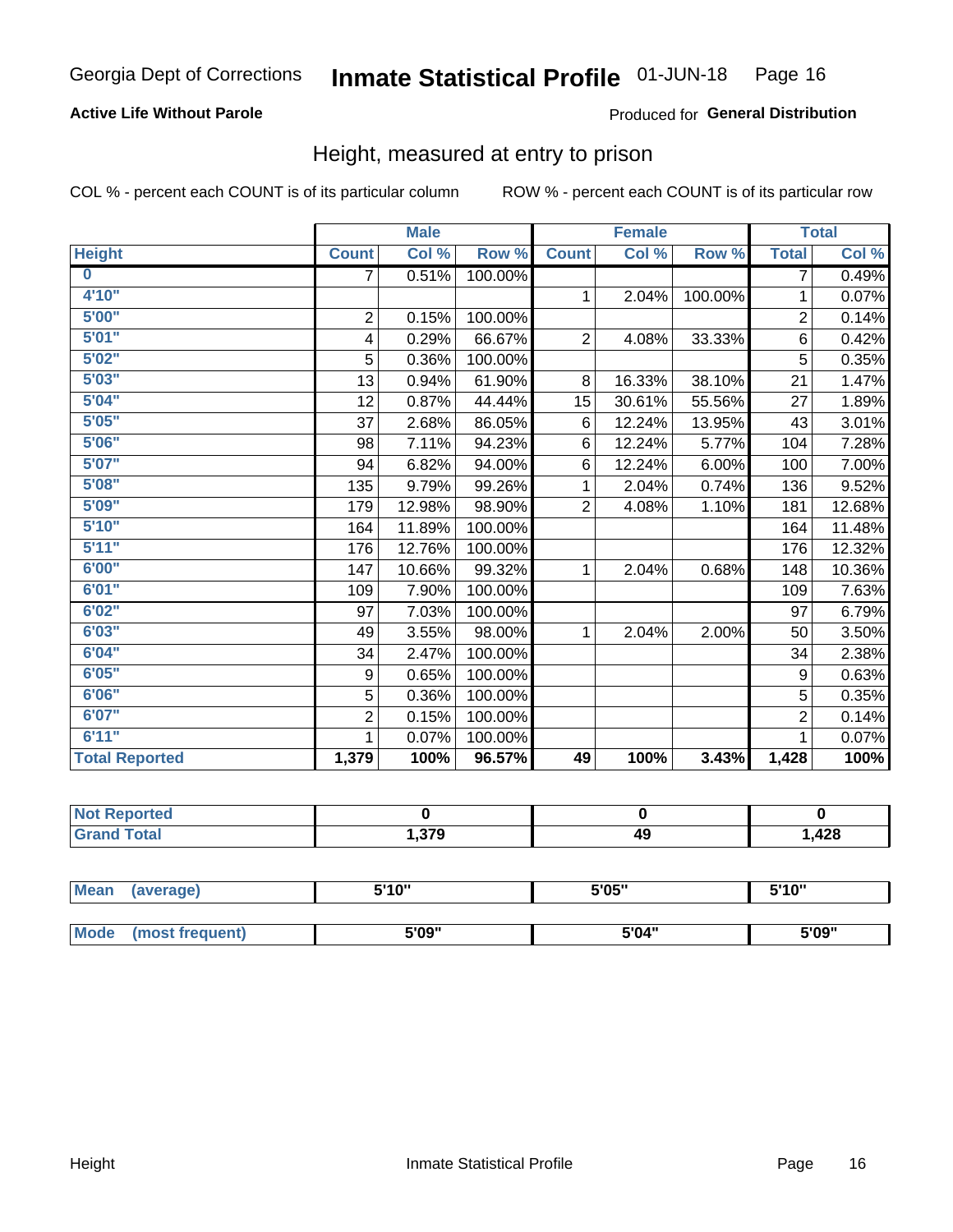Georgia Dept of Corrections **Inmate Statistical Profile** 01-JUN-18

**Active Life Without Parole**

Produced for **General Distribution**

## Height, measured at entry to prison

COL % - percent each COUNT is of its particular column ROW % - percent each COUNT is of its particular row

| Height | Male | | | Female | | | Total | |
|---|---|---|---|---|---|---|---|---|
| | Count | Col % | Row % | Count | Col % | Row % | Total | Col % |
| 0 | 7 | 0.51% | 100.00% | | | | 7 | 0.49% |
| 4'10" | | | | 1 | 2.04% | 100.00% | 1 | 0.07% |
| 5'00" | 2 | 0.15% | 100.00% | | | | 2 | 0.14% |
| 5'01" | 4 | 0.29% | 66.67% | 2 | 4.08% | 33.33% | 6 | 0.42% |
| 5'02" | 5 | 0.36% | 100.00% | | | | 5 | 0.35% |
| 5'03" | 13 | 0.94% | 61.90% | 8 | 16.33% | 38.10% | 21 | 1.47% |
| 5'04" | 12 | 0.87% | 44.44% | 15 | 30.61% | 55.56% | 27 | 1.89% |
| 5'05" | 37 | 2.68% | 86.05% | 6 | 12.24% | 13.95% | 43 | 3.01% |
| 5'06" | 98 | 7.11% | 94.23% | 6 | 12.24% | 5.77% | 104 | 7.28% |
| 5'07" | 94 | 6.82% | 94.00% | 6 | 12.24% | 6.00% | 100 | 7.00% |
| 5'08" | 135 | 9.79% | 99.26% | 1 | 2.04% | 0.74% | 136 | 9.52% |
| 5'09" | 179 | 12.98% | 98.90% | 2 | 4.08% | 1.10% | 181 | 12.68% |
| 5'10" | 164 | 11.89% | 100.00% | | | | 164 | 11.48% |
| 5'11" | 176 | 12.76% | 100.00% | | | | 176 | 12.32% |
| 6'00" | 147 | 10.66% | 99.32% | 1 | 2.04% | 0.68% | 148 | 10.36% |
| 6'01" | 109 | 7.90% | 100.00% | | | | 109 | 7.63% |
| 6'02" | 97 | 7.03% | 100.00% | | | | 97 | 6.79% |
| 6'03" | 49 | 3.55% | 98.00% | 1 | 2.04% | 2.00% | 50 | 3.50% |
| 6'04" | 34 | 2.47% | 100.00% | | | | 34 | 2.38% |
| 6'05" | 9 | 0.65% | 100.00% | | | | 9 | 0.63% |
| 6'06" | 5 | 0.36% | 100.00% | | | | 5 | 0.35% |
| 6'07" | 2 | 0.15% | 100.00% | | | | 2 | 0.14% |
| 6'11" | 1 | 0.07% | 100.00% | | | | 1 | 0.07% |
| **Total Reported** | **1,379** | **100%** | **96.57%** | **49** | **100%** | **3.43%** | **1,428** | **100%** |

| | Male | Female | Total |
|---|---|---|---|
| Not Reported | 0 | 0 | 0 |
| Grand Total | 1,379 | 49 | 1,428 |

| | Male | Female | Total |
|---|---|---|---|
| Mean (average) | 5'10" | 5'05" | 5'10" |
| Mode (most frequent) | 5'09" | 5'04" | 5'09" |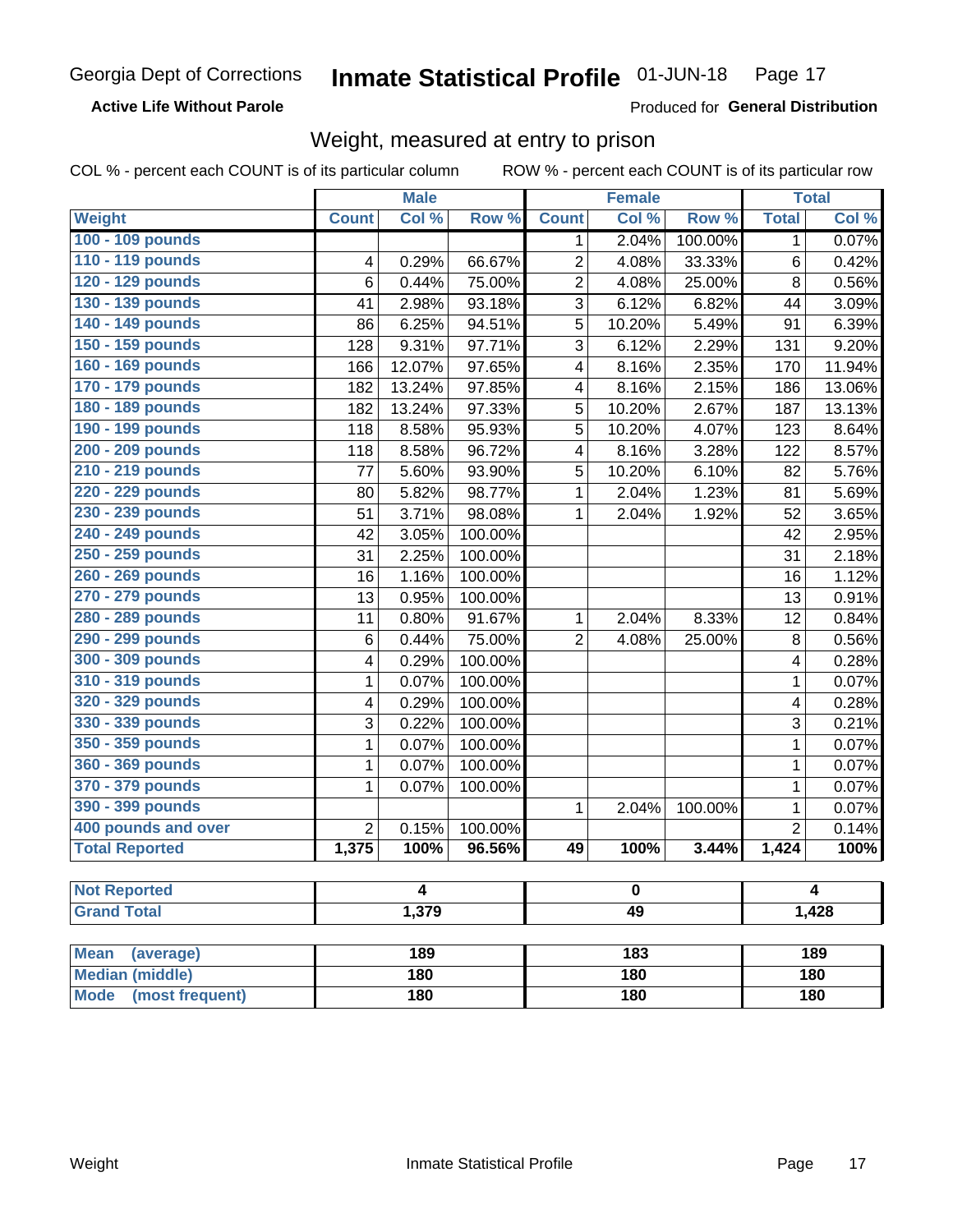Georgia Dept of Corrections **Inmate Statistical Profile** 01-JUN-18

**Active Life Without Parole**

Produced for **General Distribution**

## Weight, measured at entry to prison

COL % - percent each COUNT is of its particular column ROW % - percent each COUNT is of its particular row

| | Male | | | Female | | | Total | |
|---|---|---|---|---|---|---|---|---|
| **Weight** | **Count** | **Col %** | **Row %** | **Count** | **Col %** | **Row %** | **Total** | **Col %** |
| 100 - 109 pounds | | | | 1 | 2.04% | 100.00% | 1 | 0.07% |
| 110 - 119 pounds | 4 | 0.29% | 66.67% | 2 | 4.08% | 33.33% | 6 | 0.42% |
| 120 - 129 pounds | 6 | 0.44% | 75.00% | 2 | 4.08% | 25.00% | 8 | 0.56% |
| 130 - 139 pounds | 41 | 2.98% | 93.18% | 3 | 6.12% | 6.82% | 44 | 3.09% |
| 140 - 149 pounds | 86 | 6.25% | 94.51% | 5 | 10.20% | 5.49% | 91 | 6.39% |
| 150 - 159 pounds | 128 | 9.31% | 97.71% | 3 | 6.12% | 2.29% | 131 | 9.20% |
| 160 - 169 pounds | 166 | 12.07% | 97.65% | 4 | 8.16% | 2.35% | 170 | 11.94% |
| 170 - 179 pounds | 182 | 13.24% | 97.85% | 4 | 8.16% | 2.15% | 186 | 13.06% |
| 180 - 189 pounds | 182 | 13.24% | 97.33% | 5 | 10.20% | 2.67% | 187 | 13.13% |
| 190 - 199 pounds | 118 | 8.58% | 95.93% | 5 | 10.20% | 4.07% | 123 | 8.64% |
| 200 - 209 pounds | 118 | 8.58% | 96.72% | 4 | 8.16% | 3.28% | 122 | 8.57% |
| 210 - 219 pounds | 77 | 5.60% | 93.90% | 5 | 10.20% | 6.10% | 82 | 5.76% |
| 220 - 229 pounds | 80 | 5.82% | 98.77% | 1 | 2.04% | 1.23% | 81 | 5.69% |
| 230 - 239 pounds | 51 | 3.71% | 98.08% | 1 | 2.04% | 1.92% | 52 | 3.65% |
| 240 - 249 pounds | 42 | 3.05% | 100.00% | | | | 42 | 2.95% |
| 250 - 259 pounds | 31 | 2.25% | 100.00% | | | | 31 | 2.18% |
| 260 - 269 pounds | 16 | 1.16% | 100.00% | | | | 16 | 1.12% |
| 270 - 279 pounds | 13 | 0.95% | 100.00% | | | | 13 | 0.91% |
| 280 - 289 pounds | 11 | 0.80% | 91.67% | 1 | 2.04% | 8.33% | 12 | 0.84% |
| 290 - 299 pounds | 6 | 0.44% | 75.00% | 2 | 4.08% | 25.00% | 8 | 0.56% |
| 300 - 309 pounds | 4 | 0.29% | 100.00% | | | | 4 | 0.28% |
| 310 - 319 pounds | 1 | 0.07% | 100.00% | | | | 1 | 0.07% |
| 320 - 329 pounds | 4 | 0.29% | 100.00% | | | | 4 | 0.28% |
| 330 - 339 pounds | 3 | 0.22% | 100.00% | | | | 3 | 0.21% |
| 350 - 359 pounds | 1 | 0.07% | 100.00% | | | | 1 | 0.07% |
| 360 - 369 pounds | 1 | 0.07% | 100.00% | | | | 1 | 0.07% |
| 370 - 379 pounds | 1 | 0.07% | 100.00% | | | | 1 | 0.07% |
| 390 - 399 pounds | | | | 1 | 2.04% | 100.00% | 1 | 0.07% |
| 400 pounds and over | 2 | 0.15% | 100.00% | | | | 2 | 0.14% |
| **Total Reported** | **1,375** | **100%** | **96.56%** | **49** | **100%** | **3.44%** | **1,424** | **100%** |

| | Male | Female | Total |
|---|---|---|---|
| **Not Reported** | 4 | 0 | 4 |
| **Grand Total** | 1,379 | 49 | 1,428 |

| | Male | Female | Total |
|---|---|---|---|
| **Mean (average)** | 189 | 183 | 189 |
| **Median (middle)** | 180 | 180 | 180 |
| **Mode (most frequent)** | 180 | 180 | 180 |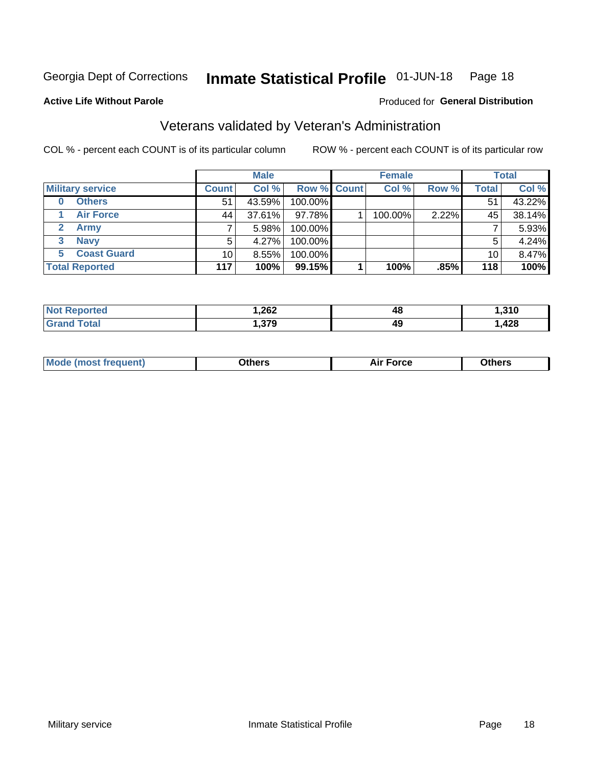Georgia Dept of Corrections **Inmate Statistical Profile** 01-JUN-18

**Active Life Without Parole**

Produced for **General Distribution**

## Veterans validated by Veteran's Administration

COL % - percent each COUNT is of its particular column ROW % - percent each COUNT is of its particular row

| | Male | | | Female | | | Total | |
|---|---|---|---|---|---|---|---|---|
| **Military service** | **Count** | **Col %** | **Row %** | **Count** | **Col %** | **Row %** | **Total** | **Col %** |
| 0 Others | 51 | 43.59% | 100.00% | | | | 51 | 43.22% |
| 1 Air Force | 44 | 37.61% | 97.78% | 1 | 100.00% | 2.22% | 45 | 38.14% |
| 2 Army | 7 | 5.98% | 100.00% | | | | 7 | 5.93% |
| 3 Navy | 5 | 4.27% | 100.00% | | | | 5 | 4.24% |
| 5 Coast Guard | 10 | 8.55% | 100.00% | | | | 10 | 8.47% |
| **Total Reported** | **117** | **100%** | **99.15%** | **1** | **100%** | **.85%** | **118** | **100%** |

| | Male | Female | Total |
|---|---|---|---|
| **Not Reported** | **1,262** | **48** | **1,310** |
| **Grand Total** | **1,379** | **49** | **1,428** |

| | Male | Female | Total |
|---|---|---|---|
| **Mode (most frequent)** | **Others** | **Air Force** | **Others** |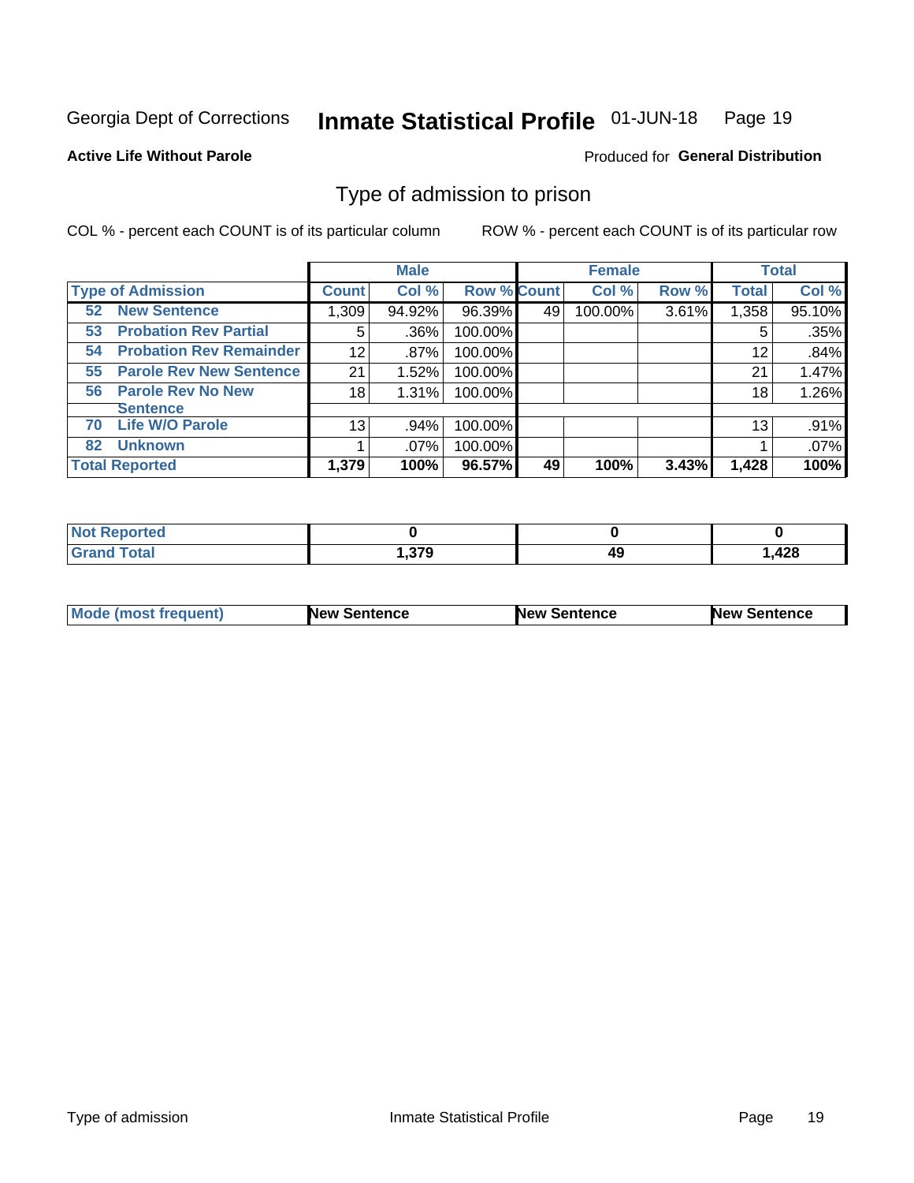Georgia Dept of Corrections **Inmate Statistical Profile** 01-JUN-18

**Active Life Without Parole**

Produced for **General Distribution**

## Type of admission to prison

COL % - percent each COUNT is of its particular column

ROW % - percent each COUNT is of its particular row

| | Male | | | Female | | | Total | |
|---|---|---|---|---|---|---|---|---|
| **Type of Admission** | **Count** | **Col %** | **Row %** | **Count** | **Col %** | **Row %** | **Total** | **Col %** |
| **52 New Sentence** | 1,309 | 94.92% | 96.39% | 49 | 100.00% | 3.61% | 1,358 | 95.10% |
| **53 Probation Rev Partial** | 5 | .36% | 100.00% | | | | 5 | .35% |
| **54 Probation Rev Remainder** | 12 | .87% | 100.00% | | | | 12 | .84% |
| **55 Parole Rev New Sentence** | 21 | 1.52% | 100.00% | | | | 21 | 1.47% |
| **56 Parole Rev No New Sentence** | 18 | 1.31% | 100.00% | | | | 18 | 1.26% |
| **70 Life W/O Parole** | 13 | .94% | 100.00% | | | | 13 | .91% |
| **82 Unknown** | 1 | .07% | 100.00% | | | | 1 | .07% |
| **Total Reported** | **1,379** | **100%** | **96.57%** | **49** | **100%** | **3.43%** | **1,428** | **100%** |

| | Male | Female | Total |
|---|---|---|---|
| **Not Reported** | **0** | **0** | **0** |
| **Grand Total** | **1,379** | **49** | **1,428** |

| | Male | Female | Total |
|---|---|---|---|
| **Mode (most frequent)** | **New Sentence** | **New Sentence** | **New Sentence** |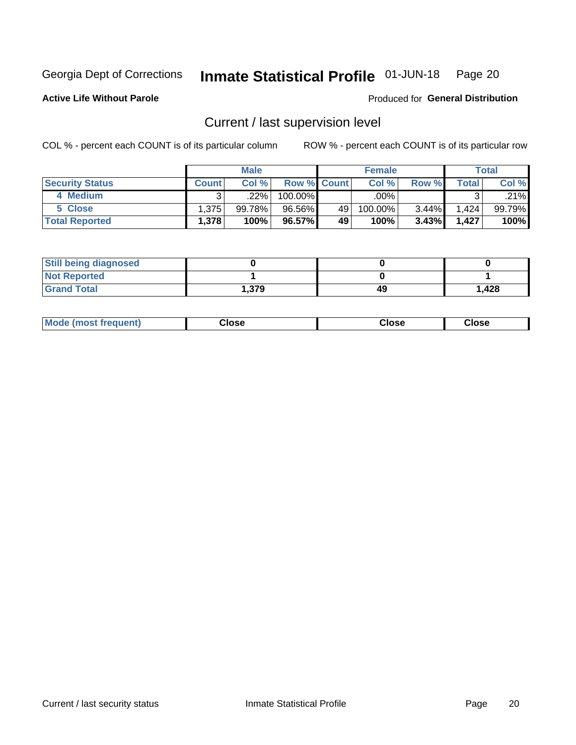Georgia Dept of Corrections **Inmate Statistical Profile** 01-JUN-18

**Active Life Without Parole**

Produced for **General Distribution**

## Current / last supervision level

COL % - percent each COUNT is of its particular column

ROW % - percent each COUNT is of its particular row

| | Male | | | Female | | | Total | |
|---|---|---|---|---|---|---|---|---|
| **Security Status** | **Count** | **Col %** | **Row %** | **Count** | **Col %** | **Row %** | **Total** | **Col %** |
| 4 Medium | 3 | .22% | 100.00% | | .00% | | 3 | .21% |
| 5 Close | 1,375 | 99.78% | 96.56% | 49 | 100.00% | 3.44% | 1,424 | 99.79% |
| **Total Reported** | **1,378** | **100%** | **96.57%** | **49** | **100%** | **3.43%** | **1,427** | **100%** |

| | Male | Female | Total |
|---|---|---|---|
| **Still being diagnosed** | **0** | **0** | **0** |
| **Not Reported** | **1** | **0** | **1** |
| **Grand Total** | **1,379** | **49** | **1,428** |

| | Male | Female | Total |
|---|---|---|---|
| **Mode (most frequent)** | **Close** | **Close** | **Close** |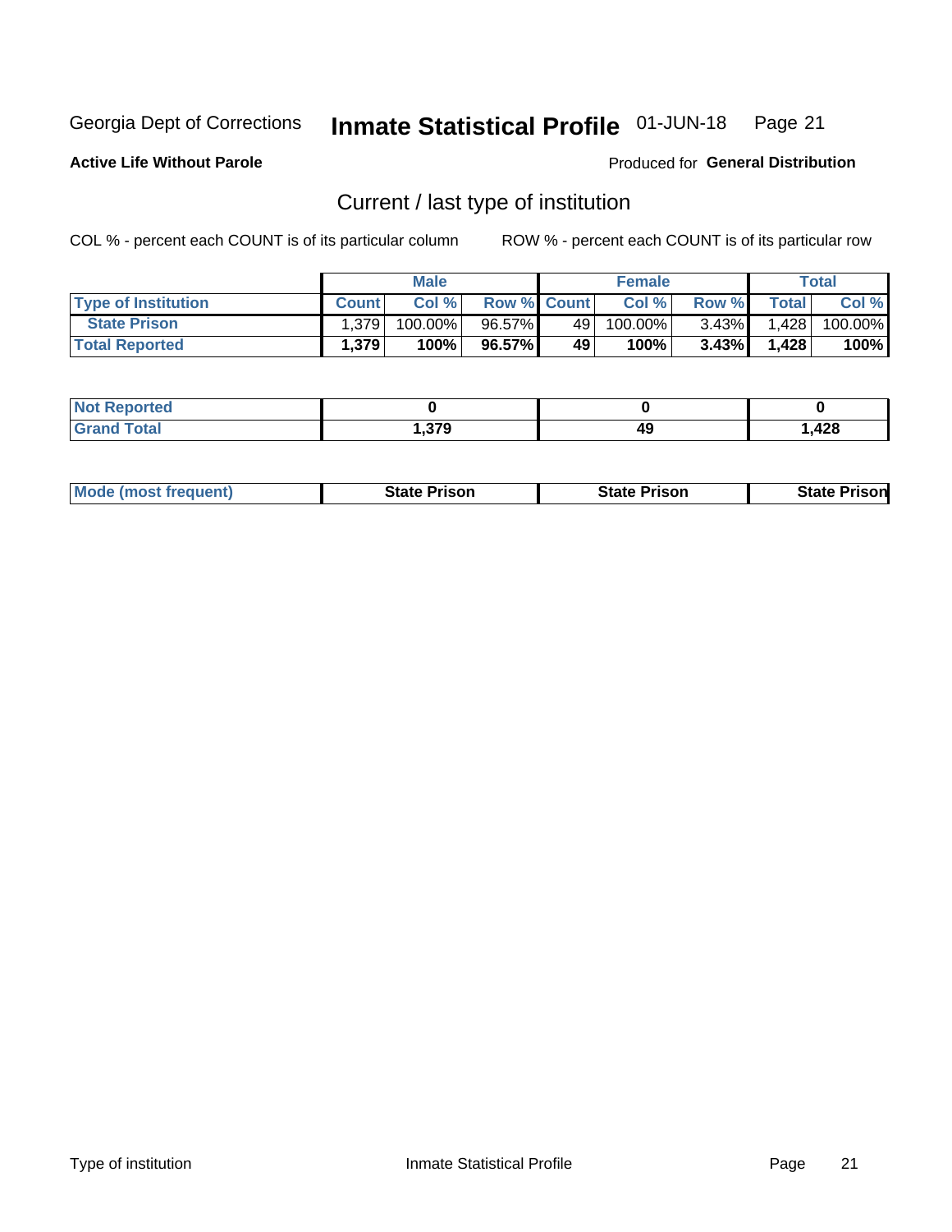Georgia Dept of Corrections **Inmate Statistical Profile** 01-JUN-18

**Active Life Without Parole**

Produced for **General Distribution**

## Current / last type of institution

COL % - percent each COUNT is of its particular column

ROW % - percent each COUNT is of its particular row

| | Male | | | Female | | | Total | |
|---|---|---|---|---|---|---|---|---|
| **Type of Institution** | **Count** | **Col %** | **Row %** | **Count** | **Col %** | **Row %** | **Total** | **Col %** |
| **State Prison** | 1,379 | 100.00% | 96.57% | 49 | 100.00% | 3.43% | 1,428 | 100.00% |
| **Total Reported** | **1,379** | **100%** | **96.57%** | **49** | **100%** | **3.43%** | **1,428** | **100%** |

| | Male | Female | Total |
|---|---|---|---|
| **Not Reported** | **0** | **0** | **0** |
| **Grand Total** | **1,379** | **49** | **1,428** |

| | Male | Female | Total |
|---|---|---|---|
| **Mode (most frequent)** | **State Prison** | **State Prison** | **State Prison** |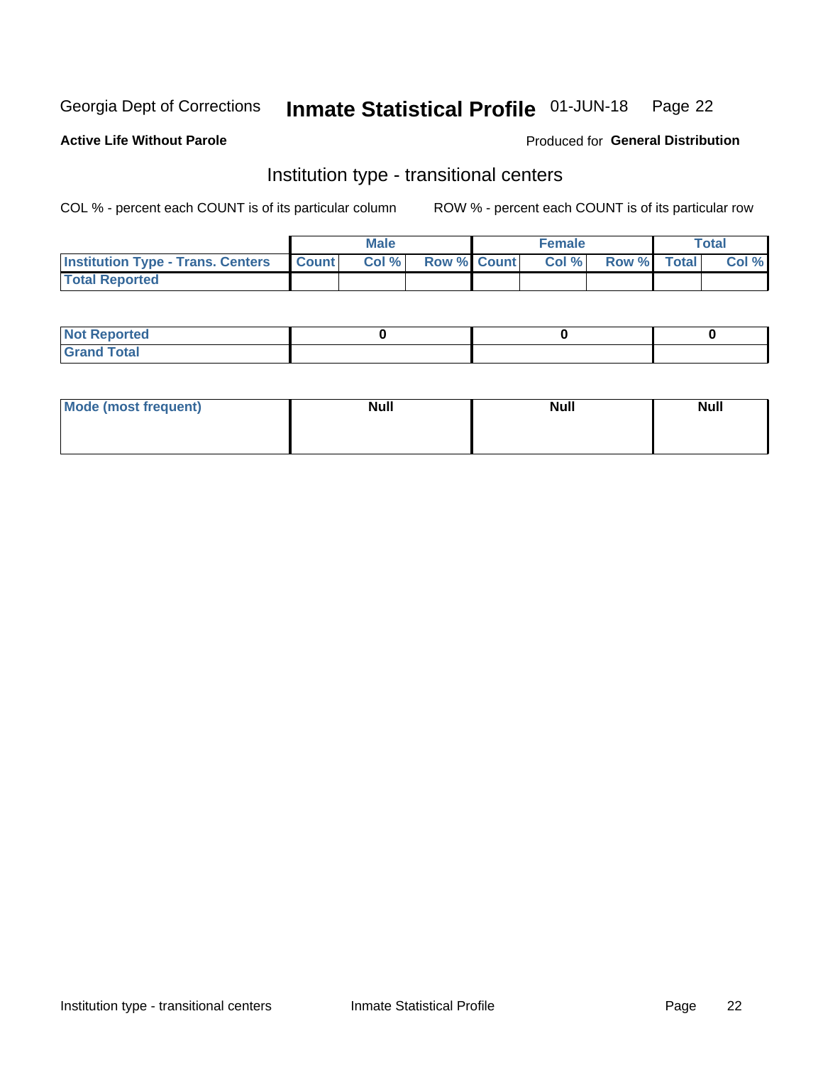Georgia Dept of Corrections **Inmate Statistical Profile** 01-JUN-18

**Active Life Without Parole**

Produced for **General Distribution**

## Institution type - transitional centers

COL % - percent each COUNT is of its particular column ROW % - percent each COUNT is of its particular row

| | Male | | | Female | | | Total | |
|---|---|---|---|---|---|---|---|---|
| Institution Type - Trans. Centers | Count | Col % | Row % | Count | Col % | Row % | Total | Col % |
| Total Reported | | | | | | | | |

| | Male | Female | Total |
|---|---|---|---|
| Not Reported | 0 | 0 | 0 |
| Grand Total | | | |

| | Male | Female | Total |
|---|---|---|---|
| Mode (most frequent) | Null | Null | Null |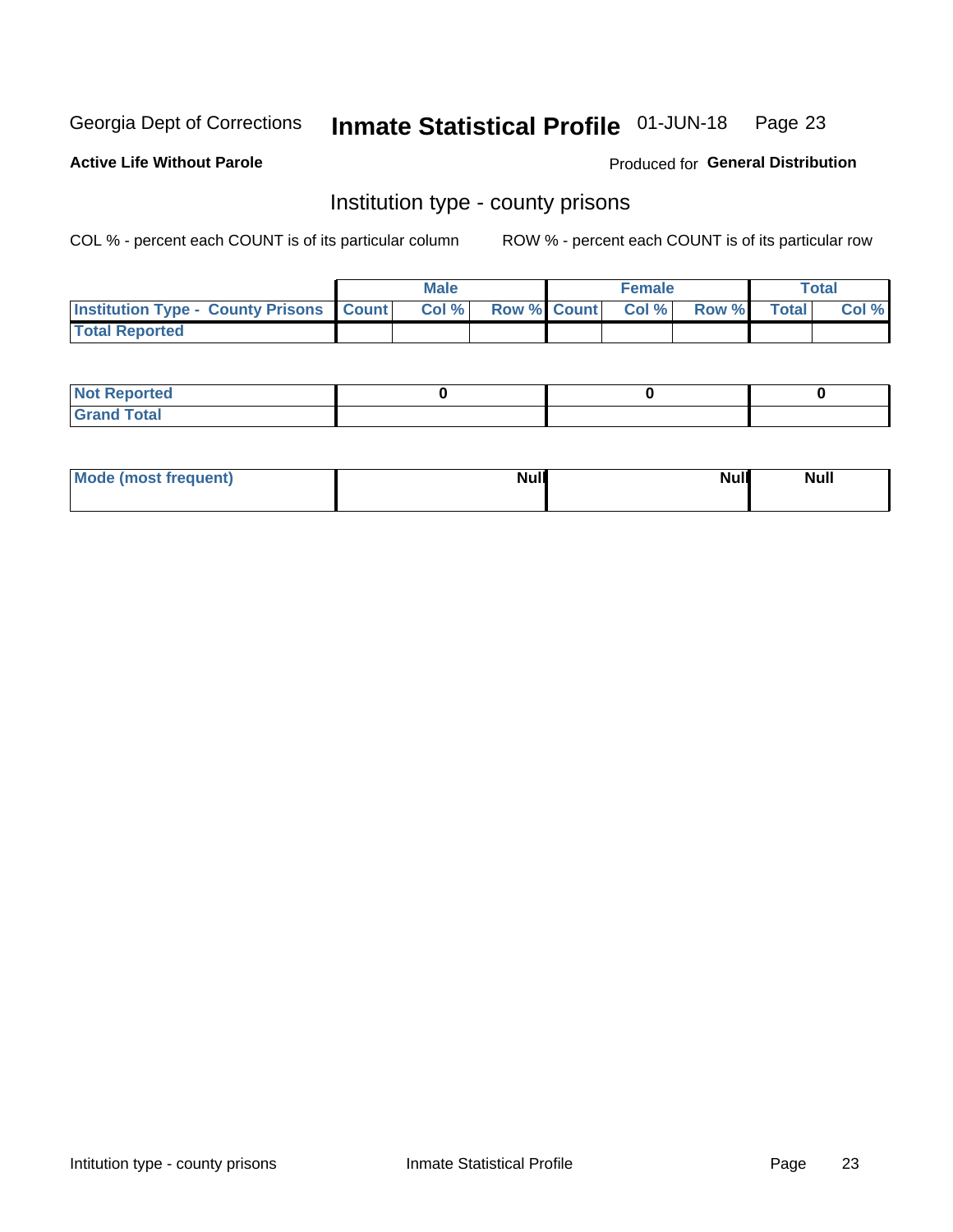Georgia Dept of Corrections **Inmate Statistical Profile** 01-JUN-18

**Active Life Without Parole**

Produced for **General Distribution**

## Institution type - county prisons

COL % - percent each COUNT is of its particular column

ROW % - percent each COUNT is of its particular row

| | Male | | | Female | | | Total | |
|---|---|---|---|---|---|---|---|---|
| **Institution Type - County Prisons** | **Count** | **Col %** | **Row %** | **Count** | **Col %** | **Row %** | **Total** | **Col %** |
| **Total Reported** | | | | | | | | |

| | Male | Female | Total |
|---|---|---|---|
| **Not Reported** | 0 | 0 | 0 |
| **Grand Total** | | | |

| | Male | Female | Total |
|---|---|---|---|
| **Mode (most frequent)** | Null | Null | Null |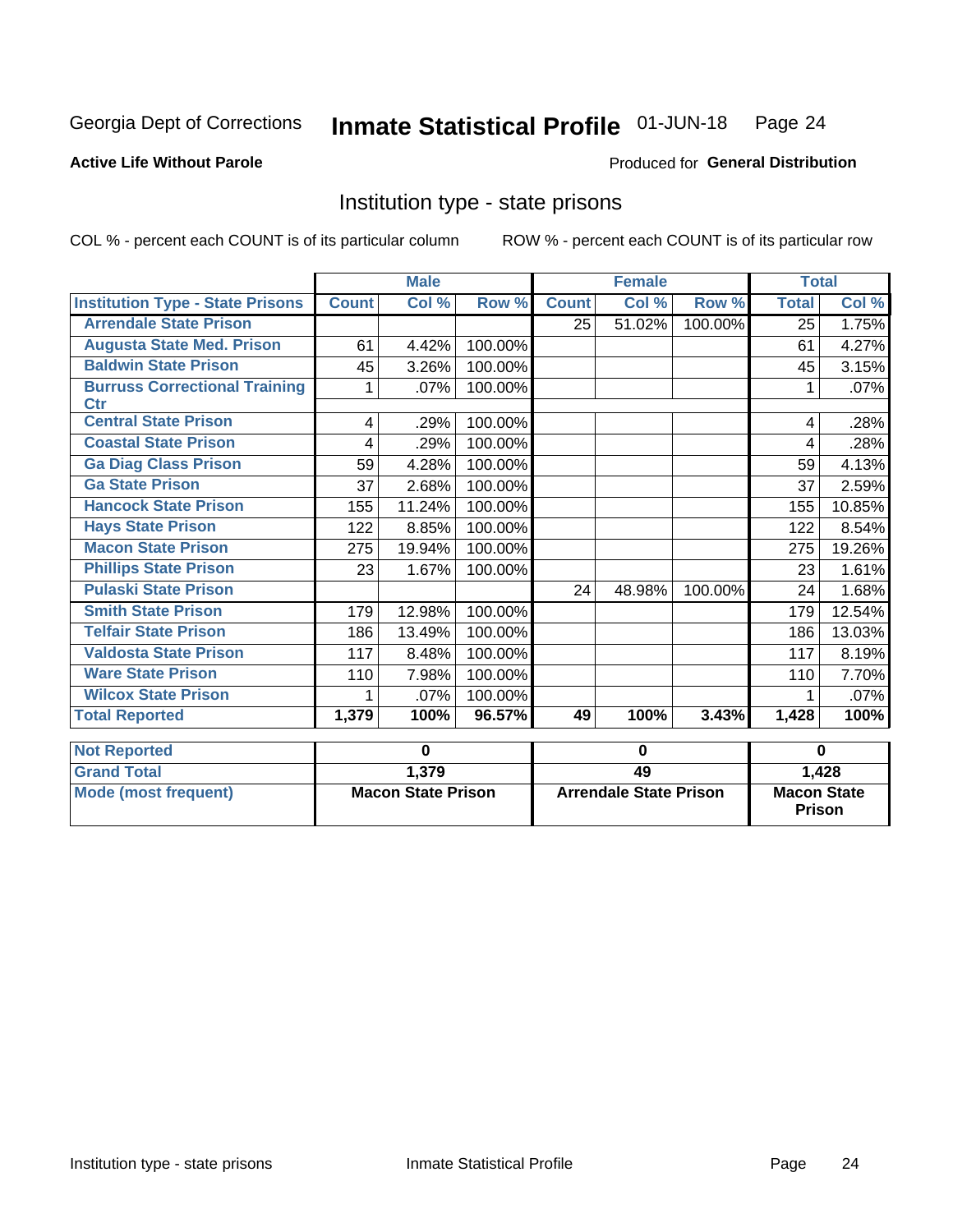Georgia Dept of Corrections **Inmate Statistical Profile** 01-JUN-18 Page 24

**Active Life Without Parole**

Produced for **General Distribution**

## Institution type - state prisons

COL % - percent each COUNT is of its particular column ROW % - percent each COUNT is of its particular row

| | Male | | | Female | | | Total | |
|---|---|---|---|---|---|---|---|---|
| **Institution Type - State Prisons** | **Count** | **Col %** | **Row %** | **Count** | **Col %** | **Row %** | **Total** | **Col %** |
| Arrendale State Prison | | | | 25 | 51.02% | 100.00% | 25 | 1.75% |
| Augusta State Med. Prison | 61 | 4.42% | 100.00% | | | | 61 | 4.27% |
| Baldwin State Prison | 45 | 3.26% | 100.00% | | | | 45 | 3.15% |
| Burruss Correctional Training Ctr | 1 | .07% | 100.00% | | | | 1 | .07% |
| Central State Prison | 4 | .29% | 100.00% | | | | 4 | .28% |
| Coastal State Prison | 4 | .29% | 100.00% | | | | 4 | .28% |
| Ga Diag Class Prison | 59 | 4.28% | 100.00% | | | | 59 | 4.13% |
| Ga State Prison | 37 | 2.68% | 100.00% | | | | 37 | 2.59% |
| Hancock State Prison | 155 | 11.24% | 100.00% | | | | 155 | 10.85% |
| Hays State Prison | 122 | 8.85% | 100.00% | | | | 122 | 8.54% |
| Macon State Prison | 275 | 19.94% | 100.00% | | | | 275 | 19.26% |
| Phillips State Prison | 23 | 1.67% | 100.00% | | | | 23 | 1.61% |
| Pulaski State Prison | | | | 24 | 48.98% | 100.00% | 24 | 1.68% |
| Smith State Prison | 179 | 12.98% | 100.00% | | | | 179 | 12.54% |
| Telfair State Prison | 186 | 13.49% | 100.00% | | | | 186 | 13.03% |
| Valdosta State Prison | 117 | 8.48% | 100.00% | | | | 117 | 8.19% |
| Ware State Prison | 110 | 7.98% | 100.00% | | | | 110 | 7.70% |
| Wilcox State Prison | 1 | .07% | 100.00% | | | | 1 | .07% |
| **Total Reported** | **1,379** | **100%** | **96.57%** | **49** | **100%** | **3.43%** | **1,428** | **100%** |

| | Male | Female | Total |
|---|---|---|---|
| Not Reported | 0 | 0 | 0 |
| Grand Total | 1,379 | 49 | 1,428 |
| Mode (most frequent) | Macon State Prison | Arrendale State Prison | Macon State Prison |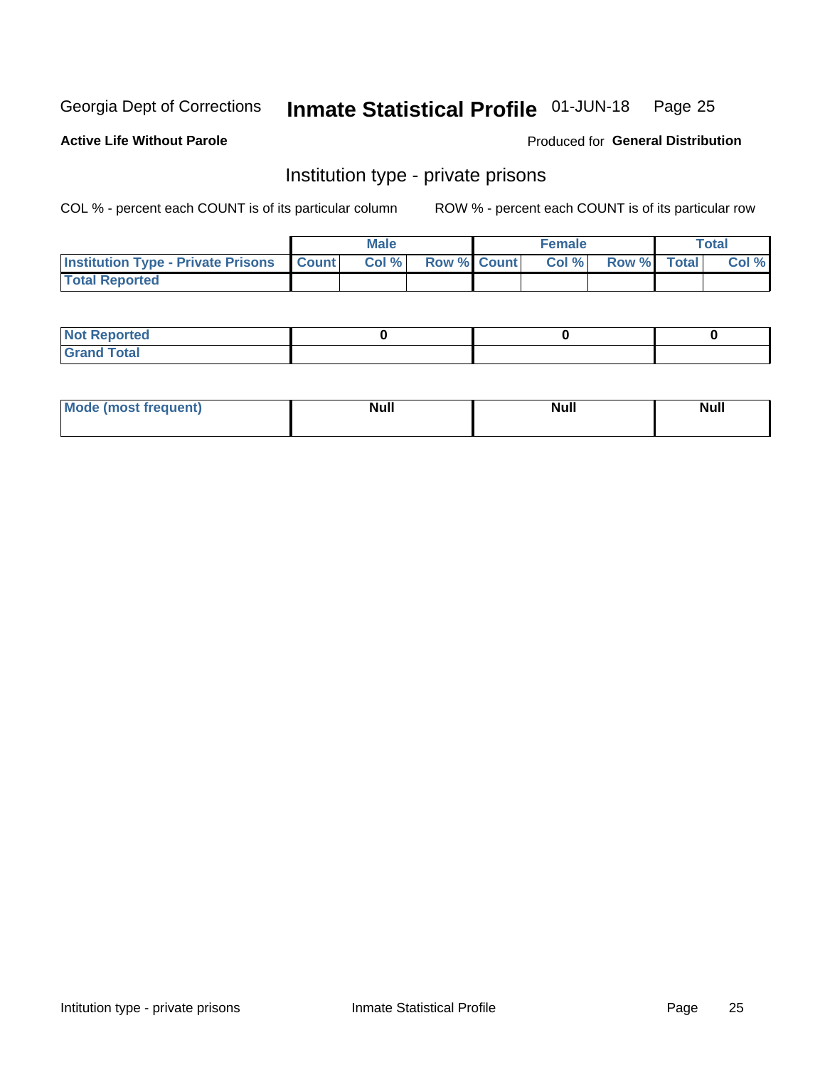Georgia Dept of Corrections **Inmate Statistical Profile** 01-JUN-18

**Active Life Without Parole**

Produced for **General Distribution**

## Institution type - private prisons

COL % - percent each COUNT is of its particular column

ROW % - percent each COUNT is of its particular row

| | Male | | | Female | | | Total | |
|---|---|---|---|---|---|---|---|---|
| **Institution Type - Private Prisons** | **Count** | **Col %** | **Row %** | **Count** | **Col %** | **Row %** | **Total** | **Col %** |
| **Total Reported** | | | | | | | | |

| | Male | Female | Total |
|---|---|---|---|
| **Not Reported** | 0 | 0 | 0 |
| **Grand Total** | | | |

| | Male | Female | Total |
|---|---|---|---|
| **Mode (most frequent)** | Null | Null | Null |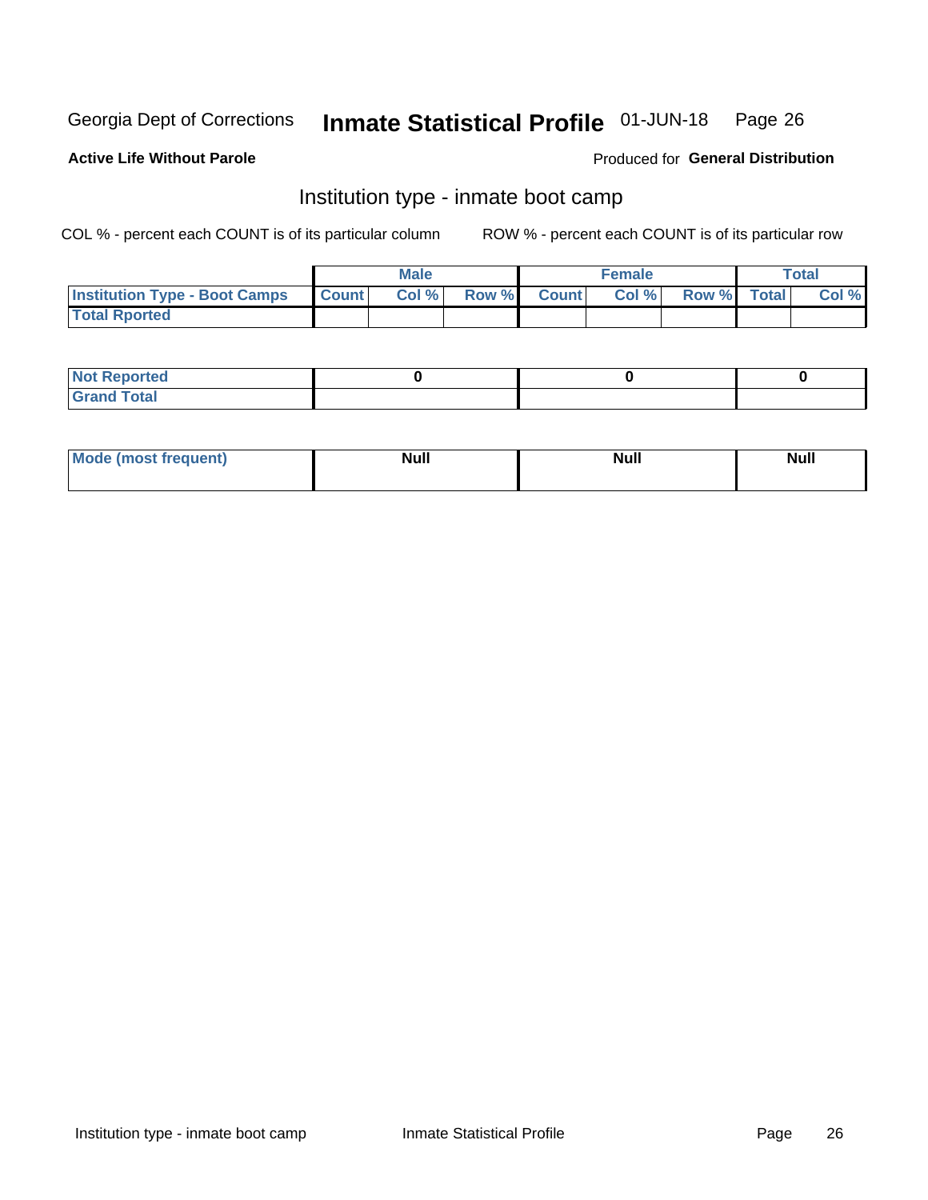Georgia Dept of Corrections **Inmate Statistical Profile** 01-JUN-18

**Active Life Without Parole**

Produced for **General Distribution**

## Institution type - inmate boot camp

COL % - percent each COUNT is of its particular column

ROW % - percent each COUNT is of its particular row

| | Male | | | Female | | | Total | |
|---|---|---|---|---|---|---|---|---|
| **Institution Type - Boot Camps** | **Count** | **Col %** | **Row %** | **Count** | **Col %** | **Row %** | **Total** | **Col %** |
| **Total Rported** | | | | | | | | |

| | Male | Female | Total |
|---|---|---|---|
| **Not Reported** | **0** | **0** | **0** |
| **Grand Total** | | | |

| | Male | Female | Total |
|---|---|---|---|
| **Mode (most frequent)** | **Null** | **Null** | **Null** |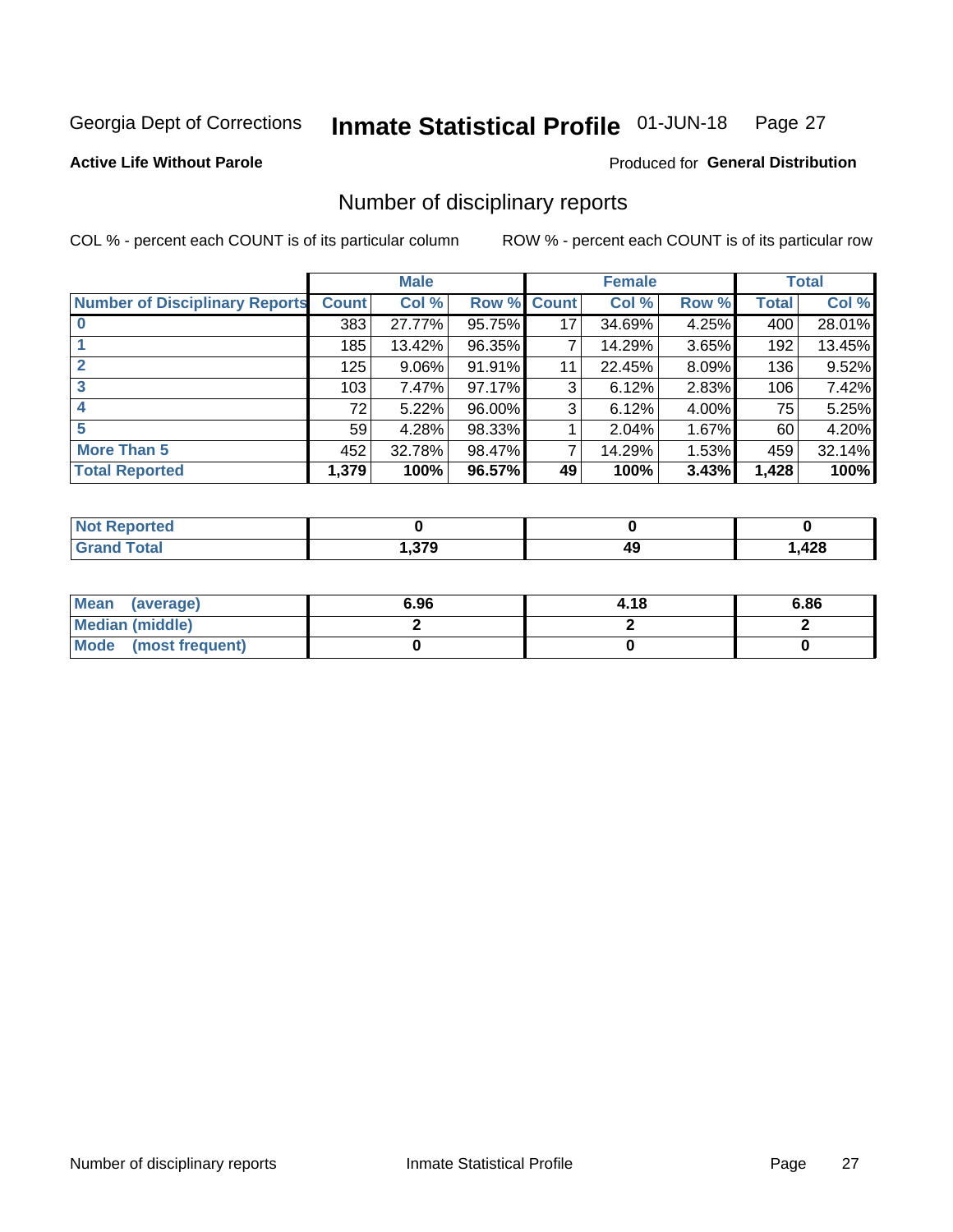Georgia Dept of Corrections **Inmate Statistical Profile** 01-JUN-18

**Active Life Without Parole**

Produced for **General Distribution**

## Number of disciplinary reports

COL % - percent each COUNT is of its particular column

ROW % - percent each COUNT is of its particular row

| | Male | | | Female | | | Total | |
|---|---|---|---|---|---|---|---|---|
| **Number of Disciplinary Reports** | **Count** | **Col %** | **Row %** | **Count** | **Col %** | **Row %** | **Total** | **Col %** |
| **0** | 383 | 27.77% | 95.75% | 17 | 34.69% | 4.25% | 400 | 28.01% |
| **1** | 185 | 13.42% | 96.35% | 7 | 14.29% | 3.65% | 192 | 13.45% |
| **2** | 125 | 9.06% | 91.91% | 11 | 22.45% | 8.09% | 136 | 9.52% |
| **3** | 103 | 7.47% | 97.17% | 3 | 6.12% | 2.83% | 106 | 7.42% |
| **4** | 72 | 5.22% | 96.00% | 3 | 6.12% | 4.00% | 75 | 5.25% |
| **5** | 59 | 4.28% | 98.33% | 1 | 2.04% | 1.67% | 60 | 4.20% |
| **More Than 5** | 452 | 32.78% | 98.47% | 7 | 14.29% | 1.53% | 459 | 32.14% |
| **Total Reported** | **1,379** | **100%** | **96.57%** | **49** | **100%** | **3.43%** | **1,428** | **100%** |

| | Male | Female | Total |
|---|---|---|---|
| **Not Reported** | **0** | **0** | **0** |
| **Grand Total** | **1,379** | **49** | **1,428** |

| | Male | Female | Total |
|---|---|---|---|
| **Mean (average)** | **6.96** | **4.18** | **6.86** |
| **Median (middle)** | **2** | **2** | **2** |
| **Mode (most frequent)** | **0** | **0** | **0** |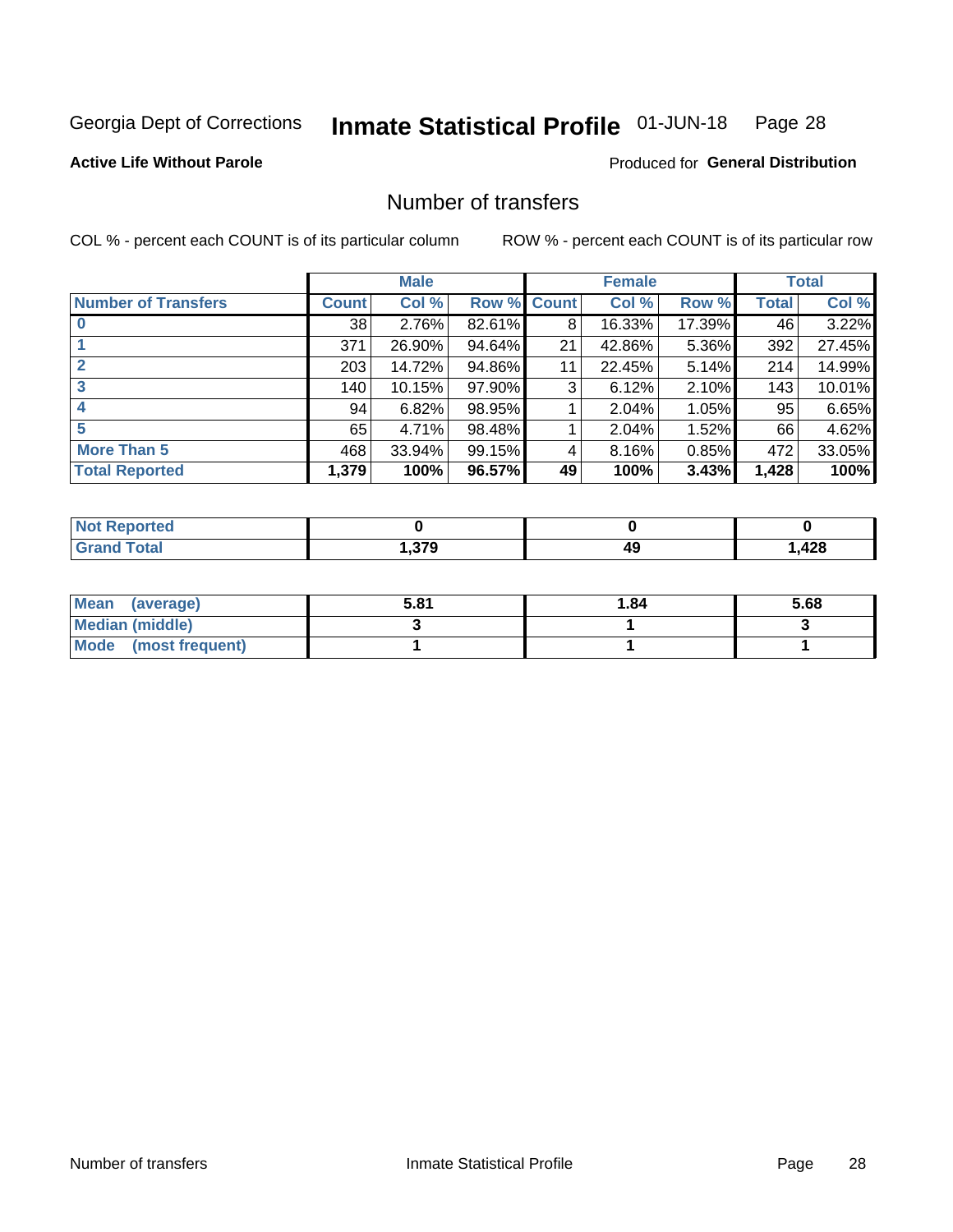Georgia Dept of Corrections **Inmate Statistical Profile** 01-JUN-18 Page 28

**Active Life Without Parole**

Produced for **General Distribution**

## Number of transfers

COL % - percent each COUNT is of its particular column

ROW % - percent each COUNT is of its particular row

| | Male | | | Female | | | Total | |
|---|---|---|---|---|---|---|---|---|
| **Number of Transfers** | **Count** | **Col %** | **Row %** | **Count** | **Col %** | **Row %** | **Total** | **Col %** |
| **0** | 38 | 2.76% | 82.61% | 8 | 16.33% | 17.39% | 46 | 3.22% |
| **1** | 371 | 26.90% | 94.64% | 21 | 42.86% | 5.36% | 392 | 27.45% |
| **2** | 203 | 14.72% | 94.86% | 11 | 22.45% | 5.14% | 214 | 14.99% |
| **3** | 140 | 10.15% | 97.90% | 3 | 6.12% | 2.10% | 143 | 10.01% |
| **4** | 94 | 6.82% | 98.95% | 1 | 2.04% | 1.05% | 95 | 6.65% |
| **5** | 65 | 4.71% | 98.48% | 1 | 2.04% | 1.52% | 66 | 4.62% |
| **More Than 5** | 468 | 33.94% | 99.15% | 4 | 8.16% | 0.85% | 472 | 33.05% |
| **Total Reported** | **1,379** | **100%** | **96.57%** | **49** | **100%** | **3.43%** | **1,428** | **100%** |

| | Male | Female | Total |
|---|---|---|---|
| **Not Reported** | **0** | **0** | **0** |
| **Grand Total** | **1,379** | **49** | **1,428** |

| | Male | Female | Total |
|---|---|---|---|
| **Mean (average)** | **5.81** | **1.84** | **5.68** |
| **Median (middle)** | **3** | **1** | **3** |
| **Mode (most frequent)** | **1** | **1** | **1** |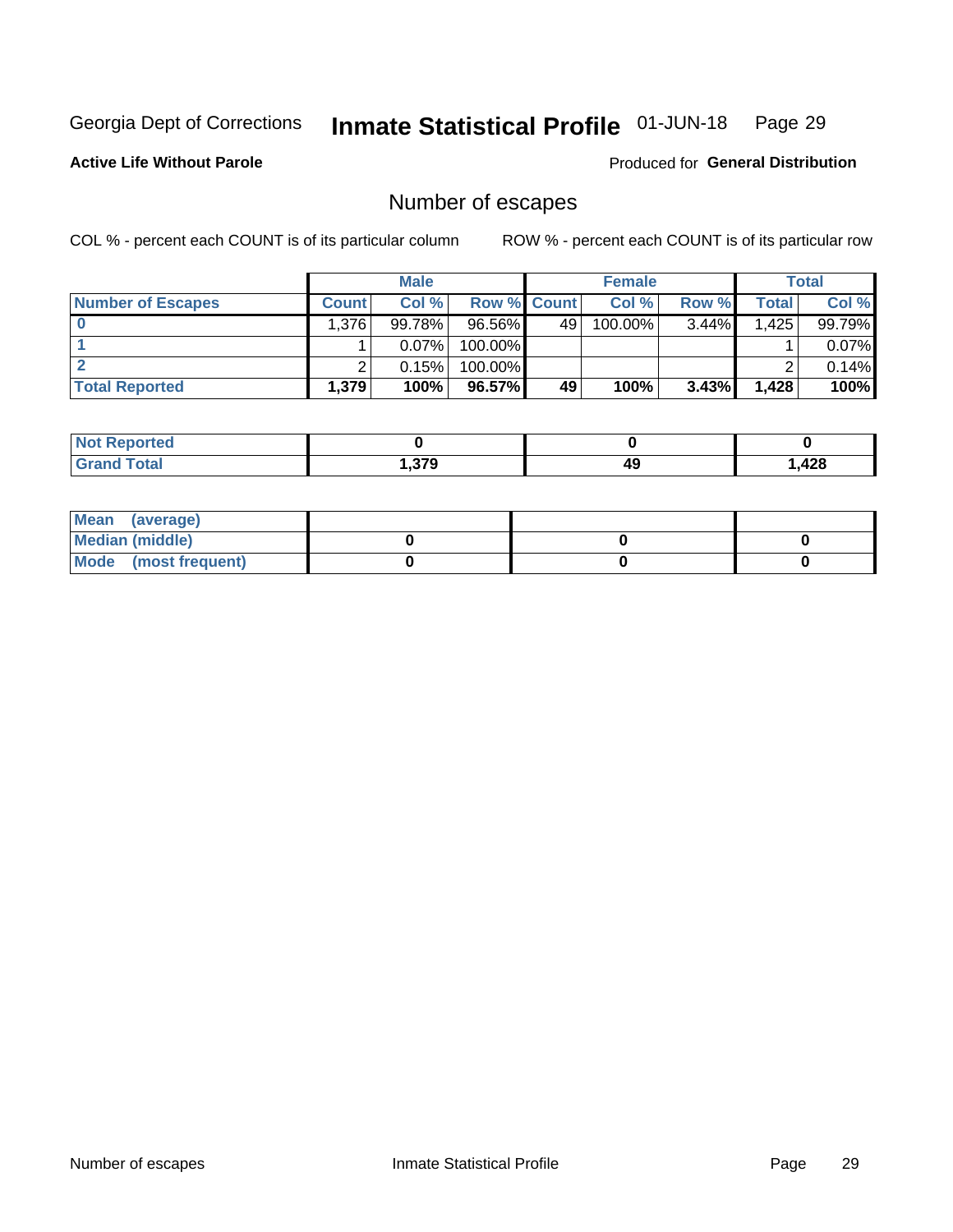Georgia Dept of Corrections **Inmate Statistical Profile** 01-JUN-18

**Active Life Without Parole** Produced for **General Distribution**

## Number of escapes

COL % - percent each COUNT is of its particular column ROW % - percent each COUNT is of its particular row

| | Male | | | Female | | | Total | |
|---|---|---|---|---|---|---|---|---|
| **Number of Escapes** | **Count** | **Col %** | **Row %** | **Count** | **Col %** | **Row %** | **Total** | **Col %** |
| **0** | 1,376 | 99.78% | 96.56% | 49 | 100.00% | 3.44% | 1,425 | 99.79% |
| **1** | 1 | 0.07% | 100.00% | | | | 1 | 0.07% |
| **2** | 2 | 0.15% | 100.00% | | | | 2 | 0.14% |
| **Total Reported** | **1,379** | **100%** | **96.57%** | **49** | **100%** | **3.43%** | **1,428** | **100%** |

| | Male | Female | Total |
|---|---|---|---|
| **Not Reported** | **0** | **0** | **0** |
| **Grand Total** | **1,379** | **49** | **1,428** |

| | Male | Female | Total |
|---|---|---|---|
| **Mean (average)** | | | |
| **Median (middle)** | **0** | **0** | **0** |
| **Mode (most frequent)** | **0** | **0** | **0** |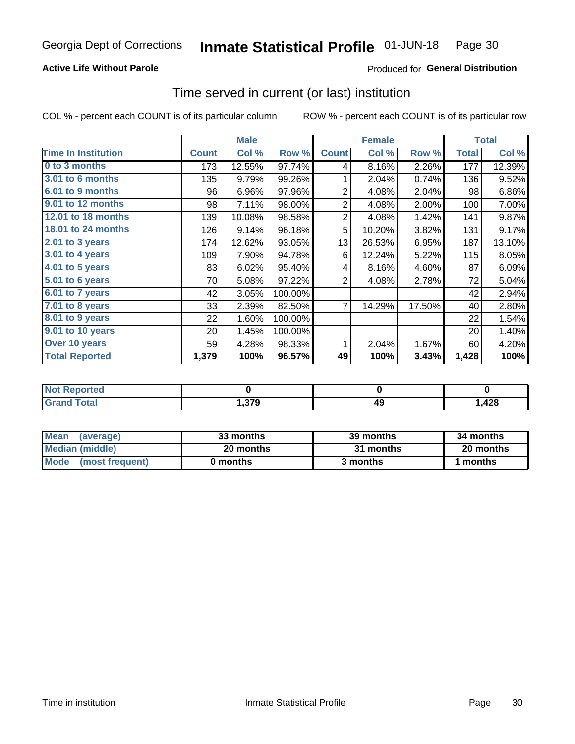Georgia Dept of Corrections **Inmate Statistical Profile** 01-JUN-18

**Active Life Without Parole**

Produced for **General Distribution**

## Time served in current (or last) institution

COL % - percent each COUNT is of its particular column ROW % - percent each COUNT is of its particular row

| | Male | | | Female | | | Total | |
|---|---|---|---|---|---|---|---|---|
| **Time In Institution** | **Count** | **Col %** | **Row %** | **Count** | **Col %** | **Row %** | **Total** | **Col %** |
| **0 to 3 months** | 173 | 12.55% | 97.74% | 4 | 8.16% | 2.26% | 177 | 12.39% |
| **3.01 to 6 months** | 135 | 9.79% | 99.26% | 1 | 2.04% | 0.74% | 136 | 9.52% |
| **6.01 to 9 months** | 96 | 6.96% | 97.96% | 2 | 4.08% | 2.04% | 98 | 6.86% |
| **9.01 to 12 months** | 98 | 7.11% | 98.00% | 2 | 4.08% | 2.00% | 100 | 7.00% |
| **12.01 to 18 months** | 139 | 10.08% | 98.58% | 2 | 4.08% | 1.42% | 141 | 9.87% |
| **18.01 to 24 months** | 126 | 9.14% | 96.18% | 5 | 10.20% | 3.82% | 131 | 9.17% |
| **2.01 to 3 years** | 174 | 12.62% | 93.05% | 13 | 26.53% | 6.95% | 187 | 13.10% |
| **3.01 to 4 years** | 109 | 7.90% | 94.78% | 6 | 12.24% | 5.22% | 115 | 8.05% |
| **4.01 to 5 years** | 83 | 6.02% | 95.40% | 4 | 8.16% | 4.60% | 87 | 6.09% |
| **5.01 to 6 years** | 70 | 5.08% | 97.22% | 2 | 4.08% | 2.78% | 72 | 5.04% |
| **6.01 to 7 years** | 42 | 3.05% | 100.00% | | | | 42 | 2.94% |
| **7.01 to 8 years** | 33 | 2.39% | 82.50% | 7 | 14.29% | 17.50% | 40 | 2.80% |
| **8.01 to 9 years** | 22 | 1.60% | 100.00% | | | | 22 | 1.54% |
| **9.01 to 10 years** | 20 | 1.45% | 100.00% | | | | 20 | 1.40% |
| **Over 10 years** | 59 | 4.28% | 98.33% | 1 | 2.04% | 1.67% | 60 | 4.20% |
| **Total Reported** | **1,379** | **100%** | **96.57%** | **49** | **100%** | **3.43%** | **1,428** | **100%** |

| | Male | Female | Total |
|---|---|---|---|
| **Not Reported** | **0** | **0** | **0** |
| **Grand Total** | **1,379** | **49** | **1,428** |

| | Male | Female | Total |
|---|---|---|---|
| **Mean (average)** | **33 months** | **39 months** | **34 months** |
| **Median (middle)** | **20 months** | **31 months** | **20 months** |
| **Mode (most frequent)** | **0 months** | **3 months** | **1 months** |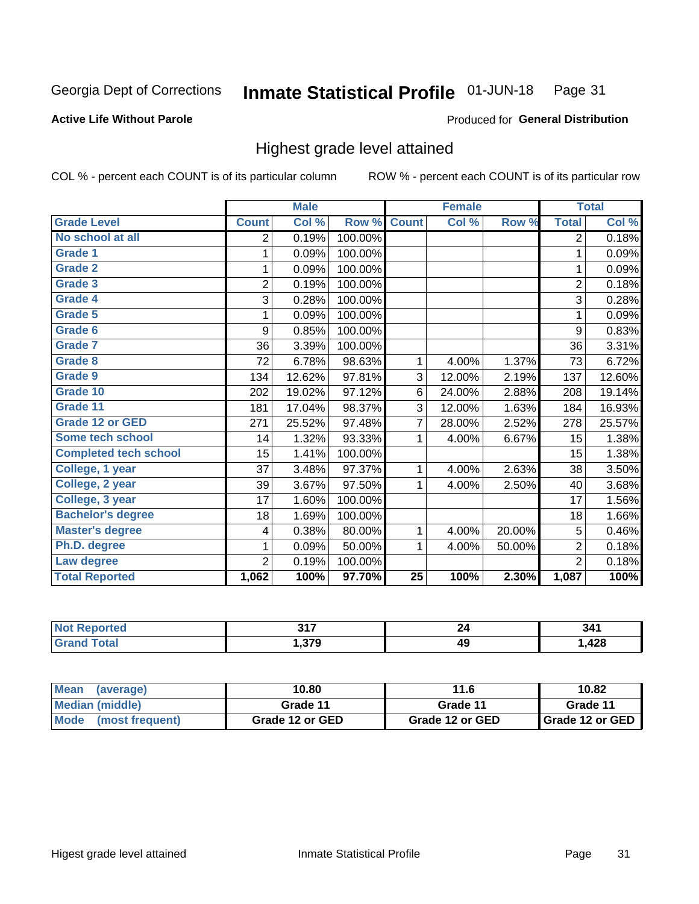Georgia Dept of Corrections **Inmate Statistical Profile** 01-JUN-18 Page 31

**Active Life Without Parole**

Produced for **General Distribution**

## Highest grade level attained

COL % - percent each COUNT is of its particular column ROW % - percent each COUNT is of its particular row

| | Male | | | Female | | | Total | |
|---|---|---|---|---|---|---|---|---|
| **Grade Level** | **Count** | **Col %** | **Row %** | **Count** | **Col %** | **Row %** | **Total** | **Col %** |
| No school at all | 2 | 0.19% | 100.00% | | | | 2 | 0.18% |
| Grade 1 | 1 | 0.09% | 100.00% | | | | 1 | 0.09% |
| Grade 2 | 1 | 0.09% | 100.00% | | | | 1 | 0.09% |
| Grade 3 | 2 | 0.19% | 100.00% | | | | 2 | 0.18% |
| Grade 4 | 3 | 0.28% | 100.00% | | | | 3 | 0.28% |
| Grade 5 | 1 | 0.09% | 100.00% | | | | 1 | 0.09% |
| Grade 6 | 9 | 0.85% | 100.00% | | | | 9 | 0.83% |
| Grade 7 | 36 | 3.39% | 100.00% | | | | 36 | 3.31% |
| Grade 8 | 72 | 6.78% | 98.63% | 1 | 4.00% | 1.37% | 73 | 6.72% |
| Grade 9 | 134 | 12.62% | 97.81% | 3 | 12.00% | 2.19% | 137 | 12.60% |
| Grade 10 | 202 | 19.02% | 97.12% | 6 | 24.00% | 2.88% | 208 | 19.14% |
| Grade 11 | 181 | 17.04% | 98.37% | 3 | 12.00% | 1.63% | 184 | 16.93% |
| Grade 12 or GED | 271 | 25.52% | 97.48% | 7 | 28.00% | 2.52% | 278 | 25.57% |
| Some tech school | 14 | 1.32% | 93.33% | 1 | 4.00% | 6.67% | 15 | 1.38% |
| Completed tech school | 15 | 1.41% | 100.00% | | | | 15 | 1.38% |
| College, 1 year | 37 | 3.48% | 97.37% | 1 | 4.00% | 2.63% | 38 | 3.50% |
| College, 2 year | 39 | 3.67% | 97.50% | 1 | 4.00% | 2.50% | 40 | 3.68% |
| College, 3 year | 17 | 1.60% | 100.00% | | | | 17 | 1.56% |
| Bachelor's degree | 18 | 1.69% | 100.00% | | | | 18 | 1.66% |
| Master's degree | 4 | 0.38% | 80.00% | 1 | 4.00% | 20.00% | 5 | 0.46% |
| Ph.D. degree | 1 | 0.09% | 50.00% | 1 | 4.00% | 50.00% | 2 | 0.18% |
| Law degree | 2 | 0.19% | 100.00% | | | | 2 | 0.18% |
| **Total Reported** | **1,062** | **100%** | **97.70%** | **25** | **100%** | **2.30%** | **1,087** | **100%** |

| | Male | Female | Total |
|---|---|---|---|
| Not Reported | 317 | 24 | 341 |
| Grand Total | 1,379 | 49 | 1,428 |

| | Male | Female | Total |
|---|---|---|---|
| Mean (average) | 10.80 | 11.6 | 10.82 |
| Median (middle) | Grade 11 | Grade 11 | Grade 11 |
| Mode (most frequent) | Grade 12 or GED | Grade 12 or GED | Grade 12 or GED |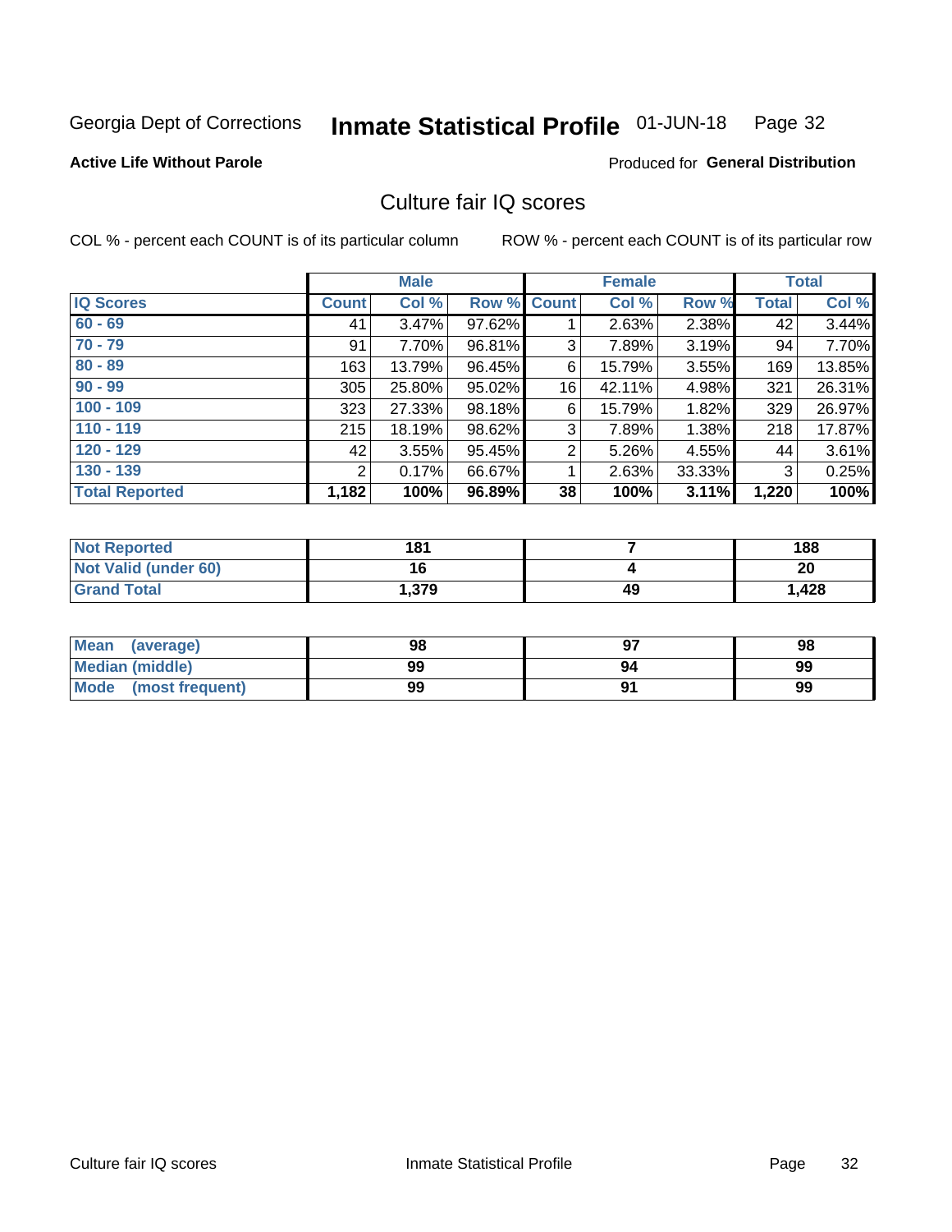Georgia Dept of Corrections **Inmate Statistical Profile** 01-JUN-18

**Active Life Without Parole**

Produced for **General Distribution**

## Culture fair IQ scores

COL % - percent each COUNT is of its particular column

ROW % - percent each COUNT is of its particular row

| | Male | | | Female | | | Total | |
|---|---|---|---|---|---|---|---|---|
| **IQ Scores** | **Count** | **Col %** | **Row %** | **Count** | **Col %** | **Row %** | **Total** | **Col %** |
| 60 - 69 | 41 | 3.47% | 97.62% | 1 | 2.63% | 2.38% | 42 | 3.44% |
| 70 - 79 | 91 | 7.70% | 96.81% | 3 | 7.89% | 3.19% | 94 | 7.70% |
| 80 - 89 | 163 | 13.79% | 96.45% | 6 | 15.79% | 3.55% | 169 | 13.85% |
| 90 - 99 | 305 | 25.80% | 95.02% | 16 | 42.11% | 4.98% | 321 | 26.31% |
| 100 - 109 | 323 | 27.33% | 98.18% | 6 | 15.79% | 1.82% | 329 | 26.97% |
| 110 - 119 | 215 | 18.19% | 98.62% | 3 | 7.89% | 1.38% | 218 | 17.87% |
| 120 - 129 | 42 | 3.55% | 95.45% | 2 | 5.26% | 4.55% | 44 | 3.61% |
| 130 - 139 | 2 | 0.17% | 66.67% | 1 | 2.63% | 33.33% | 3 | 0.25% |
| **Total Reported** | **1,182** | **100%** | **96.89%** | **38** | **100%** | **3.11%** | **1,220** | **100%** |

| | Male | Female | Total |
|---|---|---|---|
| Not Reported | 181 | 7 | 188 |
| Not Valid (under 60) | 16 | 4 | 20 |
| Grand Total | 1,379 | 49 | 1,428 |

| | Male | Female | Total |
|---|---|---|---|
| Mean (average) | 98 | 97 | 98 |
| Median (middle) | 99 | 94 | 99 |
| Mode (most frequent) | 99 | 91 | 99 |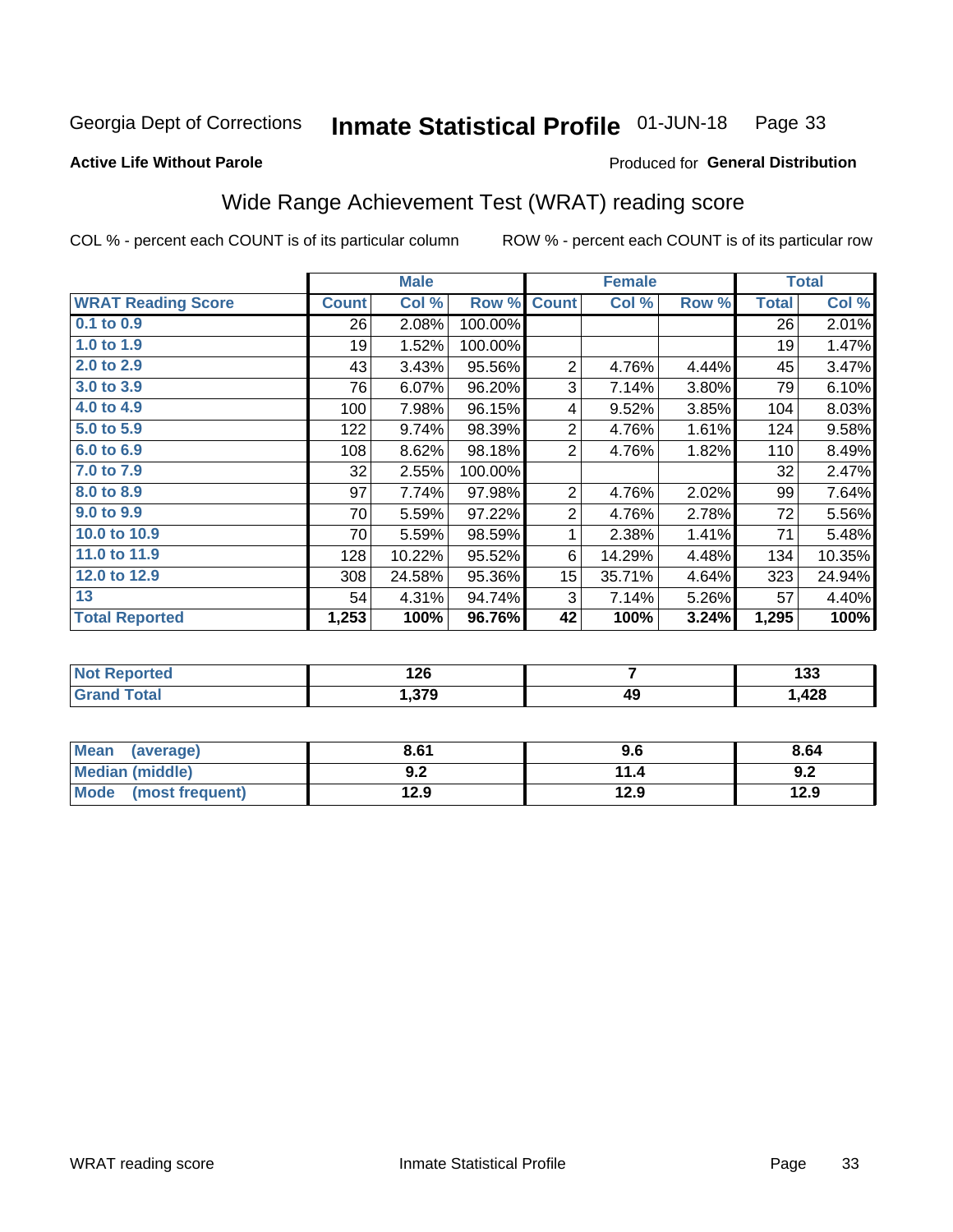Georgia Dept of Corrections **Inmate Statistical Profile** 01-JUN-18

**Active Life Without Parole**

Produced for **General Distribution**

## Wide Range Achievement Test (WRAT) reading score

COL % - percent each COUNT is of its particular column    ROW % - percent each COUNT is of its particular row

| | Male | | | Female | | | Total | |
|---|---|---|---|---|---|---|---|---|
| **WRAT Reading Score** | **Count** | **Col %** | **Row %** | **Count** | **Col %** | **Row %** | **Total** | **Col %** |
| 0.1 to 0.9 | 26 | 2.08% | 100.00% | | | | 26 | 2.01% |
| 1.0 to 1.9 | 19 | 1.52% | 100.00% | | | | 19 | 1.47% |
| 2.0 to 2.9 | 43 | 3.43% | 95.56% | 2 | 4.76% | 4.44% | 45 | 3.47% |
| 3.0 to 3.9 | 76 | 6.07% | 96.20% | 3 | 7.14% | 3.80% | 79 | 6.10% |
| 4.0 to 4.9 | 100 | 7.98% | 96.15% | 4 | 9.52% | 3.85% | 104 | 8.03% |
| 5.0 to 5.9 | 122 | 9.74% | 98.39% | 2 | 4.76% | 1.61% | 124 | 9.58% |
| 6.0 to 6.9 | 108 | 8.62% | 98.18% | 2 | 4.76% | 1.82% | 110 | 8.49% |
| 7.0 to 7.9 | 32 | 2.55% | 100.00% | | | | 32 | 2.47% |
| 8.0 to 8.9 | 97 | 7.74% | 97.98% | 2 | 4.76% | 2.02% | 99 | 7.64% |
| 9.0 to 9.9 | 70 | 5.59% | 97.22% | 2 | 4.76% | 2.78% | 72 | 5.56% |
| 10.0 to 10.9 | 70 | 5.59% | 98.59% | 1 | 2.38% | 1.41% | 71 | 5.48% |
| 11.0 to 11.9 | 128 | 10.22% | 95.52% | 6 | 14.29% | 4.48% | 134 | 10.35% |
| 12.0 to 12.9 | 308 | 24.58% | 95.36% | 15 | 35.71% | 4.64% | 323 | 24.94% |
| 13 | 54 | 4.31% | 94.74% | 3 | 7.14% | 5.26% | 57 | 4.40% |
| **Total Reported** | **1,253** | **100%** | **96.76%** | **42** | **100%** | **3.24%** | **1,295** | **100%** |

| | Male | Female | Total |
|---|---|---|---|
| Not Reported | 126 | 7 | 133 |
| Grand Total | 1,379 | 49 | 1,428 |

| | Male | Female | Total |
|---|---|---|---|
| Mean (average) | 8.61 | 9.6 | 8.64 |
| Median (middle) | 9.2 | 11.4 | 9.2 |
| Mode (most frequent) | 12.9 | 12.9 | 12.9 |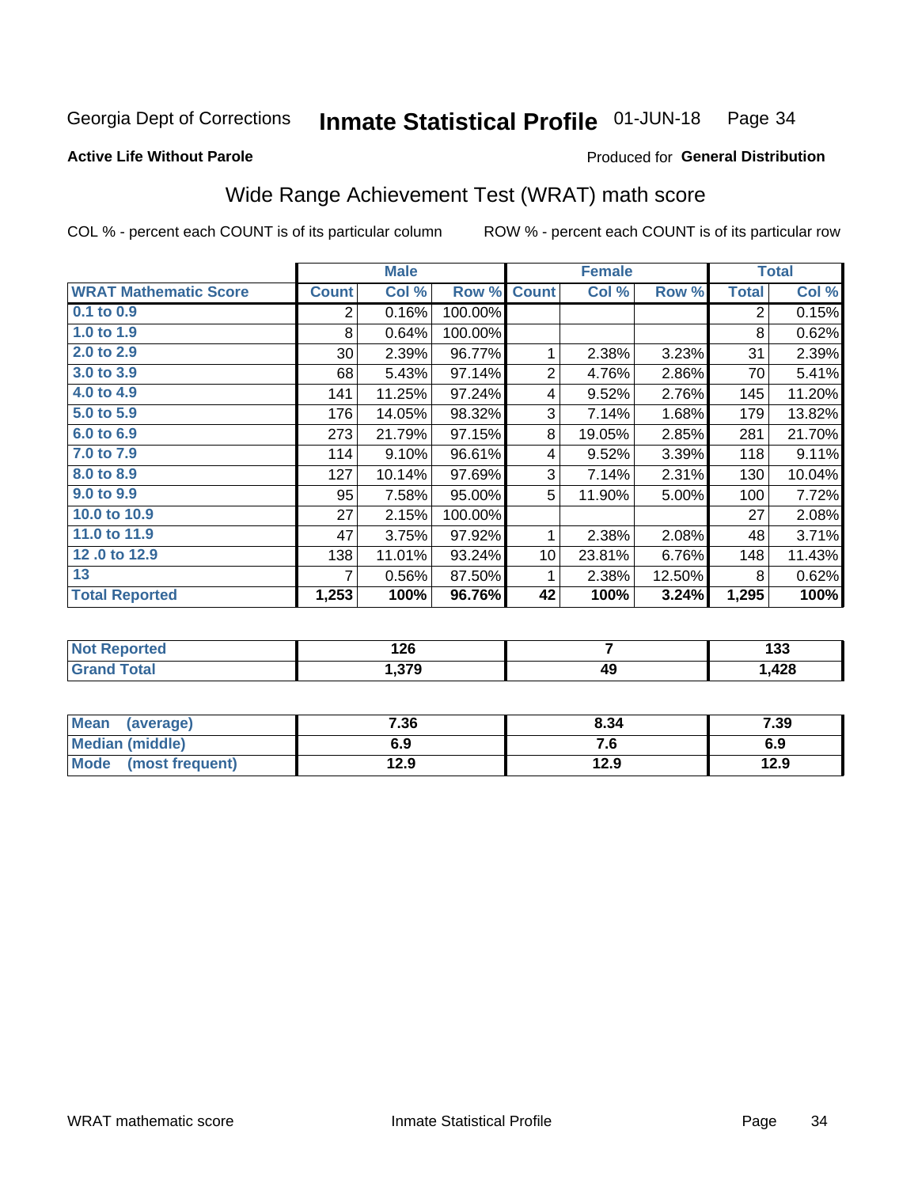Georgia Dept of Corrections **Inmate Statistical Profile** 01-JUN-18

**Active Life Without Parole**

Produced for **General Distribution**

## Wide Range Achievement Test (WRAT) math score

COL % - percent each COUNT is of its particular column ROW % - percent each COUNT is of its particular row

| | Male | | | Female | | | Total | |
|---|---|---|---|---|---|---|---|---|
| **WRAT Mathematic Score** | **Count** | **Col %** | **Row %** | **Count** | **Col %** | **Row %** | **Total** | **Col %** |
| 0.1 to 0.9 | 2 | 0.16% | 100.00% | | | | 2 | 0.15% |
| 1.0 to 1.9 | 8 | 0.64% | 100.00% | | | | 8 | 0.62% |
| 2.0 to 2.9 | 30 | 2.39% | 96.77% | 1 | 2.38% | 3.23% | 31 | 2.39% |
| 3.0 to 3.9 | 68 | 5.43% | 97.14% | 2 | 4.76% | 2.86% | 70 | 5.41% |
| 4.0 to 4.9 | 141 | 11.25% | 97.24% | 4 | 9.52% | 2.76% | 145 | 11.20% |
| 5.0 to 5.9 | 176 | 14.05% | 98.32% | 3 | 7.14% | 1.68% | 179 | 13.82% |
| 6.0 to 6.9 | 273 | 21.79% | 97.15% | 8 | 19.05% | 2.85% | 281 | 21.70% |
| 7.0 to 7.9 | 114 | 9.10% | 96.61% | 4 | 9.52% | 3.39% | 118 | 9.11% |
| 8.0 to 8.9 | 127 | 10.14% | 97.69% | 3 | 7.14% | 2.31% | 130 | 10.04% |
| 9.0 to 9.9 | 95 | 7.58% | 95.00% | 5 | 11.90% | 5.00% | 100 | 7.72% |
| 10.0 to 10.9 | 27 | 2.15% | 100.00% | | | | 27 | 2.08% |
| 11.0 to 11.9 | 47 | 3.75% | 97.92% | 1 | 2.38% | 2.08% | 48 | 3.71% |
| 12 .0 to 12.9 | 138 | 11.01% | 93.24% | 10 | 23.81% | 6.76% | 148 | 11.43% |
| 13 | 7 | 0.56% | 87.50% | 1 | 2.38% | 12.50% | 8 | 0.62% |
| **Total Reported** | **1,253** | **100%** | **96.76%** | **42** | **100%** | **3.24%** | **1,295** | **100%** |

| | Male | Female | Total |
|---|---|---|---|
| Not Reported | 126 | 7 | 133 |
| Grand Total | 1,379 | 49 | 1,428 |

| | Male | Female | Total |
|---|---|---|---|
| Mean (average) | 7.36 | 8.34 | 7.39 |
| Median (middle) | 6.9 | 7.6 | 6.9 |
| Mode (most frequent) | 12.9 | 12.9 | 12.9 |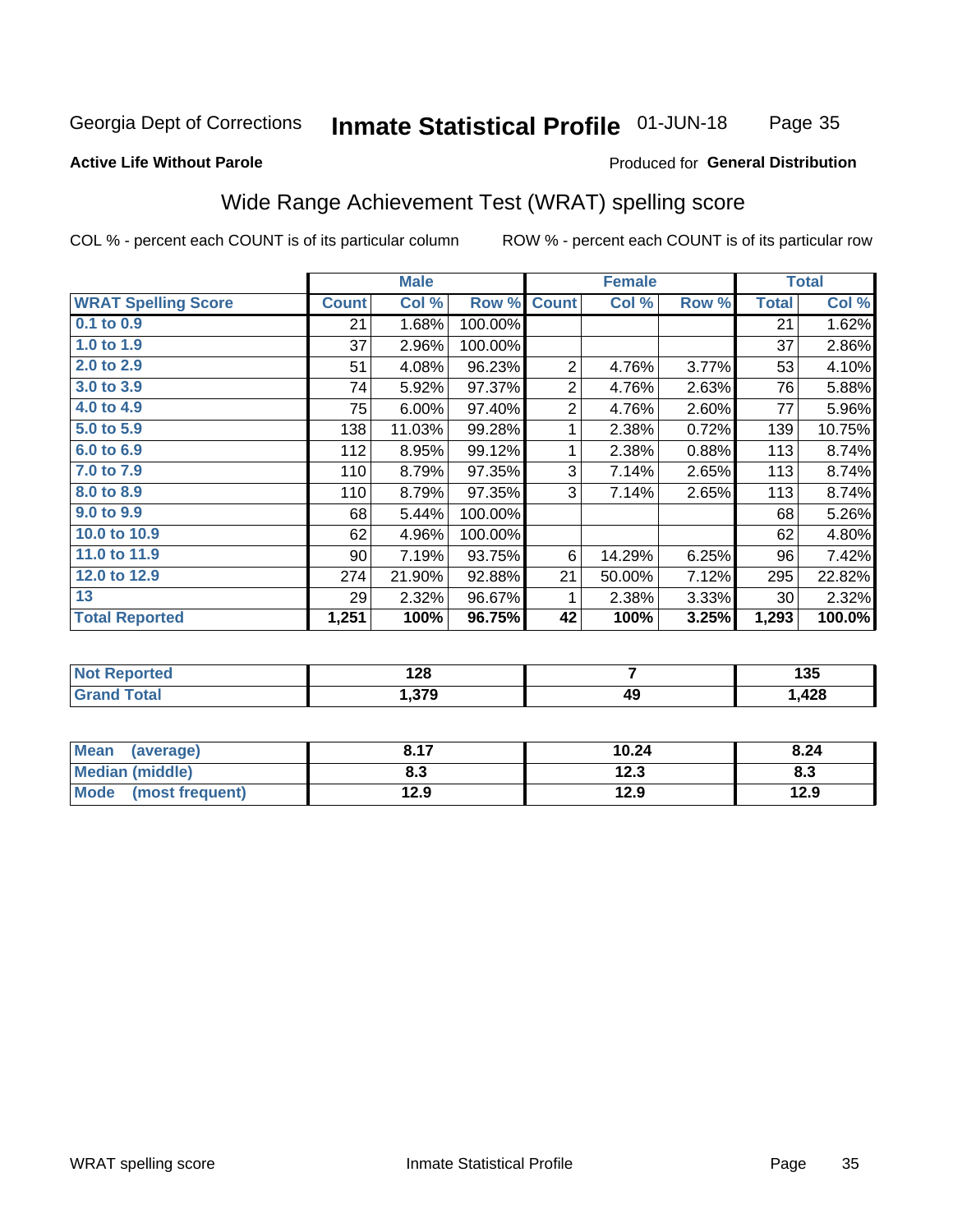Georgia Dept of Corrections **Inmate Statistical Profile** 01-JUN-18

**Active Life Without Parole**

Produced for **General Distribution**

## Wide Range Achievement Test (WRAT) spelling score

COL % - percent each COUNT is of its particular column ROW % - percent each COUNT is of its particular row

| | Male | | | Female | | | Total | |
|---|---|---|---|---|---|---|---|---|
| **WRAT Spelling Score** | **Count** | **Col %** | **Row %** | **Count** | **Col %** | **Row %** | **Total** | **Col %** |
| 0.1 to 0.9 | 21 | 1.68% | 100.00% | | | | 21 | 1.62% |
| 1.0 to 1.9 | 37 | 2.96% | 100.00% | | | | 37 | 2.86% |
| 2.0 to 2.9 | 51 | 4.08% | 96.23% | 2 | 4.76% | 3.77% | 53 | 4.10% |
| 3.0 to 3.9 | 74 | 5.92% | 97.37% | 2 | 4.76% | 2.63% | 76 | 5.88% |
| 4.0 to 4.9 | 75 | 6.00% | 97.40% | 2 | 4.76% | 2.60% | 77 | 5.96% |
| 5.0 to 5.9 | 138 | 11.03% | 99.28% | 1 | 2.38% | 0.72% | 139 | 10.75% |
| 6.0 to 6.9 | 112 | 8.95% | 99.12% | 1 | 2.38% | 0.88% | 113 | 8.74% |
| 7.0 to 7.9 | 110 | 8.79% | 97.35% | 3 | 7.14% | 2.65% | 113 | 8.74% |
| 8.0 to 8.9 | 110 | 8.79% | 97.35% | 3 | 7.14% | 2.65% | 113 | 8.74% |
| 9.0 to 9.9 | 68 | 5.44% | 100.00% | | | | 68 | 5.26% |
| 10.0 to 10.9 | 62 | 4.96% | 100.00% | | | | 62 | 4.80% |
| 11.0 to 11.9 | 90 | 7.19% | 93.75% | 6 | 14.29% | 6.25% | 96 | 7.42% |
| 12.0 to 12.9 | 274 | 21.90% | 92.88% | 21 | 50.00% | 7.12% | 295 | 22.82% |
| 13 | 29 | 2.32% | 96.67% | 1 | 2.38% | 3.33% | 30 | 2.32% |
| **Total Reported** | **1,251** | **100%** | **96.75%** | **42** | **100%** | **3.25%** | **1,293** | **100.0%** |

| | Male | Female | Total |
|---|---|---|---|
| Not Reported | 128 | 7 | 135 |
| Grand Total | 1,379 | 49 | 1,428 |

| | Male | Female | Total |
|---|---|---|---|
| Mean (average) | 8.17 | 10.24 | 8.24 |
| Median (middle) | 8.3 | 12.3 | 8.3 |
| Mode (most frequent) | 12.9 | 12.9 | 12.9 |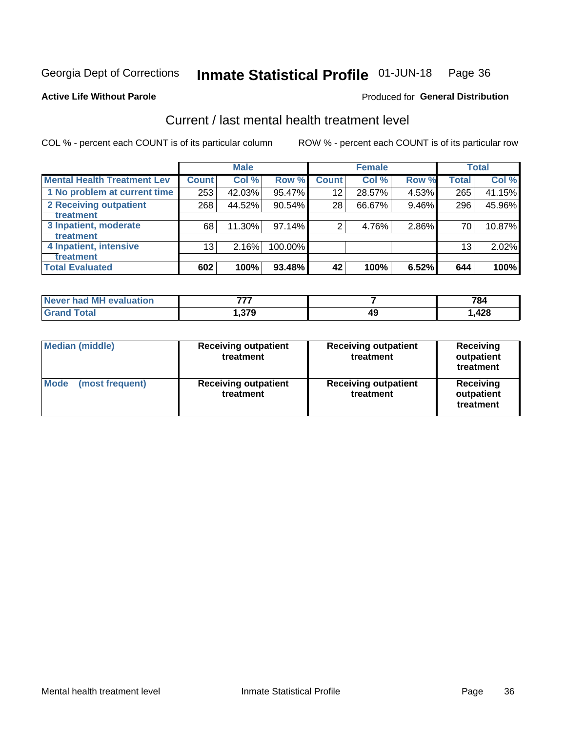Georgia Dept of Corrections **Inmate Statistical Profile** 01-JUN-18

**Active Life Without Parole**

Produced for **General Distribution**

## Current / last mental health treatment level

COL % - percent each COUNT is of its particular column    ROW % - percent each COUNT is of its particular row

| | Male | | | Female | | | Total | |
|---|---|---|---|---|---|---|---|---|
| **Mental Health Treatment Lev** | **Count** | **Col %** | **Row %** | **Count** | **Col %** | **Row %** | **Total** | **Col %** |
| 1 No problem at current time | 253 | 42.03% | 95.47% | 12 | 28.57% | 4.53% | 265 | 41.15% |
| 2 Receiving outpatient treatment | 268 | 44.52% | 90.54% | 28 | 66.67% | 9.46% | 296 | 45.96% |
| 3 Inpatient, moderate treatment | 68 | 11.30% | 97.14% | 2 | 4.76% | 2.86% | 70 | 10.87% |
| 4 Inpatient, intensive treatment | 13 | 2.16% | 100.00% | | | | 13 | 2.02% |
| **Total Evaluated** | **602** | **100%** | **93.48%** | **42** | **100%** | **6.52%** | **644** | **100%** |

| | Male | Female | Total |
|---|---|---|---|
| **Never had MH evaluation** | **777** | **7** | **784** |
| **Grand Total** | **1,379** | **49** | **1,428** |

| | Male | Female | Total |
|---|---|---|---|
| **Median (middle)** | **Receiving outpatient treatment** | **Receiving outpatient treatment** | **Receiving outpatient treatment** |
| **Mode (most frequent)** | **Receiving outpatient treatment** | **Receiving outpatient treatment** | **Receiving outpatient treatment** |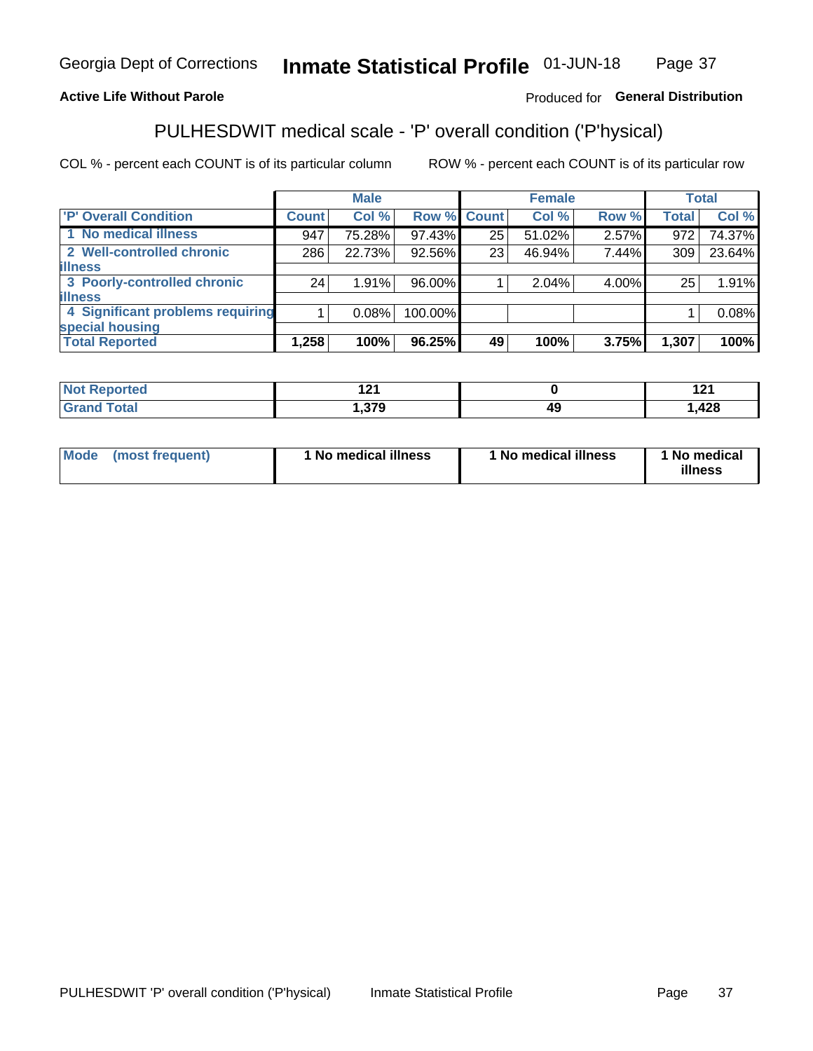Georgia Dept of Corrections **Inmate Statistical Profile** 01-JUN-18

**Active Life Without Parole**

Produced for **General Distribution**

## PULHESDWIT medical scale - 'P' overall condition ('P'hysical)

COL % - percent each COUNT is of its particular column ROW % - percent each COUNT is of its particular row

| | Male | | | Female | | | Total | |
|---|---|---|---|---|---|---|---|---|
| 'P' Overall Condition | Count | Col % | Row % | Count | Col % | Row % | Total | Col % |
| 1 No medical illness | 947 | 75.28% | 97.43% | 25 | 51.02% | 2.57% | 972 | 74.37% |
| 2 Well-controlled chronic illness | 286 | 22.73% | 92.56% | 23 | 46.94% | 7.44% | 309 | 23.64% |
| 3 Poorly-controlled chronic illness | 24 | 1.91% | 96.00% | 1 | 2.04% | 4.00% | 25 | 1.91% |
| 4 Significant problems requiring special housing | 1 | 0.08% | 100.00% | | | | 1 | 0.08% |
| **Total Reported** | **1,258** | **100%** | **96.25%** | **49** | **100%** | **3.75%** | **1,307** | **100%** |

| | Male | Female | Total |
|---|---|---|---|
| **Not Reported** | **121** | **0** | **121** |
| **Grand Total** | **1,379** | **49** | **1,428** |

| | Male | Female | Total |
|---|---|---|---|
| **Mode (most frequent)** | **1 No medical illness** | **1 No medical illness** | **1 No medical illness** |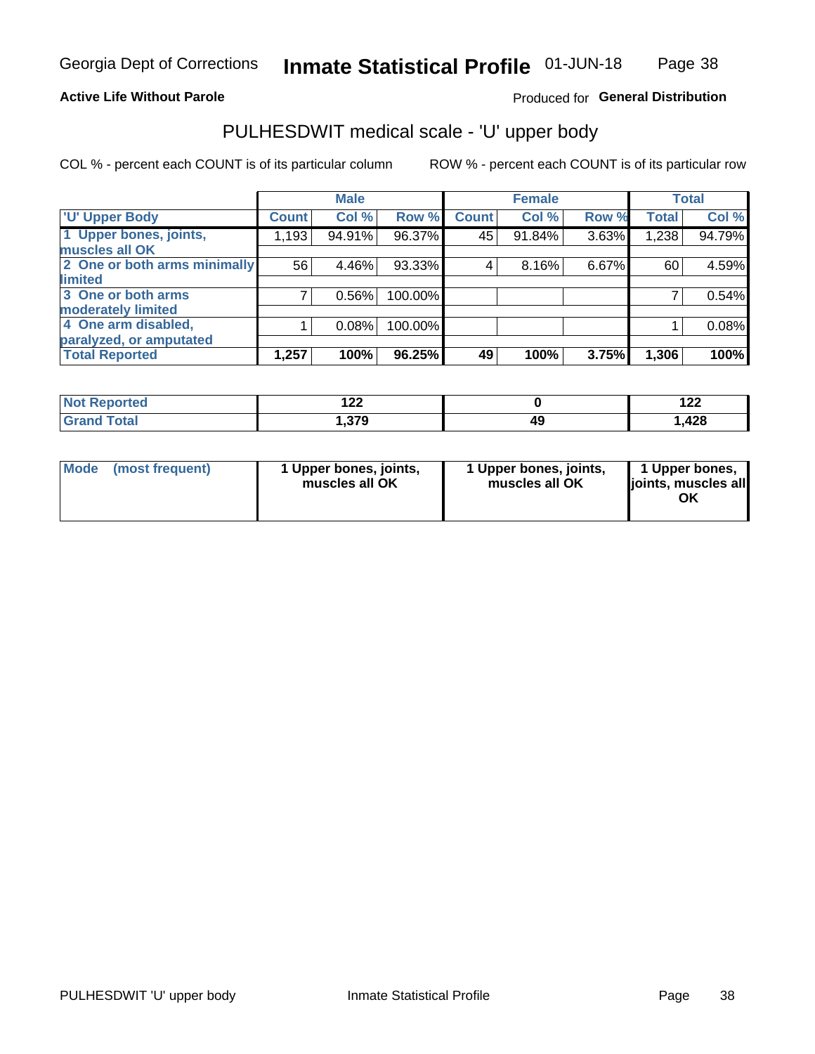Georgia Dept of Corrections **Inmate Statistical Profile** 01-JUN-18

**Active Life Without Parole**

Produced for **General Distribution**

## PULHESDWIT medical scale - 'U' upper body

COL % - percent each COUNT is of its particular column

ROW % - percent each COUNT is of its particular row

| | Male | | | Female | | | Total | |
|---|---|---|---|---|---|---|---|---|
| 'U' Upper Body | Count | Col % | Row % | Count | Col % | Row % | Total | Col % |
| 1 Upper bones, joints, muscles all OK | 1,193 | 94.91% | 96.37% | 45 | 91.84% | 3.63% | 1,238 | 94.79% |
| 2 One or both arms minimally limited | 56 | 4.46% | 93.33% | 4 | 8.16% | 6.67% | 60 | 4.59% |
| 3 One or both arms moderately limited | 7 | 0.56% | 100.00% | | | | 7 | 0.54% |
| 4 One arm disabled, paralyzed, or amputated | 1 | 0.08% | 100.00% | | | | 1 | 0.08% |
| **Total Reported** | **1,257** | **100%** | **96.25%** | **49** | **100%** | **3.75%** | **1,306** | **100%** |

| | Male | Female | Total |
|---|---|---|---|
| Not Reported | 122 | 0 | 122 |
| Grand Total | 1,379 | 49 | 1,428 |

| | Male | Female | Total |
|---|---|---|---|
| Mode (most frequent) | 1 Upper bones, joints, muscles all OK | 1 Upper bones, joints, muscles all OK | 1 Upper bones, joints, muscles all OK |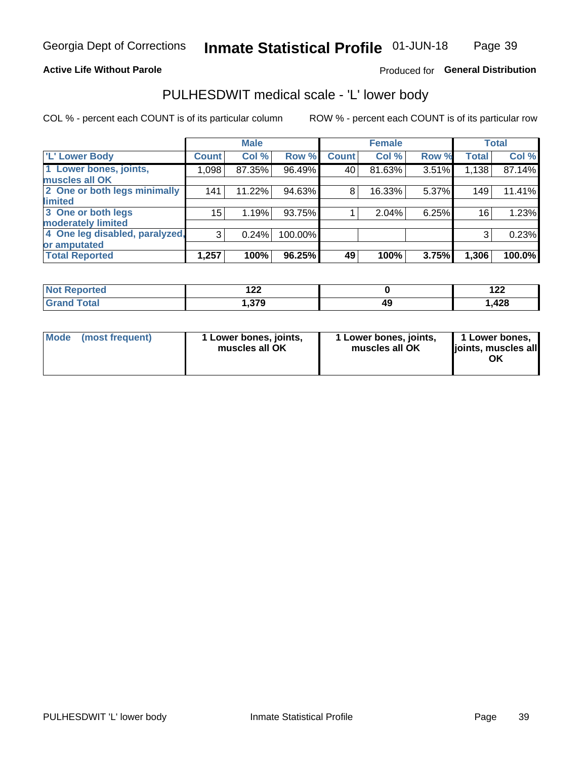**Active Life Without Parole**

Produced for **General Distribution**

## PULHESDWIT medical scale - 'L' lower body

COL % - percent each COUNT is of its particular column

ROW % - percent each COUNT is of its particular row

| | Male | | | Female | | | Total | |
|---|---|---|---|---|---|---|---|---|
| 'L' Lower Body | Count | Col % | Row % | Count | Col % | Row % | Total | Col % |
| 1 Lower bones, joints, muscles all OK | 1,098 | 87.35% | 96.49% | 40 | 81.63% | 3.51% | 1,138 | 87.14% |
| 2 One or both legs minimally limited | 141 | 11.22% | 94.63% | 8 | 16.33% | 5.37% | 149 | 11.41% |
| 3 One or both legs moderately limited | 15 | 1.19% | 93.75% | 1 | 2.04% | 6.25% | 16 | 1.23% |
| 4 One leg disabled, paralyzed, or amputated | 3 | 0.24% | 100.00% | | | | 3 | 0.23% |
| **Total Reported** | **1,257** | **100%** | **96.25%** | **49** | **100%** | **3.75%** | **1,306** | **100.0%** |

| | Male | Female | Total |
|---|---|---|---|
| Not Reported | 122 | 0 | 122 |
| Grand Total | 1,379 | 49 | 1,428 |

| | Male | Female | Total |
|---|---|---|---|
| Mode (most frequent) | 1 Lower bones, joints, muscles all OK | 1 Lower bones, joints, muscles all OK | 1 Lower bones, joints, muscles all OK |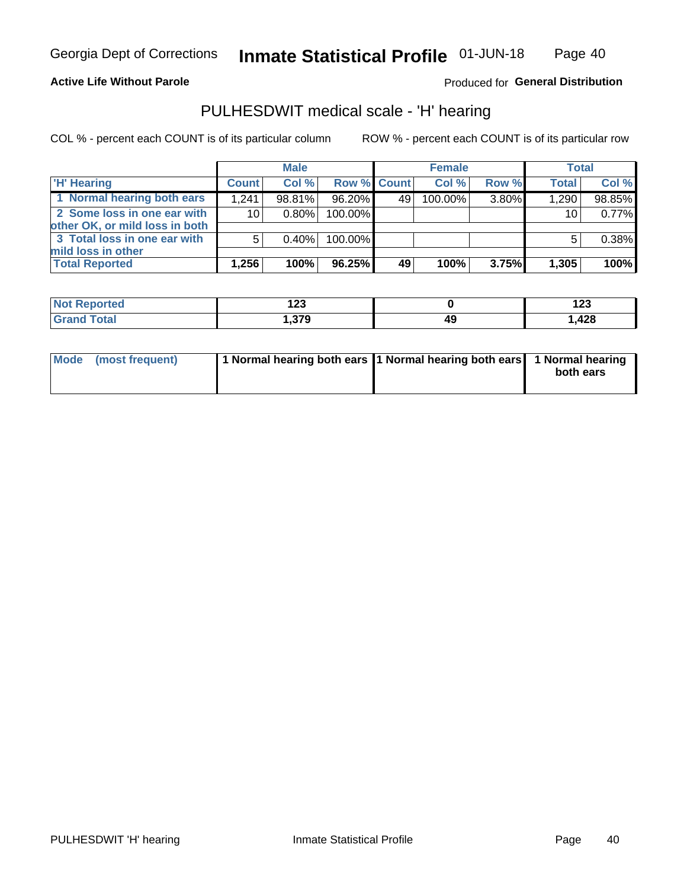Georgia Dept of Corrections **Inmate Statistical Profile** 01-JUN-18

**Active Life Without Parole**

Produced for **General Distribution**

## PULHESDWIT medical scale - 'H' hearing

COL % - percent each COUNT is of its particular column

ROW % - percent each COUNT is of its particular row

| | Male | | | Female | | | Total | |
|---|---|---|---|---|---|---|---|---|
| 'H' Hearing | Count | Col % | Row % | Count | Col % | Row % | Total | Col % |
| 1 Normal hearing both ears | 1,241 | 98.81% | 96.20% | 49 | 100.00% | 3.80% | 1,290 | 98.85% |
| 2 Some loss in one ear with other OK, or mild loss in both | 10 | 0.80% | 100.00% | | | | 10 | 0.77% |
| 3 Total loss in one ear with mild loss in other | 5 | 0.40% | 100.00% | | | | 5 | 0.38% |
| **Total Reported** | **1,256** | **100%** | **96.25%** | **49** | **100%** | **3.75%** | **1,305** | **100%** |

| | Male | Female | Total |
|---|---|---|---|
| Not Reported | 123 | 0 | 123 |
| Grand Total | 1,379 | 49 | 1,428 |

| | Male | Female | Total |
|---|---|---|---|
| Mode (most frequent) | 1 Normal hearing both ears | 1 Normal hearing both ears | 1 Normal hearing both ears |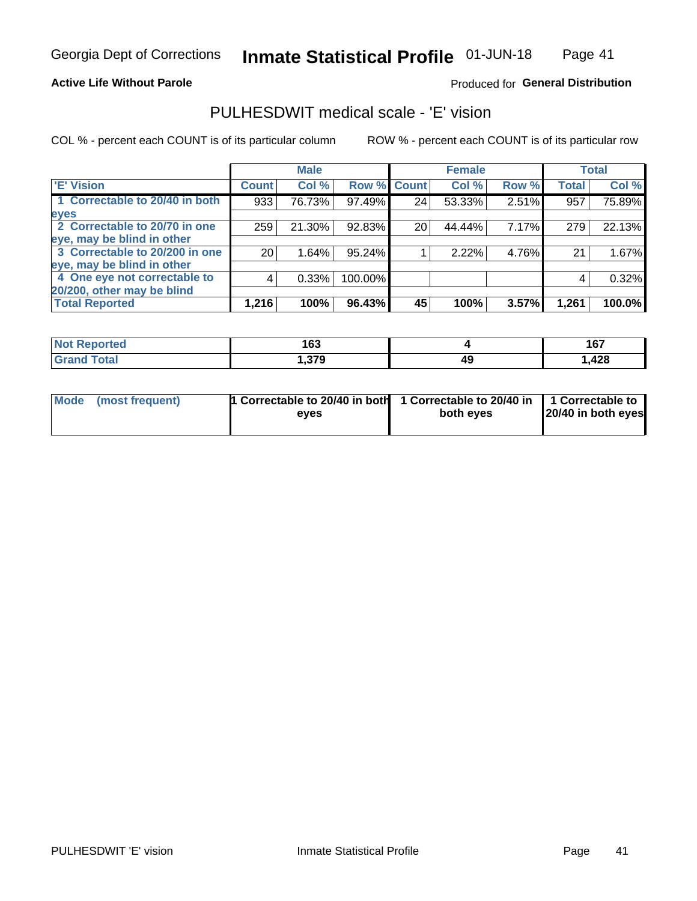Georgia Dept of Corrections **Inmate Statistical Profile** 01-JUN-18

**Active Life Without Parole**

Produced for **General Distribution**

## PULHESDWIT medical scale - 'E' vision

COL % - percent each COUNT is of its particular column

ROW % - percent each COUNT is of its particular row

| | Male | | | Female | | | Total | |
|---|---|---|---|---|---|---|---|---|
| **'E' Vision** | **Count** | **Col %** | **Row %** | **Count** | **Col %** | **Row %** | **Total** | **Col %** |
| **1 Correctable to 20/40 in both eyes** | 933 | 76.73% | 97.49% | 24 | 53.33% | 2.51% | 957 | 75.89% |
| **2 Correctable to 20/70 in one eye, may be blind in other** | 259 | 21.30% | 92.83% | 20 | 44.44% | 7.17% | 279 | 22.13% |
| **3 Correctable to 20/200 in one eye, may be blind in other** | 20 | 1.64% | 95.24% | 1 | 2.22% | 4.76% | 21 | 1.67% |
| **4 One eye not correctable to 20/200, other may be blind** | 4 | 0.33% | 100.00% | | | | 4 | 0.32% |
| **Total Reported** | **1,216** | **100%** | **96.43%** | **45** | **100%** | **3.57%** | **1,261** | **100.0%** |

| | Male | Female | Total |
|---|---|---|---|
| **Not Reported** | **163** | **4** | **167** |
| **Grand Total** | **1,379** | **49** | **1,428** |

| | Male | Female | Total |
|---|---|---|---|
| **Mode (most frequent)** | **1 Correctable to 20/40 in both eyes** | **1 Correctable to 20/40 in both eyes** | **1 Correctable to 20/40 in both eyes** |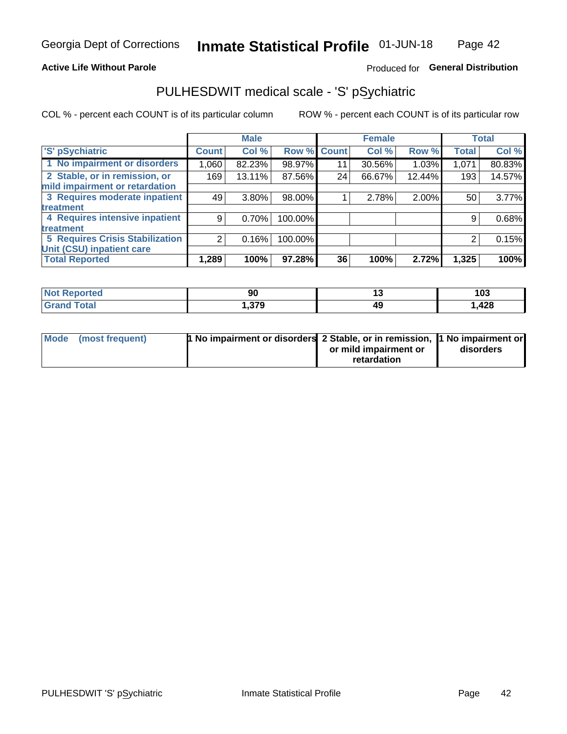Georgia Dept of Corrections **Inmate Statistical Profile** 01-JUN-18

**Active Life Without Parole**

Produced for **General Distribution**

## PULHESDWIT medical scale - 'S' pSychiatric

COL % - percent each COUNT is of its particular column

ROW % - percent each COUNT is of its particular row

| | Male | | | Female | | | Total | |
|---|---|---|---|---|---|---|---|---|
| 'S' pSychiatric | Count | Col % | Row % | Count | Col % | Row % | Total | Col % |
| 1 No impairment or disorders | 1,060 | 82.23% | 98.97% | 11 | 30.56% | 1.03% | 1,071 | 80.83% |
| 2 Stable, or in remission, or mild impairment or retardation | 169 | 13.11% | 87.56% | 24 | 66.67% | 12.44% | 193 | 14.57% |
| 3 Requires moderate inpatient treatment | 49 | 3.80% | 98.00% | 1 | 2.78% | 2.00% | 50 | 3.77% |
| 4 Requires intensive inpatient treatment | 9 | 0.70% | 100.00% | | | | 9 | 0.68% |
| 5 Requires Crisis Stabilization Unit (CSU) inpatient care | 2 | 0.16% | 100.00% | | | | 2 | 0.15% |
| **Total Reported** | **1,289** | **100%** | **97.28%** | **36** | **100%** | **2.72%** | **1,325** | **100%** |

| | Male | Female | Total |
|---|---|---|---|
| Not Reported | 90 | 13 | 103 |
| Grand Total | 1,379 | 49 | 1,428 |

| | Male | Female | Total |
|---|---|---|---|
| Mode (most frequent) | 1 No impairment or disorders | 2 Stable, or in remission, or mild impairment or retardation | 1 No impairment or disorders |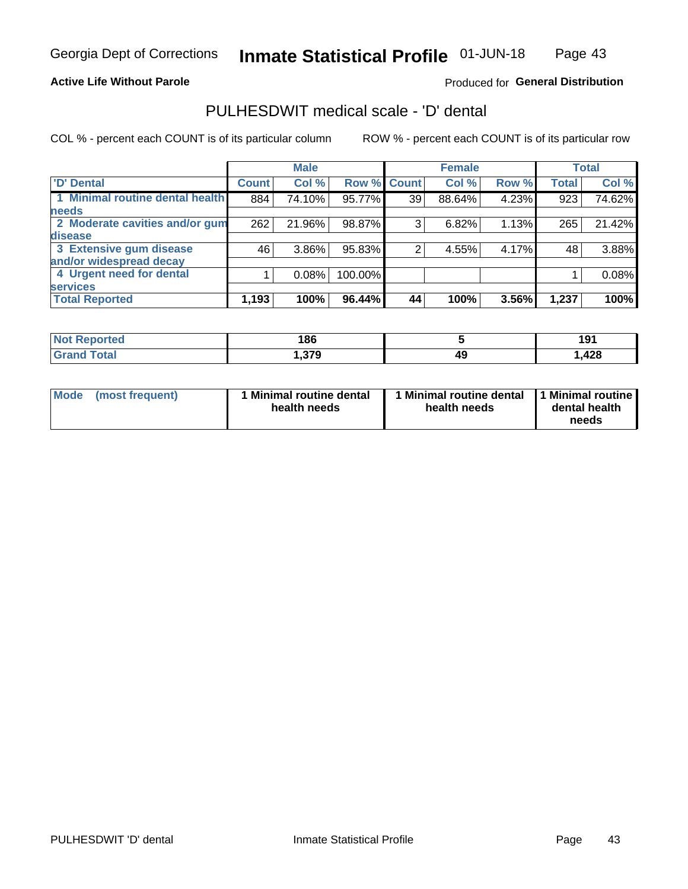# Georgia Dept of Corrections — Inmate Statistical Profile — 01-JUN-18

**Active Life Without Parole**

Produced for **General Distribution**

## PULHESDWIT medical scale - 'D' dental

COL % - percent each COUNT is of its particular column

ROW % - percent each COUNT is of its particular row

| | Male | | | Female | | | Total | |
|---|---|---|---|---|---|---|---|---|
| 'D' Dental | Count | Col % | Row % | Count | Col % | Row % | Total | Col % |
| 1 Minimal routine dental health needs | 884 | 74.10% | 95.77% | 39 | 88.64% | 4.23% | 923 | 74.62% |
| 2 Moderate cavities and/or gum disease | 262 | 21.96% | 98.87% | 3 | 6.82% | 1.13% | 265 | 21.42% |
| 3 Extensive gum disease and/or widespread decay | 46 | 3.86% | 95.83% | 2 | 4.55% | 4.17% | 48 | 3.88% |
| 4 Urgent need for dental services | 1 | 0.08% | 100.00% | | | | 1 | 0.08% |
| **Total Reported** | **1,193** | **100%** | **96.44%** | **44** | **100%** | **3.56%** | **1,237** | **100%** |

| | Male | Female | Total |
|---|---|---|---|
| Not Reported | 186 | 5 | 191 |
| Grand Total | 1,379 | 49 | 1,428 |

| | Male | Female | Total |
|---|---|---|---|
| Mode (most frequent) | 1 Minimal routine dental health needs | 1 Minimal routine dental health needs | 1 Minimal routine dental health needs |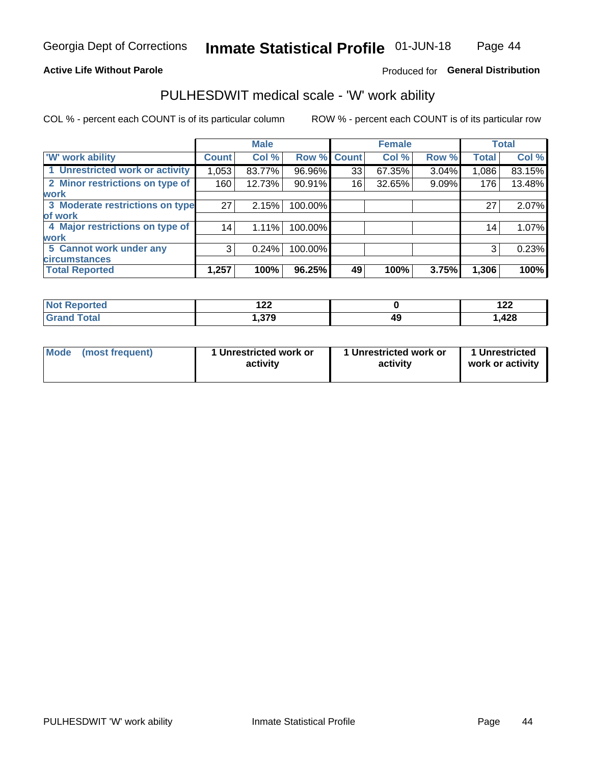# Georgia Dept of Corrections — Inmate Statistical Profile — 01-JUN-18

**Active Life Without Parole** — Produced for **General Distribution**

## PULHESDWIT medical scale - 'W' work ability

COL % - percent each COUNT is of its particular column

ROW % - percent each COUNT is of its particular row

| | Male | | | Female | | | Total | |
|---|---|---|---|---|---|---|---|---|
| **'W' work ability** | **Count** | **Col %** | **Row %** | **Count** | **Col %** | **Row %** | **Total** | **Col %** |
| 1 Unrestricted work or activity | 1,053 | 83.77% | 96.96% | 33 | 67.35% | 3.04% | 1,086 | 83.15% |
| 2 Minor restrictions on type of work | 160 | 12.73% | 90.91% | 16 | 32.65% | 9.09% | 176 | 13.48% |
| 3 Moderate restrictions on type of work | 27 | 2.15% | 100.00% | | | | 27 | 2.07% |
| 4 Major restrictions on type of work | 14 | 1.11% | 100.00% | | | | 14 | 1.07% |
| 5 Cannot work under any circumstances | 3 | 0.24% | 100.00% | | | | 3 | 0.23% |
| **Total Reported** | **1,257** | **100%** | **96.25%** | **49** | **100%** | **3.75%** | **1,306** | **100%** |

| | Male | Female | Total |
|---|---|---|---|
| **Not Reported** | **122** | **0** | **122** |
| **Grand Total** | **1,379** | **49** | **1,428** |

| | Male | Female | Total |
|---|---|---|---|
| **Mode (most frequent)** | **1 Unrestricted work or activity** | **1 Unrestricted work or activity** | **1 Unrestricted work or activity** |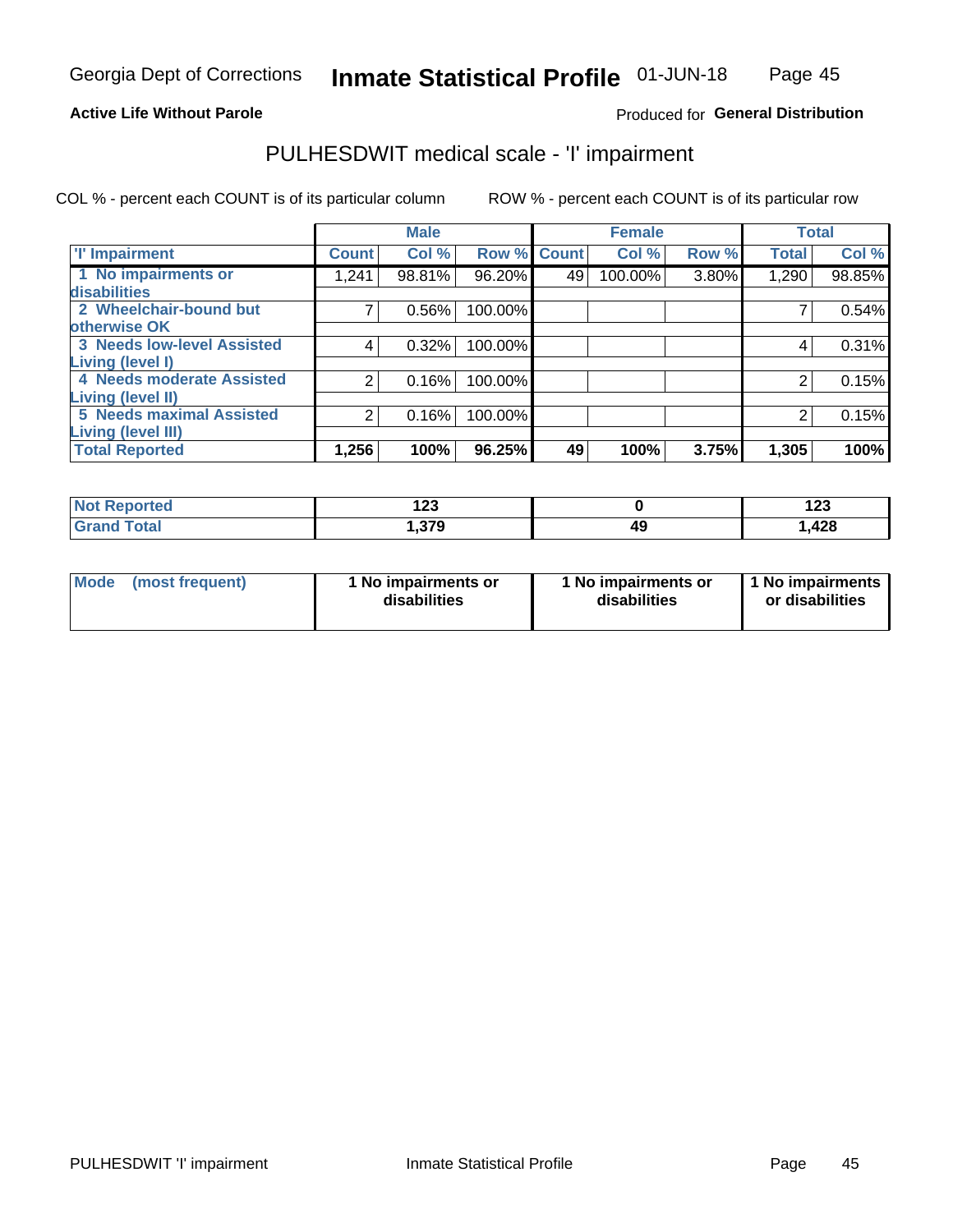Georgia Dept of Corrections **Inmate Statistical Profile** 01-JUN-18

**Active Life Without Parole**

Produced for **General Distribution**

## PULHESDWIT medical scale - 'I' impairment

COL % - percent each COUNT is of its particular column

ROW % - percent each COUNT is of its particular row

| | Male | | | Female | | | Total | |
|---|---|---|---|---|---|---|---|---|
| 'I' Impairment | Count | Col % | Row % | Count | Col % | Row % | Total | Col % |
| 1 No impairments or disabilities | 1,241 | 98.81% | 96.20% | 49 | 100.00% | 3.80% | 1,290 | 98.85% |
| 2 Wheelchair-bound but otherwise OK | 7 | 0.56% | 100.00% | | | | 7 | 0.54% |
| 3 Needs low-level Assisted Living (level I) | 4 | 0.32% | 100.00% | | | | 4 | 0.31% |
| 4 Needs moderate Assisted Living (level II) | 2 | 0.16% | 100.00% | | | | 2 | 0.15% |
| 5 Needs maximal Assisted Living (level III) | 2 | 0.16% | 100.00% | | | | 2 | 0.15% |
| **Total Reported** | **1,256** | **100%** | **96.25%** | **49** | **100%** | **3.75%** | **1,305** | **100%** |

| | Male | Female | Total |
|---|---|---|---|
| Not Reported | 123 | 0 | 123 |
| Grand Total | 1,379 | 49 | 1,428 |

| | Male | Female | Total |
|---|---|---|---|
| Mode (most frequent) | 1 No impairments or disabilities | 1 No impairments or disabilities | 1 No impairments or disabilities |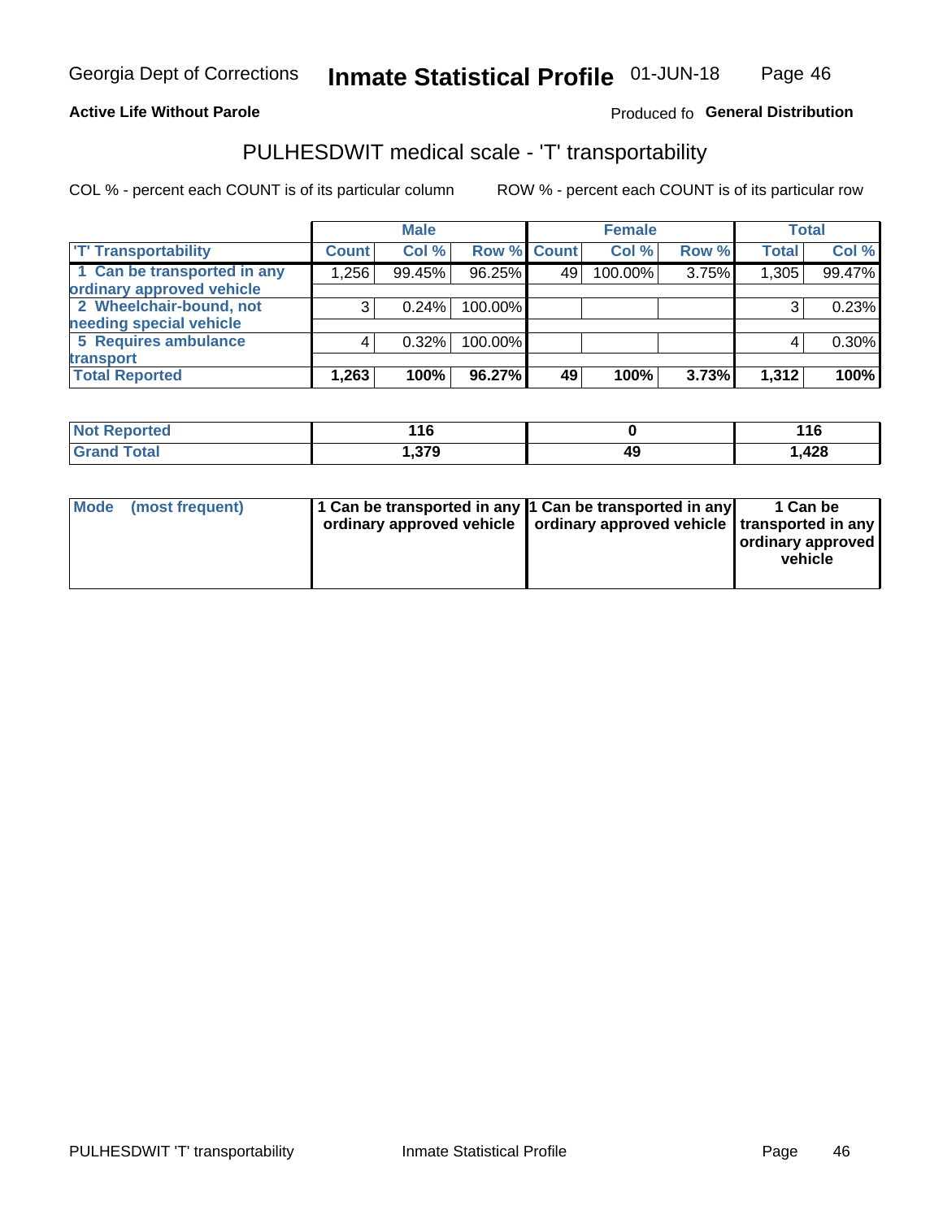Georgia Dept of Corrections **Inmate Statistical Profile** 01-JUN-18

**Active Life Without Parole**

Produced fo **General Distribution**

## PULHESDWIT medical scale - 'T' transportability

COL % - percent each COUNT is of its particular column

ROW % - percent each COUNT is of its particular row

| | Male | | | Female | | | Total | |
|---|---|---|---|---|---|---|---|---|
| 'T' Transportability | Count | Col % | Row % | Count | Col % | Row % | Total | Col % |
| 1 Can be transported in any ordinary approved vehicle | 1,256 | 99.45% | 96.25% | 49 | 100.00% | 3.75% | 1,305 | 99.47% |
| 2 Wheelchair-bound, not needing special vehicle | 3 | 0.24% | 100.00% | | | | 3 | 0.23% |
| 5 Requires ambulance transport | 4 | 0.32% | 100.00% | | | | 4 | 0.30% |
| **Total Reported** | **1,263** | **100%** | **96.27%** | **49** | **100%** | **3.73%** | **1,312** | **100%** |

| | Male | Female | Total |
|---|---|---|---|
| Not Reported | 116 | 0 | 116 |
| Grand Total | 1,379 | 49 | 1,428 |

| | Male | Female | Total |
|---|---|---|---|
| Mode (most frequent) | 1 Can be transported in any ordinary approved vehicle | 1 Can be transported in any ordinary approved vehicle | 1 Can be transported in any ordinary approved vehicle |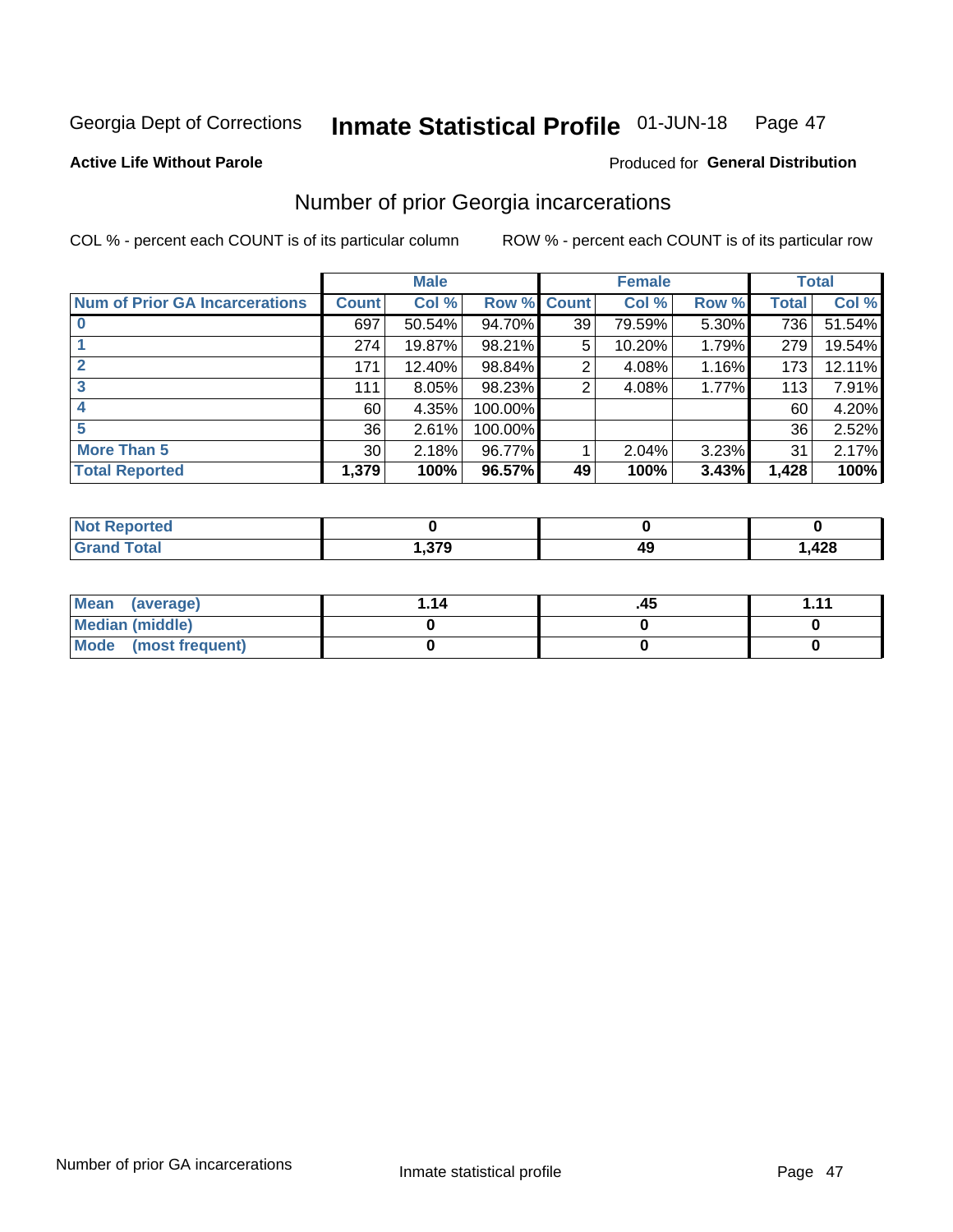Georgia Dept of Corrections **Inmate Statistical Profile** 01-JUN-18

**Active Life Without Parole**

Produced for **General Distribution**

## Number of prior Georgia incarcerations

COL % - percent each COUNT is of its particular column

ROW % - percent each COUNT is of its particular row

| | Male | | | Female | | | Total | |
|---|---|---|---|---|---|---|---|---|
| **Num of Prior GA Incarcerations** | **Count** | **Col %** | **Row %** | **Count** | **Col %** | **Row %** | **Total** | **Col %** |
| **0** | 697 | 50.54% | 94.70% | 39 | 79.59% | 5.30% | 736 | 51.54% |
| **1** | 274 | 19.87% | 98.21% | 5 | 10.20% | 1.79% | 279 | 19.54% |
| **2** | 171 | 12.40% | 98.84% | 2 | 4.08% | 1.16% | 173 | 12.11% |
| **3** | 111 | 8.05% | 98.23% | 2 | 4.08% | 1.77% | 113 | 7.91% |
| **4** | 60 | 4.35% | 100.00% | | | | 60 | 4.20% |
| **5** | 36 | 2.61% | 100.00% | | | | 36 | 2.52% |
| **More Than 5** | 30 | 2.18% | 96.77% | 1 | 2.04% | 3.23% | 31 | 2.17% |
| **Total Reported** | **1,379** | **100%** | **96.57%** | **49** | **100%** | **3.43%** | **1,428** | **100%** |

| | Male | Female | Total |
|---|---|---|---|
| **Not Reported** | **0** | **0** | **0** |
| **Grand Total** | **1,379** | **49** | **1,428** |

| | Male | Female | Total |
|---|---|---|---|
| **Mean (average)** | **1.14** | **.45** | **1.11** |
| **Median (middle)** | **0** | **0** | **0** |
| **Mode (most frequent)** | **0** | **0** | **0** |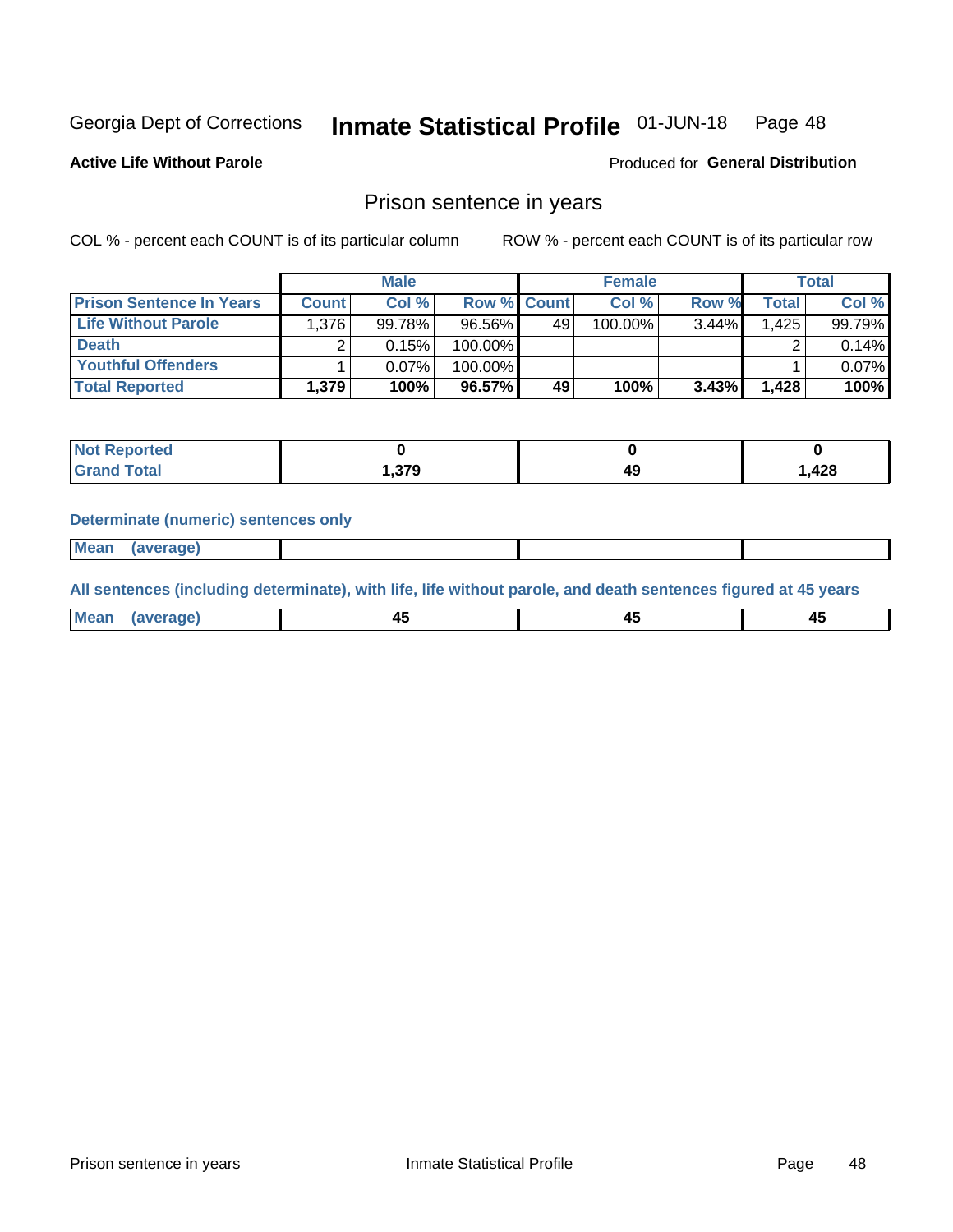Georgia Dept of Corrections **Inmate Statistical Profile** 01-JUN-18

**Active Life Without Parole**

Produced for **General Distribution**

## Prison sentence in years

COL % - percent each COUNT is of its particular column

ROW % - percent each COUNT is of its particular row

| | Male | | | Female | | | Total | |
|---|---|---|---|---|---|---|---|---|
| **Prison Sentence In Years** | **Count** | **Col %** | **Row %** | **Count** | **Col %** | **Row %** | **Total** | **Col %** |
| **Life Without Parole** | 1,376 | 99.78% | 96.56% | 49 | 100.00% | 3.44% | 1,425 | 99.79% |
| **Death** | 2 | 0.15% | 100.00% | | | | 2 | 0.14% |
| **Youthful Offenders** | 1 | 0.07% | 100.00% | | | | 1 | 0.07% |
| **Total Reported** | **1,379** | **100%** | **96.57%** | **49** | **100%** | **3.43%** | **1,428** | **100%** |

| | Male | Female | Total |
|---|---|---|---|
| **Not Reported** | **0** | **0** | **0** |
| **Grand Total** | **1,379** | **49** | **1,428** |

**Determinate (numeric) sentences only**

| | Male | Female | Total |
|---|---|---|---|
| **Mean (average)** | | | |

**All sentences (including determinate), with life, life without parole, and death sentences figured at 45 years**

| | Male | Female | Total |
|---|---|---|---|
| **Mean (average)** | **45** | **45** | **45** |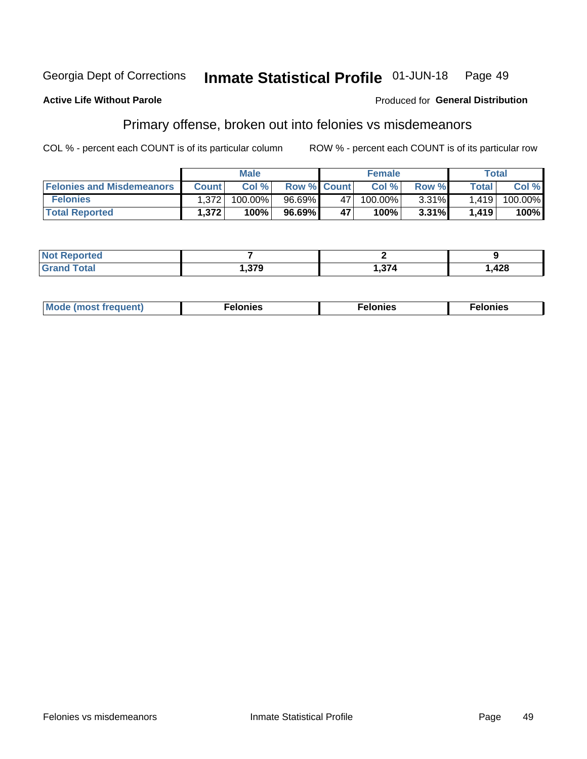Georgia Dept of Corrections **Inmate Statistical Profile** 01-JUN-18

**Active Life Without Parole**

Produced for **General Distribution**

## Primary offense, broken out into felonies vs misdemeanors

COL % - percent each COUNT is of its particular column

ROW % - percent each COUNT is of its particular row

| | Male | | | Female | | | Total | |
|---|---|---|---|---|---|---|---|---|
| **Felonies and Misdemeanors** | **Count** | **Col %** | **Row %** | **Count** | **Col %** | **Row %** | **Total** | **Col %** |
| **Felonies** | 1,372 | 100.00% | 96.69% | 47 | 100.00% | 3.31% | 1,419 | 100.00% |
| **Total Reported** | **1,372** | **100%** | **96.69%** | **47** | **100%** | **3.31%** | **1,419** | **100%** |

| | Male | Female | Total |
|---|---|---|---|
| **Not Reported** | **7** | **2** | **9** |
| **Grand Total** | **1,379** | **1,374** | **1,428** |

| | Male | Female | Total |
|---|---|---|---|
| **Mode (most frequent)** | **Felonies** | **Felonies** | **Felonies** |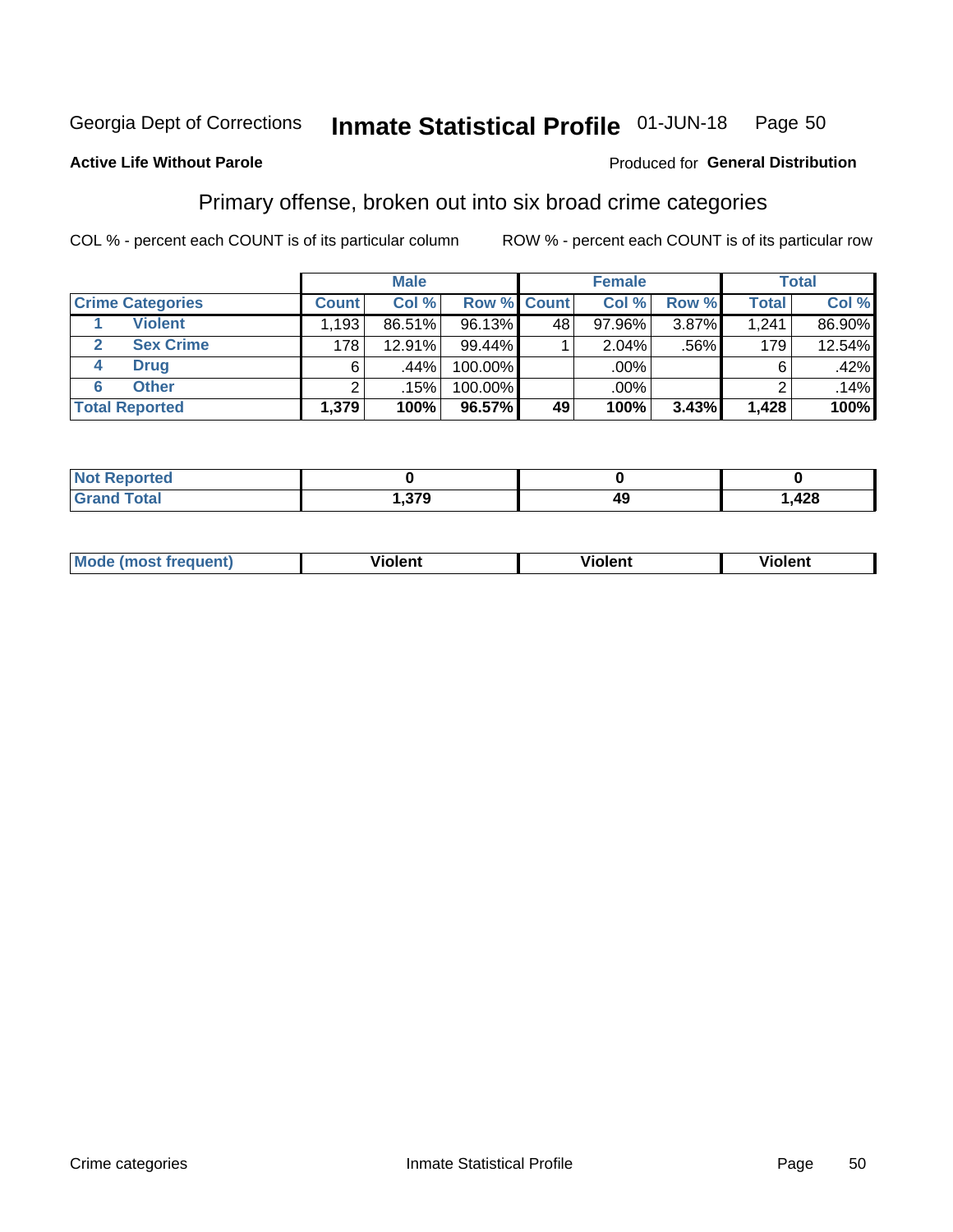Georgia Dept of Corrections **Inmate Statistical Profile** 01-JUN-18

**Active Life Without Parole**

Produced for **General Distribution**

## Primary offense, broken out into six broad crime categories

COL % - percent each COUNT is of its particular column

ROW % - percent each COUNT is of its particular row

| | | Male | | | Female | | | Total | |
|---|---|---|---|---|---|---|---|---|---|
| Crime Categories | | Count | Col % | Row % | Count | Col % | Row % | Total | Col % |
| 1 | Violent | 1,193 | 86.51% | 96.13% | 48 | 97.96% | 3.87% | 1,241 | 86.90% |
| 2 | Sex Crime | 178 | 12.91% | 99.44% | 1 | 2.04% | .56% | 179 | 12.54% |
| 4 | Drug | 6 | .44% | 100.00% | | .00% | | 6 | .42% |
| 6 | Other | 2 | .15% | 100.00% | | .00% | | 2 | .14% |
| **Total Reported** | | **1,379** | **100%** | **96.57%** | **49** | **100%** | **3.43%** | **1,428** | **100%** |

| | Male | Female | Total |
|---|---|---|---|
| Not Reported | **0** | **0** | **0** |
| Grand Total | **1,379** | **49** | **1,428** |

| | Male | Female | Total |
|---|---|---|---|
| Mode (most frequent) | **Violent** | **Violent** | **Violent** |

Crime categories Inmate Statistical Profile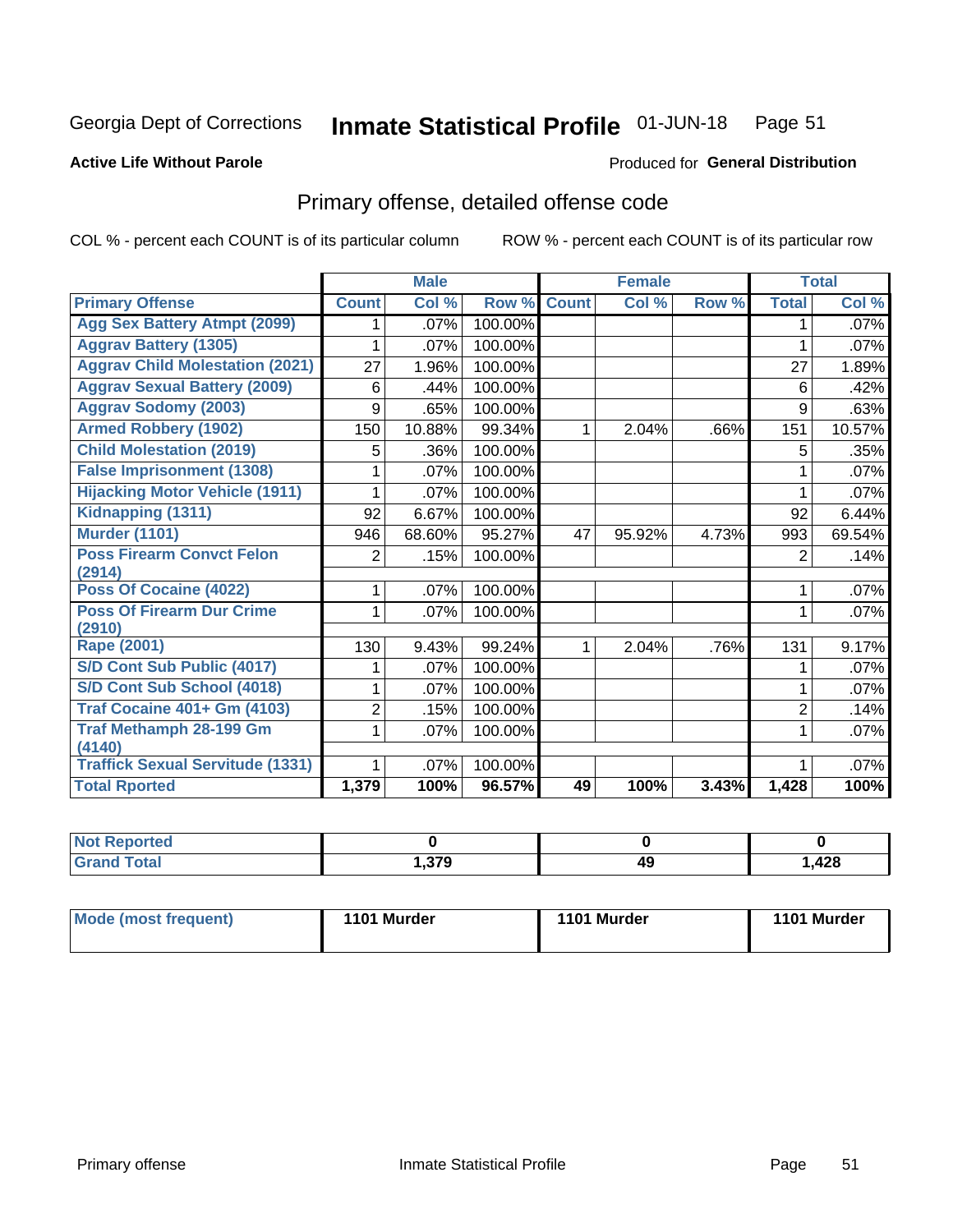Georgia Dept of Corrections **Inmate Statistical Profile** 01-JUN-18

**Active Life Without Parole**

Produced for **General Distribution**

## Primary offense, detailed offense code

COL % - percent each COUNT is of its particular column ROW % - percent each COUNT is of its particular row

| | Male | | | Female | | | Total | |
|---|---|---|---|---|---|---|---|---|
| **Primary Offense** | **Count** | **Col %** | **Row %** | **Count** | **Col %** | **Row %** | **Total** | **Col %** |
| **Agg Sex Battery Atmpt (2099)** | 1 | .07% | 100.00% | | | | 1 | .07% |
| **Aggrav Battery (1305)** | 1 | .07% | 100.00% | | | | 1 | .07% |
| **Aggrav Child Molestation (2021)** | 27 | 1.96% | 100.00% | | | | 27 | 1.89% |
| **Aggrav Sexual Battery (2009)** | 6 | .44% | 100.00% | | | | 6 | .42% |
| **Aggrav Sodomy (2003)** | 9 | .65% | 100.00% | | | | 9 | .63% |
| **Armed Robbery (1902)** | 150 | 10.88% | 99.34% | 1 | 2.04% | .66% | 151 | 10.57% |
| **Child Molestation (2019)** | 5 | .36% | 100.00% | | | | 5 | .35% |
| **False Imprisonment (1308)** | 1 | .07% | 100.00% | | | | 1 | .07% |
| **Hijacking Motor Vehicle (1911)** | 1 | .07% | 100.00% | | | | 1 | .07% |
| **Kidnapping (1311)** | 92 | 6.67% | 100.00% | | | | 92 | 6.44% |
| **Murder (1101)** | 946 | 68.60% | 95.27% | 47 | 95.92% | 4.73% | 993 | 69.54% |
| **Poss Firearm Convct Felon (2914)** | 2 | .15% | 100.00% | | | | 2 | .14% |
| **Poss Of Cocaine (4022)** | 1 | .07% | 100.00% | | | | 1 | .07% |
| **Poss Of Firearm Dur Crime (2910)** | 1 | .07% | 100.00% | | | | 1 | .07% |
| **Rape (2001)** | 130 | 9.43% | 99.24% | 1 | 2.04% | .76% | 131 | 9.17% |
| **S/D Cont Sub Public (4017)** | 1 | .07% | 100.00% | | | | 1 | .07% |
| **S/D Cont Sub School (4018)** | 1 | .07% | 100.00% | | | | 1 | .07% |
| **Traf Cocaine 401+ Gm (4103)** | 2 | .15% | 100.00% | | | | 2 | .14% |
| **Traf Methamph 28-199 Gm (4140)** | 1 | .07% | 100.00% | | | | 1 | .07% |
| **Traffick Sexual Servitude (1331)** | 1 | .07% | 100.00% | | | | 1 | .07% |
| **Total Rported** | **1,379** | **100%** | **96.57%** | **49** | **100%** | **3.43%** | **1,428** | **100%** |

| | Male | Female | Total |
|---|---|---|---|
| **Not Reported** | **0** | **0** | **0** |
| **Grand Total** | **1,379** | **49** | **1,428** |

| | Male | Female | Total |
|---|---|---|---|
| **Mode (most frequent)** | **1101 Murder** | **1101 Murder** | **1101 Murder** |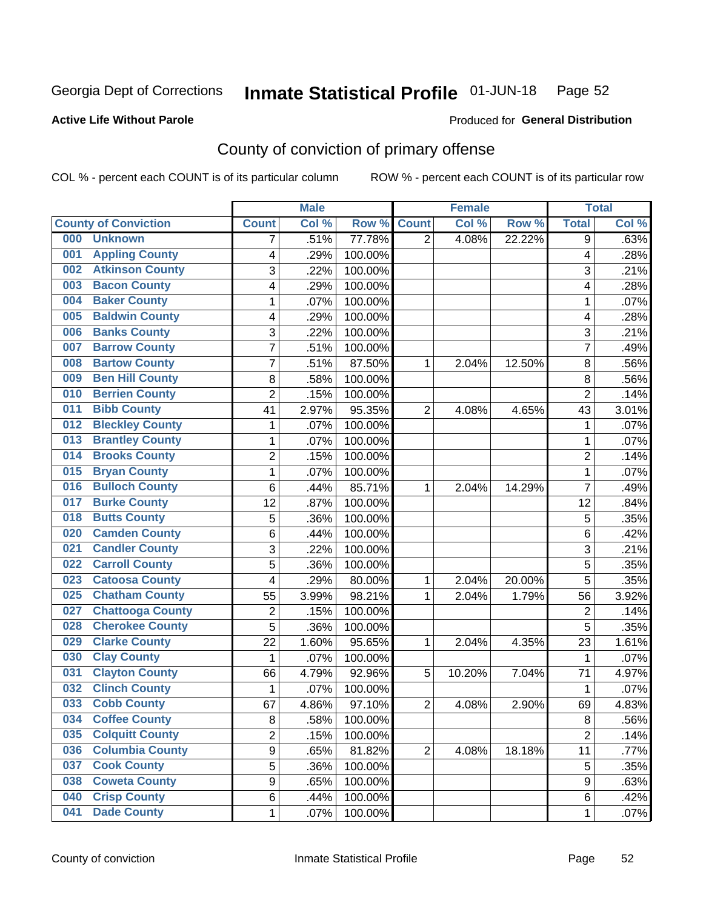Georgia Dept of Corrections **Inmate Statistical Profile** 01-JUN-18 Page 52

**Active Life Without Parole**

Produced for **General Distribution**

## County of conviction of primary offense

COL % - percent each COUNT is of its particular column ROW % - percent each COUNT is of its particular row

| County of Conviction | Male | | | Female | | | Total | |
|---|---|---|---|---|---|---|---|---|
| | Count | Col % | Row % | Count | Col % | Row % | Total | Col % |
| 000 Unknown | 7 | .51% | 77.78% | 2 | 4.08% | 22.22% | 9 | .63% |
| 001 Appling County | 4 | .29% | 100.00% | | | | 4 | .28% |
| 002 Atkinson County | 3 | .22% | 100.00% | | | | 3 | .21% |
| 003 Bacon County | 4 | .29% | 100.00% | | | | 4 | .28% |
| 004 Baker County | 1 | .07% | 100.00% | | | | 1 | .07% |
| 005 Baldwin County | 4 | .29% | 100.00% | | | | 4 | .28% |
| 006 Banks County | 3 | .22% | 100.00% | | | | 3 | .21% |
| 007 Barrow County | 7 | .51% | 100.00% | | | | 7 | .49% |
| 008 Bartow County | 7 | .51% | 87.50% | 1 | 2.04% | 12.50% | 8 | .56% |
| 009 Ben Hill County | 8 | .58% | 100.00% | | | | 8 | .56% |
| 010 Berrien County | 2 | .15% | 100.00% | | | | 2 | .14% |
| 011 Bibb County | 41 | 2.97% | 95.35% | 2 | 4.08% | 4.65% | 43 | 3.01% |
| 012 Bleckley County | 1 | .07% | 100.00% | | | | 1 | .07% |
| 013 Brantley County | 1 | .07% | 100.00% | | | | 1 | .07% |
| 014 Brooks County | 2 | .15% | 100.00% | | | | 2 | .14% |
| 015 Bryan County | 1 | .07% | 100.00% | | | | 1 | .07% |
| 016 Bulloch County | 6 | .44% | 85.71% | 1 | 2.04% | 14.29% | 7 | .49% |
| 017 Burke County | 12 | .87% | 100.00% | | | | 12 | .84% |
| 018 Butts County | 5 | .36% | 100.00% | | | | 5 | .35% |
| 020 Camden County | 6 | .44% | 100.00% | | | | 6 | .42% |
| 021 Candler County | 3 | .22% | 100.00% | | | | 3 | .21% |
| 022 Carroll County | 5 | .36% | 100.00% | | | | 5 | .35% |
| 023 Catoosa County | 4 | .29% | 80.00% | 1 | 2.04% | 20.00% | 5 | .35% |
| 025 Chatham County | 55 | 3.99% | 98.21% | 1 | 2.04% | 1.79% | 56 | 3.92% |
| 027 Chattooga County | 2 | .15% | 100.00% | | | | 2 | .14% |
| 028 Cherokee County | 5 | .36% | 100.00% | | | | 5 | .35% |
| 029 Clarke County | 22 | 1.60% | 95.65% | 1 | 2.04% | 4.35% | 23 | 1.61% |
| 030 Clay County | 1 | .07% | 100.00% | | | | 1 | .07% |
| 031 Clayton County | 66 | 4.79% | 92.96% | 5 | 10.20% | 7.04% | 71 | 4.97% |
| 032 Clinch County | 1 | .07% | 100.00% | | | | 1 | .07% |
| 033 Cobb County | 67 | 4.86% | 97.10% | 2 | 4.08% | 2.90% | 69 | 4.83% |
| 034 Coffee County | 8 | .58% | 100.00% | | | | 8 | .56% |
| 035 Colquitt County | 2 | .15% | 100.00% | | | | 2 | .14% |
| 036 Columbia County | 9 | .65% | 81.82% | 2 | 4.08% | 18.18% | 11 | .77% |
| 037 Cook County | 5 | .36% | 100.00% | | | | 5 | .35% |
| 038 Coweta County | 9 | .65% | 100.00% | | | | 9 | .63% |
| 040 Crisp County | 6 | .44% | 100.00% | | | | 6 | .42% |
| 041 Dade County | 1 | .07% | 100.00% | | | | 1 | .07% |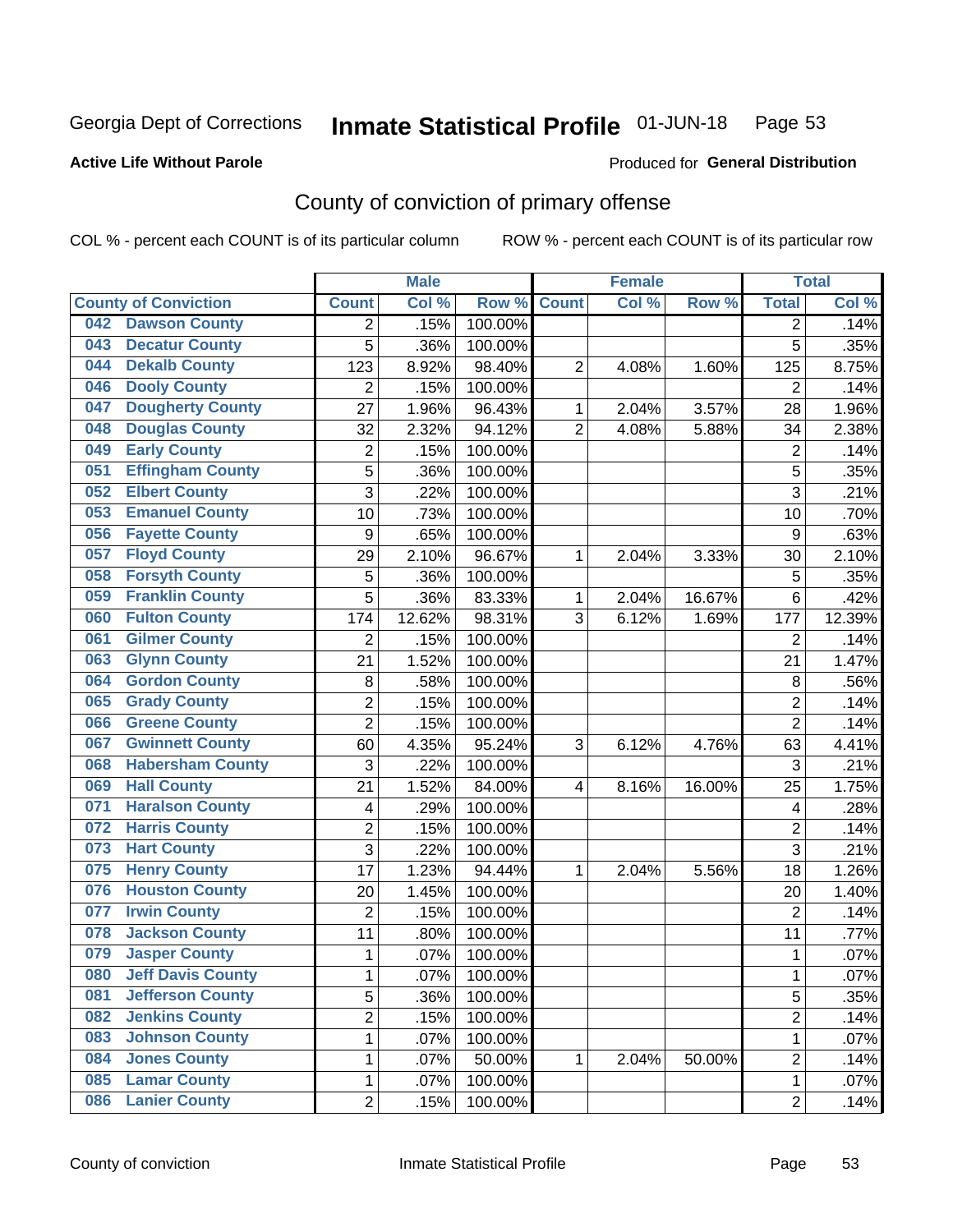Georgia Dept of Corrections **Inmate Statistical Profile** 01-JUN-18

**Active Life Without Parole**

Produced for **General Distribution**

## County of conviction of primary offense

COL % - percent each COUNT is of its particular column

ROW % - percent each COUNT is of its particular row

| County of Conviction | Male | | | Female | | | Total | |
|---|---|---|---|---|---|---|---|---|
| | Count | Col % | Row % | Count | Col % | Row % | Total | Col % |
| 042 Dawson County | 2 | .15% | 100.00% | | | | 2 | .14% |
| 043 Decatur County | 5 | .36% | 100.00% | | | | 5 | .35% |
| 044 Dekalb County | 123 | 8.92% | 98.40% | 2 | 4.08% | 1.60% | 125 | 8.75% |
| 046 Dooly County | 2 | .15% | 100.00% | | | | 2 | .14% |
| 047 Dougherty County | 27 | 1.96% | 96.43% | 1 | 2.04% | 3.57% | 28 | 1.96% |
| 048 Douglas County | 32 | 2.32% | 94.12% | 2 | 4.08% | 5.88% | 34 | 2.38% |
| 049 Early County | 2 | .15% | 100.00% | | | | 2 | .14% |
| 051 Effingham County | 5 | .36% | 100.00% | | | | 5 | .35% |
| 052 Elbert County | 3 | .22% | 100.00% | | | | 3 | .21% |
| 053 Emanuel County | 10 | .73% | 100.00% | | | | 10 | .70% |
| 056 Fayette County | 9 | .65% | 100.00% | | | | 9 | .63% |
| 057 Floyd County | 29 | 2.10% | 96.67% | 1 | 2.04% | 3.33% | 30 | 2.10% |
| 058 Forsyth County | 5 | .36% | 100.00% | | | | 5 | .35% |
| 059 Franklin County | 5 | .36% | 83.33% | 1 | 2.04% | 16.67% | 6 | .42% |
| 060 Fulton County | 174 | 12.62% | 98.31% | 3 | 6.12% | 1.69% | 177 | 12.39% |
| 061 Gilmer County | 2 | .15% | 100.00% | | | | 2 | .14% |
| 063 Glynn County | 21 | 1.52% | 100.00% | | | | 21 | 1.47% |
| 064 Gordon County | 8 | .58% | 100.00% | | | | 8 | .56% |
| 065 Grady County | 2 | .15% | 100.00% | | | | 2 | .14% |
| 066 Greene County | 2 | .15% | 100.00% | | | | 2 | .14% |
| 067 Gwinnett County | 60 | 4.35% | 95.24% | 3 | 6.12% | 4.76% | 63 | 4.41% |
| 068 Habersham County | 3 | .22% | 100.00% | | | | 3 | .21% |
| 069 Hall County | 21 | 1.52% | 84.00% | 4 | 8.16% | 16.00% | 25 | 1.75% |
| 071 Haralson County | 4 | .29% | 100.00% | | | | 4 | .28% |
| 072 Harris County | 2 | .15% | 100.00% | | | | 2 | .14% |
| 073 Hart County | 3 | .22% | 100.00% | | | | 3 | .21% |
| 075 Henry County | 17 | 1.23% | 94.44% | 1 | 2.04% | 5.56% | 18 | 1.26% |
| 076 Houston County | 20 | 1.45% | 100.00% | | | | 20 | 1.40% |
| 077 Irwin County | 2 | .15% | 100.00% | | | | 2 | .14% |
| 078 Jackson County | 11 | .80% | 100.00% | | | | 11 | .77% |
| 079 Jasper County | 1 | .07% | 100.00% | | | | 1 | .07% |
| 080 Jeff Davis County | 1 | .07% | 100.00% | | | | 1 | .07% |
| 081 Jefferson County | 5 | .36% | 100.00% | | | | 5 | .35% |
| 082 Jenkins County | 2 | .15% | 100.00% | | | | 2 | .14% |
| 083 Johnson County | 1 | .07% | 100.00% | | | | 1 | .07% |
| 084 Jones County | 1 | .07% | 50.00% | 1 | 2.04% | 50.00% | 2 | .14% |
| 085 Lamar County | 1 | .07% | 100.00% | | | | 1 | .07% |
| 086 Lanier County | 2 | .15% | 100.00% | | | | 2 | .14% |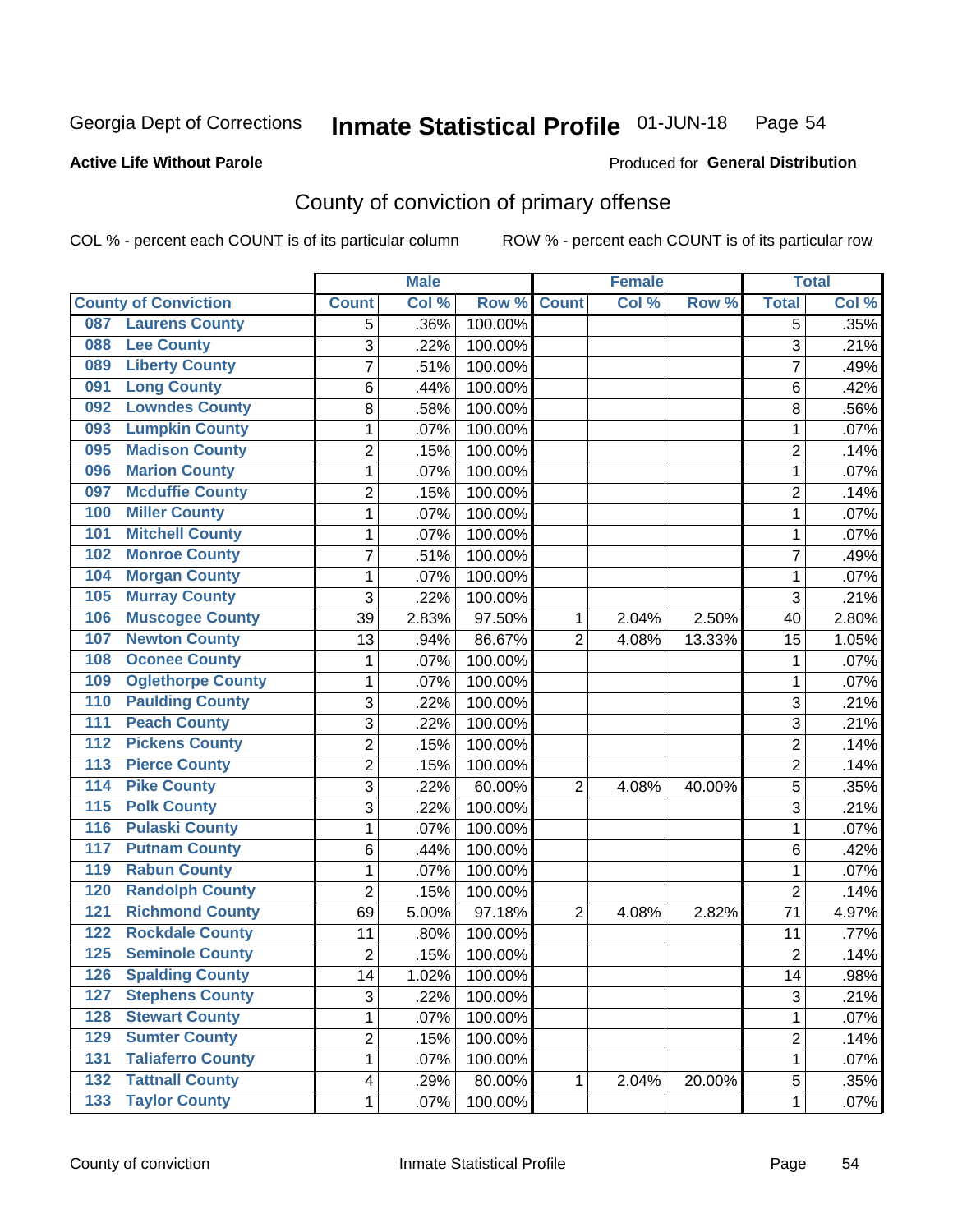Georgia Dept of Corrections **Inhmate Statistical Profile** 01-JUN-18 Page 54

**Active Life Without Parole**

Produced for **General Distribution**

## County of conviction of primary offense

COL % - percent each COUNT is of its particular column     ROW % - percent each COUNT is of its particular row

| County of Conviction | Male | | | Female | | | Total | |
|---|---|---|---|---|---|---|---|---|
| | Count | Col % | Row % | Count | Col % | Row % | Total | Col % |
| 087 Laurens County | 5 | .36% | 100.00% | | | | 5 | .35% |
| 088 Lee County | 3 | .22% | 100.00% | | | | 3 | .21% |
| 089 Liberty County | 7 | .51% | 100.00% | | | | 7 | .49% |
| 091 Long County | 6 | .44% | 100.00% | | | | 6 | .42% |
| 092 Lowndes County | 8 | .58% | 100.00% | | | | 8 | .56% |
| 093 Lumpkin County | 1 | .07% | 100.00% | | | | 1 | .07% |
| 095 Madison County | 2 | .15% | 100.00% | | | | 2 | .14% |
| 096 Marion County | 1 | .07% | 100.00% | | | | 1 | .07% |
| 097 Mcduffie County | 2 | .15% | 100.00% | | | | 2 | .14% |
| 100 Miller County | 1 | .07% | 100.00% | | | | 1 | .07% |
| 101 Mitchell County | 1 | .07% | 100.00% | | | | 1 | .07% |
| 102 Monroe County | 7 | .51% | 100.00% | | | | 7 | .49% |
| 104 Morgan County | 1 | .07% | 100.00% | | | | 1 | .07% |
| 105 Murray County | 3 | .22% | 100.00% | | | | 3 | .21% |
| 106 Muscogee County | 39 | 2.83% | 97.50% | 1 | 2.04% | 2.50% | 40 | 2.80% |
| 107 Newton County | 13 | .94% | 86.67% | 2 | 4.08% | 13.33% | 15 | 1.05% |
| 108 Oconee County | 1 | .07% | 100.00% | | | | 1 | .07% |
| 109 Oglethorpe County | 1 | .07% | 100.00% | | | | 1 | .07% |
| 110 Paulding County | 3 | .22% | 100.00% | | | | 3 | .21% |
| 111 Peach County | 3 | .22% | 100.00% | | | | 3 | .21% |
| 112 Pickens County | 2 | .15% | 100.00% | | | | 2 | .14% |
| 113 Pierce County | 2 | .15% | 100.00% | | | | 2 | .14% |
| 114 Pike County | 3 | .22% | 60.00% | 2 | 4.08% | 40.00% | 5 | .35% |
| 115 Polk County | 3 | .22% | 100.00% | | | | 3 | .21% |
| 116 Pulaski County | 1 | .07% | 100.00% | | | | 1 | .07% |
| 117 Putnam County | 6 | .44% | 100.00% | | | | 6 | .42% |
| 119 Rabun County | 1 | .07% | 100.00% | | | | 1 | .07% |
| 120 Randolph County | 2 | .15% | 100.00% | | | | 2 | .14% |
| 121 Richmond County | 69 | 5.00% | 97.18% | 2 | 4.08% | 2.82% | 71 | 4.97% |
| 122 Rockdale County | 11 | .80% | 100.00% | | | | 11 | .77% |
| 125 Seminole County | 2 | .15% | 100.00% | | | | 2 | .14% |
| 126 Spalding County | 14 | 1.02% | 100.00% | | | | 14 | .98% |
| 127 Stephens County | 3 | .22% | 100.00% | | | | 3 | .21% |
| 128 Stewart County | 1 | .07% | 100.00% | | | | 1 | .07% |
| 129 Sumter County | 2 | .15% | 100.00% | | | | 2 | .14% |
| 131 Taliaferro County | 1 | .07% | 100.00% | | | | 1 | .07% |
| 132 Tattnall County | 4 | .29% | 80.00% | 1 | 2.04% | 20.00% | 5 | .35% |
| 133 Taylor County | 1 | .07% | 100.00% | | | | 1 | .07% |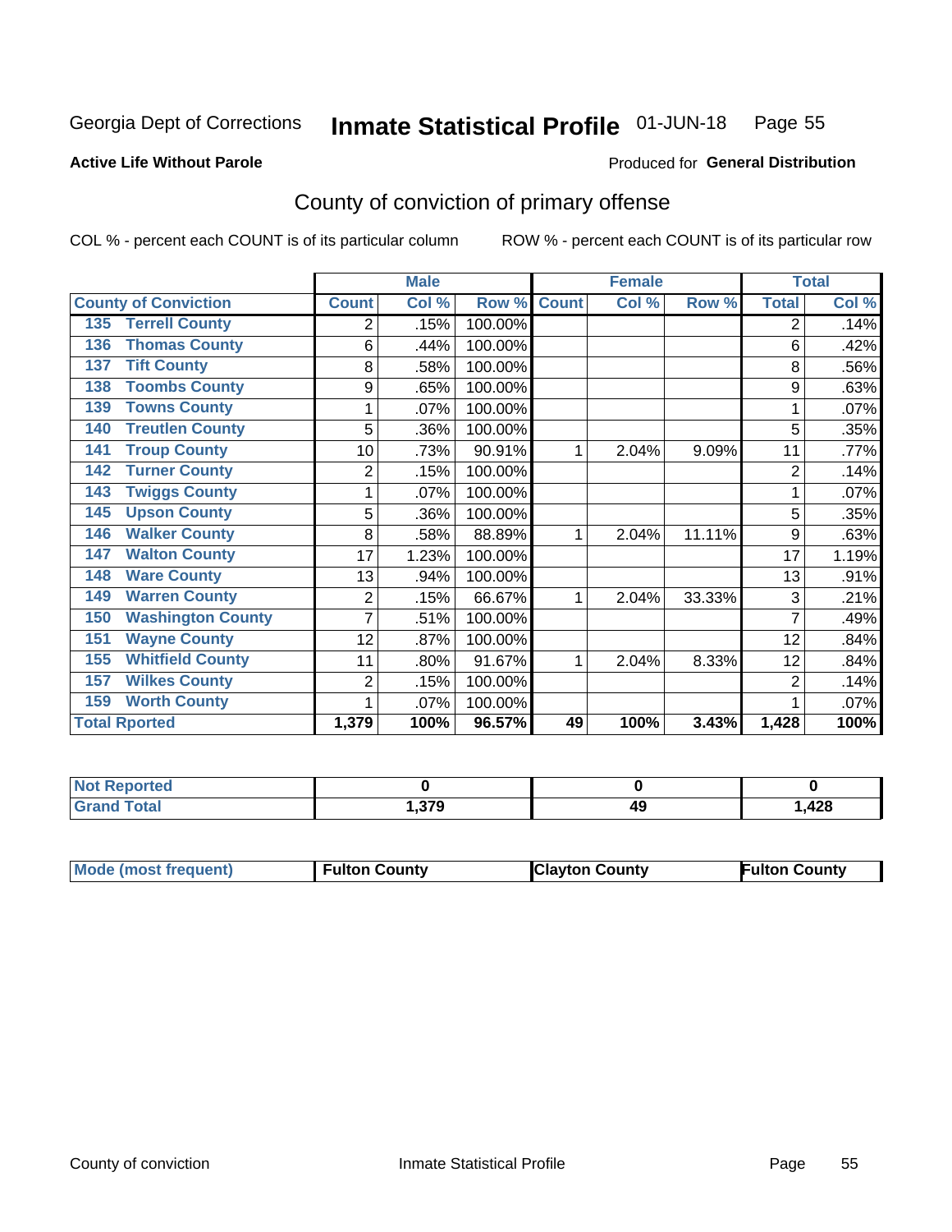Georgia Dept of Corrections **Inmate Statistical Profile** 01-JUN-18 Page 55

**Active Life Without Parole**

Produced for **General Distribution**

## County of conviction of primary offense

COL % - percent each COUNT is of its particular column ROW % - percent each COUNT is of its particular row

| County of Conviction | Male | | | Female | | | Total | |
|---|---|---|---|---|---|---|---|---|
| | Count | Col % | Row % | Count | Col % | Row % | Total | Col % |
| 135 Terrell County | 2 | .15% | 100.00% | | | | 2 | .14% |
| 136 Thomas County | 6 | .44% | 100.00% | | | | 6 | .42% |
| 137 Tift County | 8 | .58% | 100.00% | | | | 8 | .56% |
| 138 Toombs County | 9 | .65% | 100.00% | | | | 9 | .63% |
| 139 Towns County | 1 | .07% | 100.00% | | | | 1 | .07% |
| 140 Treutlen County | 5 | .36% | 100.00% | | | | 5 | .35% |
| 141 Troup County | 10 | .73% | 90.91% | 1 | 2.04% | 9.09% | 11 | .77% |
| 142 Turner County | 2 | .15% | 100.00% | | | | 2 | .14% |
| 143 Twiggs County | 1 | .07% | 100.00% | | | | 1 | .07% |
| 145 Upson County | 5 | .36% | 100.00% | | | | 5 | .35% |
| 146 Walker County | 8 | .58% | 88.89% | 1 | 2.04% | 11.11% | 9 | .63% |
| 147 Walton County | 17 | 1.23% | 100.00% | | | | 17 | 1.19% |
| 148 Ware County | 13 | .94% | 100.00% | | | | 13 | .91% |
| 149 Warren County | 2 | .15% | 66.67% | 1 | 2.04% | 33.33% | 3 | .21% |
| 150 Washington County | 7 | .51% | 100.00% | | | | 7 | .49% |
| 151 Wayne County | 12 | .87% | 100.00% | | | | 12 | .84% |
| 155 Whitfield County | 11 | .80% | 91.67% | 1 | 2.04% | 8.33% | 12 | .84% |
| 157 Wilkes County | 2 | .15% | 100.00% | | | | 2 | .14% |
| 159 Worth County | 1 | .07% | 100.00% | | | | 1 | .07% |
| **Total Rported** | **1,379** | **100%** | **96.57%** | **49** | **100%** | **3.43%** | **1,428** | **100%** |

| | Male | Female | Total |
|---|---|---|---|
| Not Reported | 0 | 0 | 0 |
| Grand Total | 1,379 | 49 | 1,428 |

| | Male | Female | Total |
|---|---|---|---|
| Mode (most frequent) | Fulton County | Clayton County | Fulton County |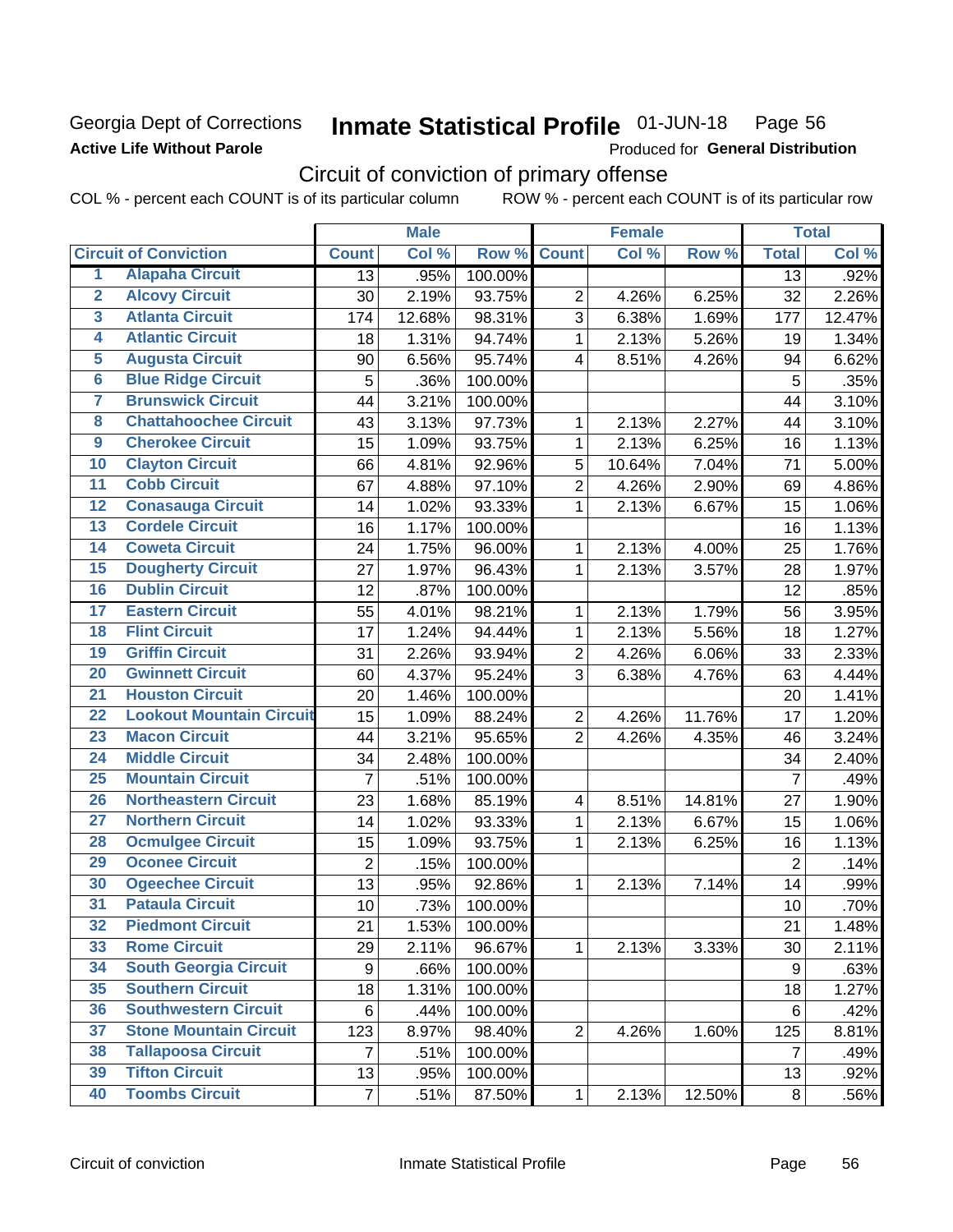Georgia Dept of Corrections
**Active Life Without Parole**

# Inmate Statistical Profile 01-JUN-18 Page 56

Produced for **General Distribution**

## Circuit of conviction of primary offense

COL % - percent each COUNT is of its particular column ROW % - percent each COUNT is of its particular row

| | | Male | | | Female | | | Total | |
|---|---|---|---|---|---|---|---|---|---|
| **Circuit of Conviction** | | **Count** | **Col %** | **Row %** | **Count** | **Col %** | **Row %** | **Total** | **Col %** |
| 1 | Alapaha Circuit | 13 | .95% | 100.00% | | | | 13 | .92% |
| 2 | Alcovy Circuit | 30 | 2.19% | 93.75% | 2 | 4.26% | 6.25% | 32 | 2.26% |
| 3 | Atlanta Circuit | 174 | 12.68% | 98.31% | 3 | 6.38% | 1.69% | 177 | 12.47% |
| 4 | Atlantic Circuit | 18 | 1.31% | 94.74% | 1 | 2.13% | 5.26% | 19 | 1.34% |
| 5 | Augusta Circuit | 90 | 6.56% | 95.74% | 4 | 8.51% | 4.26% | 94 | 6.62% |
| 6 | Blue Ridge Circuit | 5 | .36% | 100.00% | | | | 5 | .35% |
| 7 | Brunswick Circuit | 44 | 3.21% | 100.00% | | | | 44 | 3.10% |
| 8 | Chattahoochee Circuit | 43 | 3.13% | 97.73% | 1 | 2.13% | 2.27% | 44 | 3.10% |
| 9 | Cherokee Circuit | 15 | 1.09% | 93.75% | 1 | 2.13% | 6.25% | 16 | 1.13% |
| 10 | Clayton Circuit | 66 | 4.81% | 92.96% | 5 | 10.64% | 7.04% | 71 | 5.00% |
| 11 | Cobb Circuit | 67 | 4.88% | 97.10% | 2 | 4.26% | 2.90% | 69 | 4.86% |
| 12 | Conasauga Circuit | 14 | 1.02% | 93.33% | 1 | 2.13% | 6.67% | 15 | 1.06% |
| 13 | Cordele Circuit | 16 | 1.17% | 100.00% | | | | 16 | 1.13% |
| 14 | Coweta Circuit | 24 | 1.75% | 96.00% | 1 | 2.13% | 4.00% | 25 | 1.76% |
| 15 | Dougherty Circuit | 27 | 1.97% | 96.43% | 1 | 2.13% | 3.57% | 28 | 1.97% |
| 16 | Dublin Circuit | 12 | .87% | 100.00% | | | | 12 | .85% |
| 17 | Eastern Circuit | 55 | 4.01% | 98.21% | 1 | 2.13% | 1.79% | 56 | 3.95% |
| 18 | Flint Circuit | 17 | 1.24% | 94.44% | 1 | 2.13% | 5.56% | 18 | 1.27% |
| 19 | Griffin Circuit | 31 | 2.26% | 93.94% | 2 | 4.26% | 6.06% | 33 | 2.33% |
| 20 | Gwinnett Circuit | 60 | 4.37% | 95.24% | 3 | 6.38% | 4.76% | 63 | 4.44% |
| 21 | Houston Circuit | 20 | 1.46% | 100.00% | | | | 20 | 1.41% |
| 22 | Lookout Mountain Circuit | 15 | 1.09% | 88.24% | 2 | 4.26% | 11.76% | 17 | 1.20% |
| 23 | Macon Circuit | 44 | 3.21% | 95.65% | 2 | 4.26% | 4.35% | 46 | 3.24% |
| 24 | Middle Circuit | 34 | 2.48% | 100.00% | | | | 34 | 2.40% |
| 25 | Mountain Circuit | 7 | .51% | 100.00% | | | | 7 | .49% |
| 26 | Northeastern Circuit | 23 | 1.68% | 85.19% | 4 | 8.51% | 14.81% | 27 | 1.90% |
| 27 | Northern Circuit | 14 | 1.02% | 93.33% | 1 | 2.13% | 6.67% | 15 | 1.06% |
| 28 | Ocmulgee Circuit | 15 | 1.09% | 93.75% | 1 | 2.13% | 6.25% | 16 | 1.13% |
| 29 | Oconee Circuit | 2 | .15% | 100.00% | | | | 2 | .14% |
| 30 | Ogeechee Circuit | 13 | .95% | 92.86% | 1 | 2.13% | 7.14% | 14 | .99% |
| 31 | Pataula Circuit | 10 | .73% | 100.00% | | | | 10 | .70% |
| 32 | Piedmont Circuit | 21 | 1.53% | 100.00% | | | | 21 | 1.48% |
| 33 | Rome Circuit | 29 | 2.11% | 96.67% | 1 | 2.13% | 3.33% | 30 | 2.11% |
| 34 | South Georgia Circuit | 9 | .66% | 100.00% | | | | 9 | .63% |
| 35 | Southern Circuit | 18 | 1.31% | 100.00% | | | | 18 | 1.27% |
| 36 | Southwestern Circuit | 6 | .44% | 100.00% | | | | 6 | .42% |
| 37 | Stone Mountain Circuit | 123 | 8.97% | 98.40% | 2 | 4.26% | 1.60% | 125 | 8.81% |
| 38 | Tallapoosa Circuit | 7 | .51% | 100.00% | | | | 7 | .49% |
| 39 | Tifton Circuit | 13 | .95% | 100.00% | | | | 13 | .92% |
| 40 | Toombs Circuit | 7 | .51% | 87.50% | 1 | 2.13% | 12.50% | 8 | .56% |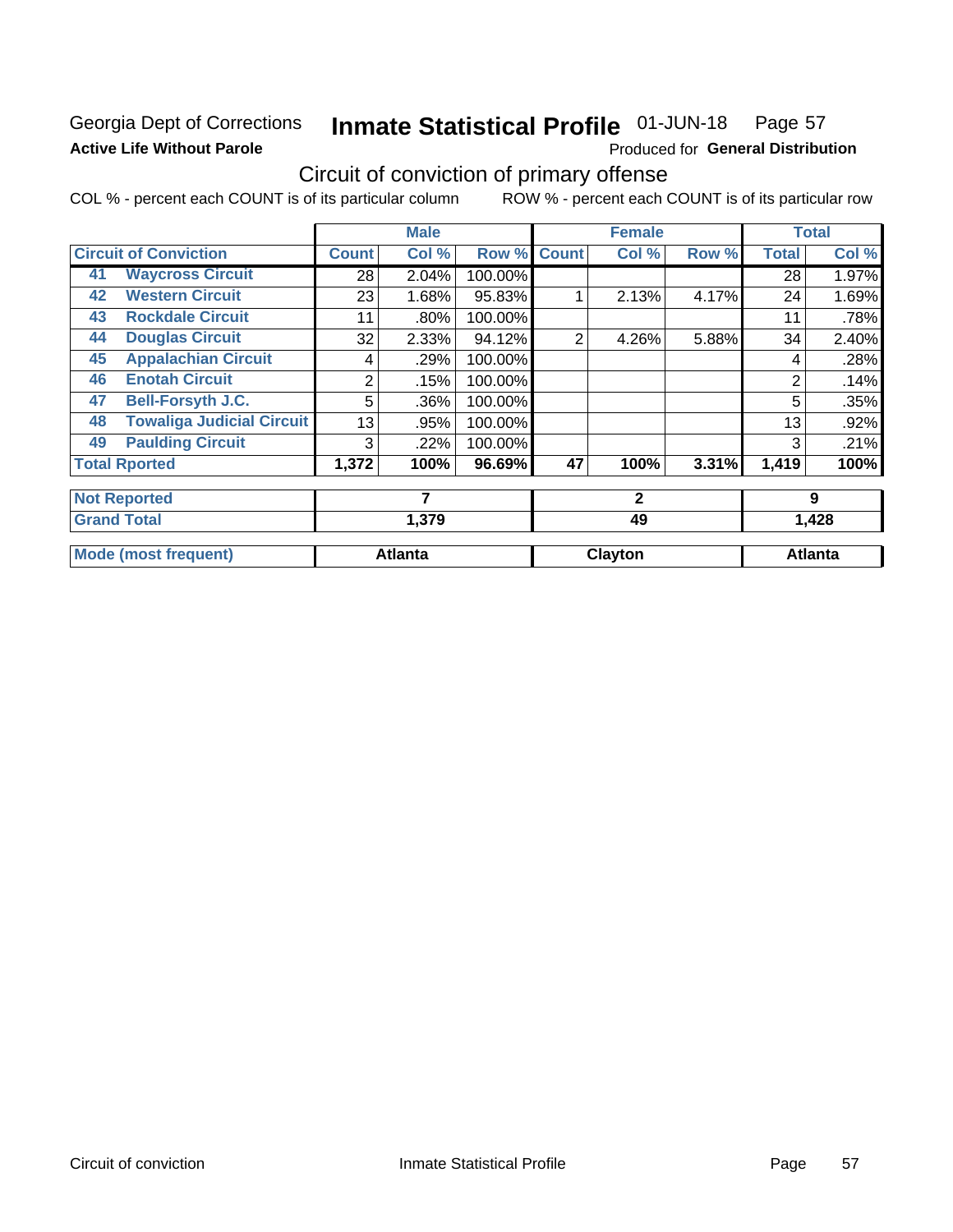Georgia Dept of Corrections
**Active Life Without Parole**

# Inmate Statistical Profile 01-JUN-18 Page 57

Produced for **General Distribution**

## Circuit of conviction of primary offense

COL % - percent each COUNT is of its particular column ROW % - percent each COUNT is of its particular row

| | | Male | | | Female | | | Total | |
|---|---|---|---|---|---|---|---|---|---|
| **Circuit of Conviction** | | **Count** | **Col %** | **Row %** | **Count** | **Col %** | **Row %** | **Total** | **Col %** |
| 41 | **Waycross Circuit** | 28 | 2.04% | 100.00% | | | | 28 | 1.97% |
| 42 | **Western Circuit** | 23 | 1.68% | 95.83% | 1 | 2.13% | 4.17% | 24 | 1.69% |
| 43 | **Rockdale Circuit** | 11 | .80% | 100.00% | | | | 11 | .78% |
| 44 | **Douglas Circuit** | 32 | 2.33% | 94.12% | 2 | 4.26% | 5.88% | 34 | 2.40% |
| 45 | **Appalachian Circuit** | 4 | .29% | 100.00% | | | | 4 | .28% |
| 46 | **Enotah Circuit** | 2 | .15% | 100.00% | | | | 2 | .14% |
| 47 | **Bell-Forsyth J.C.** | 5 | .36% | 100.00% | | | | 5 | .35% |
| 48 | **Towaliga Judicial Circuit** | 13 | .95% | 100.00% | | | | 13 | .92% |
| 49 | **Paulding Circuit** | 3 | .22% | 100.00% | | | | 3 | .21% |
| **Total Rported** | | **1,372** | **100%** | **96.69%** | **47** | **100%** | **3.31%** | **1,419** | **100%** |

| | Male | Female | Total |
|---|---|---|---|
| **Not Reported** | **7** | **2** | **9** |
| **Grand Total** | **1,379** | **49** | **1,428** |

| | Male | Female | Total |
|---|---|---|---|
| **Mode (most frequent)** | **Atlanta** | **Clayton** | **Atlanta** |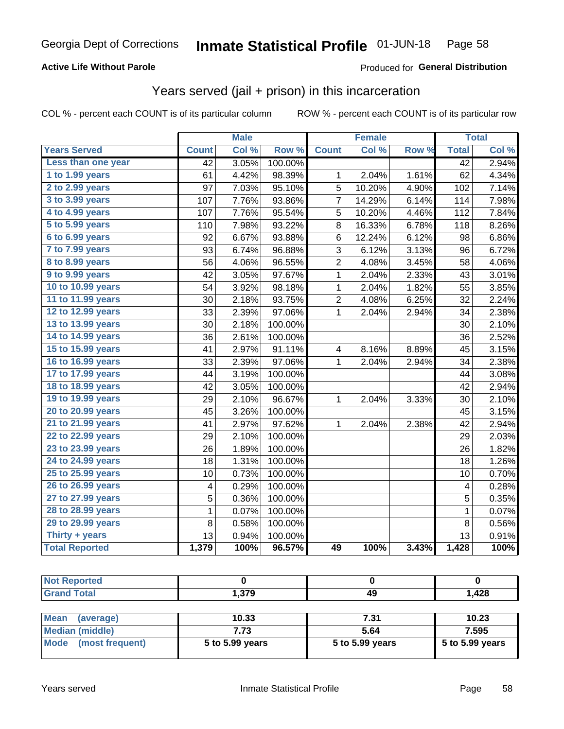# Georgia Dept of Corrections — Inmate Statistical Profile — 01-JUN-18

**Active Life Without Parole**

Produced for **General Distribution**

## Years served (jail + prison) in this incarceration

COL % - percent each COUNT is of its particular column

ROW % - percent each COUNT is of its particular row

| | Male | | | Female | | | Total | |
|---|---|---|---|---|---|---|---|---|
| **Years Served** | **Count** | **Col %** | **Row %** | **Count** | **Col %** | **Row %** | **Total** | **Col %** |
| Less than one year | 42 | 3.05% | 100.00% | | | | 42 | 2.94% |
| 1 to 1.99 years | 61 | 4.42% | 98.39% | 1 | 2.04% | 1.61% | 62 | 4.34% |
| 2 to 2.99 years | 97 | 7.03% | 95.10% | 5 | 10.20% | 4.90% | 102 | 7.14% |
| 3 to 3.99 years | 107 | 7.76% | 93.86% | 7 | 14.29% | 6.14% | 114 | 7.98% |
| 4 to 4.99 years | 107 | 7.76% | 95.54% | 5 | 10.20% | 4.46% | 112 | 7.84% |
| 5 to 5.99 years | 110 | 7.98% | 93.22% | 8 | 16.33% | 6.78% | 118 | 8.26% |
| 6 to 6.99 years | 92 | 6.67% | 93.88% | 6 | 12.24% | 6.12% | 98 | 6.86% |
| 7 to 7.99 years | 93 | 6.74% | 96.88% | 3 | 6.12% | 3.13% | 96 | 6.72% |
| 8 to 8.99 years | 56 | 4.06% | 96.55% | 2 | 4.08% | 3.45% | 58 | 4.06% |
| 9 to 9.99 years | 42 | 3.05% | 97.67% | 1 | 2.04% | 2.33% | 43 | 3.01% |
| 10 to 10.99 years | 54 | 3.92% | 98.18% | 1 | 2.04% | 1.82% | 55 | 3.85% |
| 11 to 11.99 years | 30 | 2.18% | 93.75% | 2 | 4.08% | 6.25% | 32 | 2.24% |
| 12 to 12.99 years | 33 | 2.39% | 97.06% | 1 | 2.04% | 2.94% | 34 | 2.38% |
| 13 to 13.99 years | 30 | 2.18% | 100.00% | | | | 30 | 2.10% |
| 14 to 14.99 years | 36 | 2.61% | 100.00% | | | | 36 | 2.52% |
| 15 to 15.99 years | 41 | 2.97% | 91.11% | 4 | 8.16% | 8.89% | 45 | 3.15% |
| 16 to 16.99 years | 33 | 2.39% | 97.06% | 1 | 2.04% | 2.94% | 34 | 2.38% |
| 17 to 17.99 years | 44 | 3.19% | 100.00% | | | | 44 | 3.08% |
| 18 to 18.99 years | 42 | 3.05% | 100.00% | | | | 42 | 2.94% |
| 19 to 19.99 years | 29 | 2.10% | 96.67% | 1 | 2.04% | 3.33% | 30 | 2.10% |
| 20 to 20.99 years | 45 | 3.26% | 100.00% | | | | 45 | 3.15% |
| 21 to 21.99 years | 41 | 2.97% | 97.62% | 1 | 2.04% | 2.38% | 42 | 2.94% |
| 22 to 22.99 years | 29 | 2.10% | 100.00% | | | | 29 | 2.03% |
| 23 to 23.99 years | 26 | 1.89% | 100.00% | | | | 26 | 1.82% |
| 24 to 24.99 years | 18 | 1.31% | 100.00% | | | | 18 | 1.26% |
| 25 to 25.99 years | 10 | 0.73% | 100.00% | | | | 10 | 0.70% |
| 26 to 26.99 years | 4 | 0.29% | 100.00% | | | | 4 | 0.28% |
| 27 to 27.99 years | 5 | 0.36% | 100.00% | | | | 5 | 0.35% |
| 28 to 28.99 years | 1 | 0.07% | 100.00% | | | | 1 | 0.07% |
| 29 to 29.99 years | 8 | 0.58% | 100.00% | | | | 8 | 0.56% |
| Thirty + years | 13 | 0.94% | 100.00% | | | | 13 | 0.91% |
| **Total Reported** | **1,379** | **100%** | **96.57%** | **49** | **100%** | **3.43%** | **1,428** | **100%** |

| | Male | Female | Total |
|---|---|---|---|
| Not Reported | 0 | 0 | 0 |
| Grand Total | 1,379 | 49 | 1,428 |

| | Male | Female | Total |
|---|---|---|---|
| Mean (average) | 10.33 | 7.31 | 10.23 |
| Median (middle) | 7.73 | 5.64 | 7.595 |
| Mode (most frequent) | 5 to 5.99 years | 5 to 5.99 years | 5 to 5.99 years |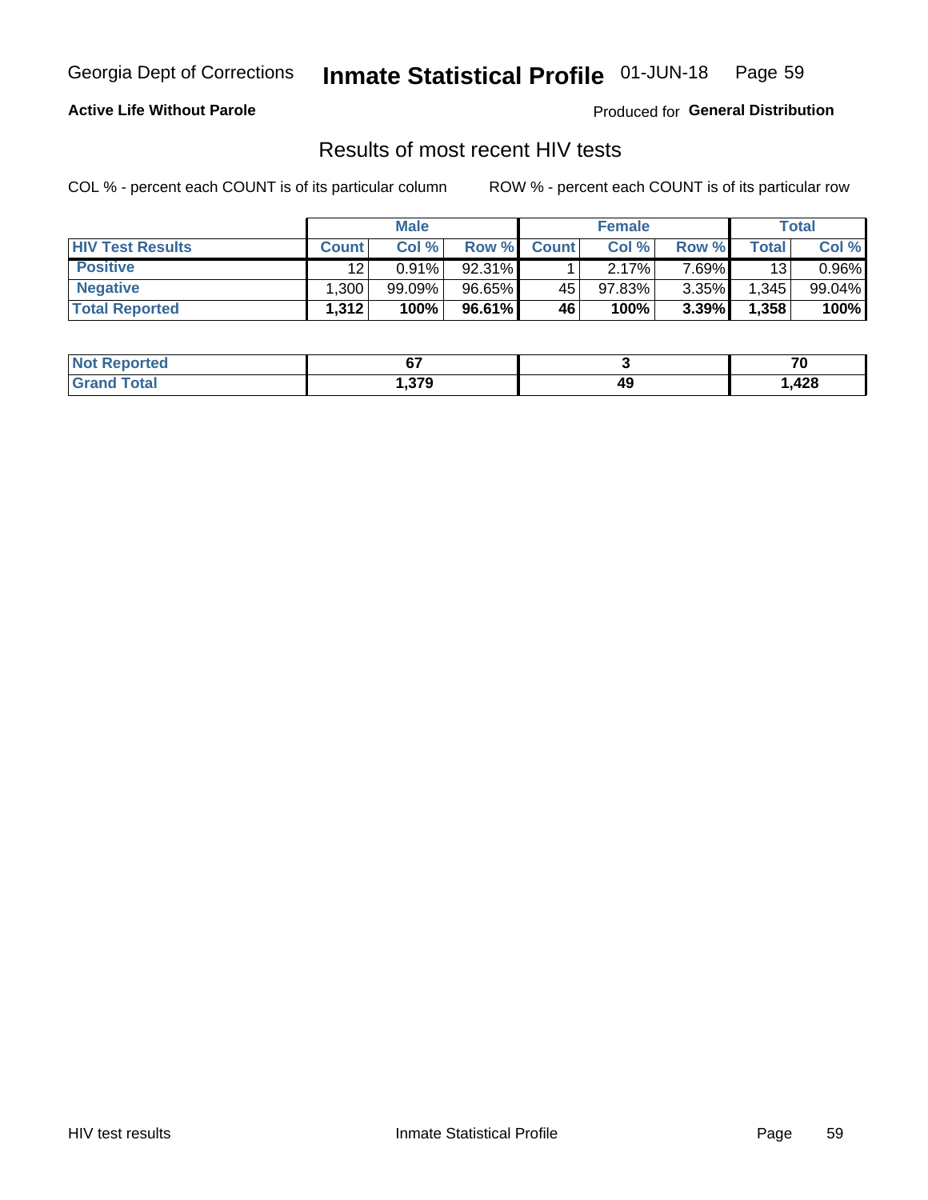Georgia Dept of Corrections **Inmate Statistical Profile** 01-JUN-18

**Active Life Without Parole**

Produced for **General Distribution**

## Results of most recent HIV tests

COL % - percent each COUNT is of its particular column ROW % - percent each COUNT is of its particular row

| | Male | | | Female | | | Total | |
|---|---|---|---|---|---|---|---|---|
| **HIV Test Results** | **Count** | **Col %** | **Row %** | **Count** | **Col %** | **Row %** | **Total** | **Col %** |
| **Positive** | 12 | 0.91% | 92.31% | 1 | 2.17% | 7.69% | 13 | 0.96% |
| **Negative** | 1,300 | 99.09% | 96.65% | 45 | 97.83% | 3.35% | 1,345 | 99.04% |
| **Total Reported** | **1,312** | **100%** | **96.61%** | **46** | **100%** | **3.39%** | **1,358** | **100%** |

| | Male | Female | Total |
|---|---|---|---|
| **Not Reported** | **67** | **3** | **70** |
| **Grand Total** | **1,379** | **49** | **1,428** |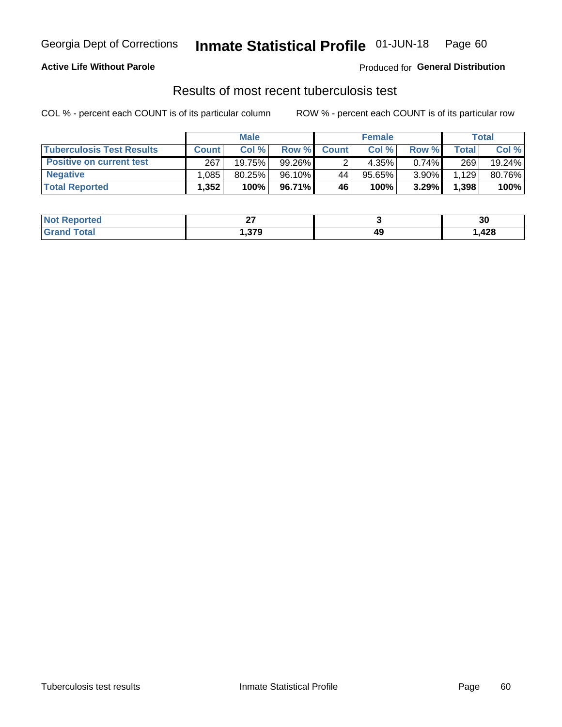**Active Life Without Parole** — Produced for **General Distribution**

## Results of most recent tuberculosis test

COL % - percent each COUNT is of its particular column

ROW % - percent each COUNT is of its particular row

| | Male | | | Female | | | Total | |
|---|---|---|---|---|---|---|---|---|
| **Tuberculosis Test Results** | **Count** | **Col %** | **Row %** | **Count** | **Col %** | **Row %** | **Total** | **Col %** |
| **Positive on current test** | 267 | 19.75% | 99.26% | 2 | 4.35% | 0.74% | 269 | 19.24% |
| **Negative** | 1,085 | 80.25% | 96.10% | 44 | 95.65% | 3.90% | 1,129 | 80.76% |
| **Total Reported** | **1,352** | **100%** | **96.71%** | **46** | **100%** | **3.29%** | **1,398** | **100%** |

| | Male | Female | Total |
|---|---|---|---|
| **Not Reported** | **27** | **3** | **30** |
| **Grand Total** | **1,379** | **49** | **1,428** |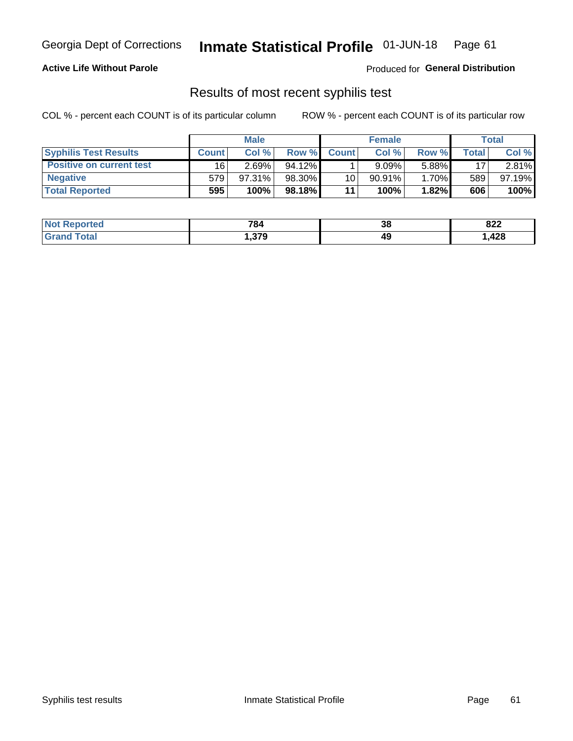**Active Life Without Parole**

Produced for **General Distribution**

## Results of most recent syphilis test

COL % - percent each COUNT is of its particular column

ROW % - percent each COUNT is of its particular row

| | Male | | | Female | | | Total | |
|---|---|---|---|---|---|---|---|---|
| **Syphilis Test Results** | **Count** | **Col %** | **Row %** | **Count** | **Col %** | **Row %** | **Total** | **Col %** |
| **Positive on current test** | 16 | 2.69% | 94.12% | 1 | 9.09% | 5.88% | 17 | 2.81% |
| **Negative** | 579 | 97.31% | 98.30% | 10 | 90.91% | 1.70% | 589 | 97.19% |
| **Total Reported** | **595** | **100%** | **98.18%** | **11** | **100%** | **1.82%** | **606** | **100%** |

| | Male | Female | Total |
|---|---|---|---|
| **Not Reported** | **784** | **38** | **822** |
| **Grand Total** | **1,379** | **49** | **1,428** |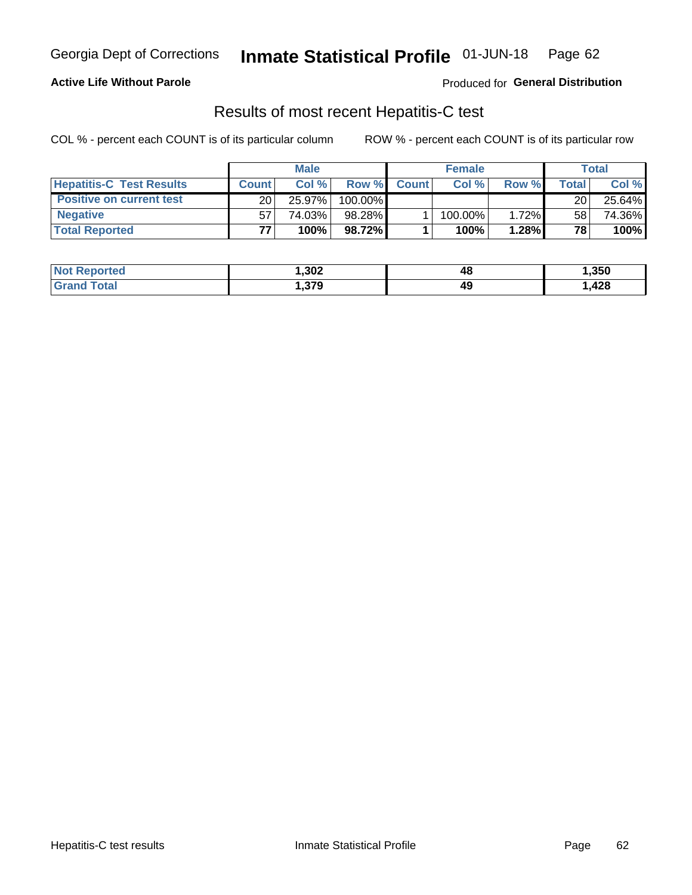Georgia Dept of Corrections **Inmate Statistical Profile** 01-JUN-18

**Active Life Without Parole**

Produced for **General Distribution**

## Results of most recent Hepatitis-C test

COL % - percent each COUNT is of its particular column

ROW % - percent each COUNT is of its particular row

| | Male | | | Female | | | Total | |
|---|---|---|---|---|---|---|---|---|
| **Hepatitis-C Test Results** | **Count** | **Col %** | **Row %** | **Count** | **Col %** | **Row %** | **Total** | **Col %** |
| **Positive on current test** | 20 | 25.97% | 100.00% | | | | 20 | 25.64% |
| **Negative** | 57 | 74.03% | 98.28% | 1 | 100.00% | 1.72% | 58 | 74.36% |
| **Total Reported** | **77** | **100%** | **98.72%** | **1** | **100%** | **1.28%** | **78** | **100%** |

| | Male | Female | Total |
|---|---|---|---|
| **Not Reported** | **1,302** | **48** | **1,350** |
| **Grand Total** | **1,379** | **49** | **1,428** |

Hepatitis-C test results